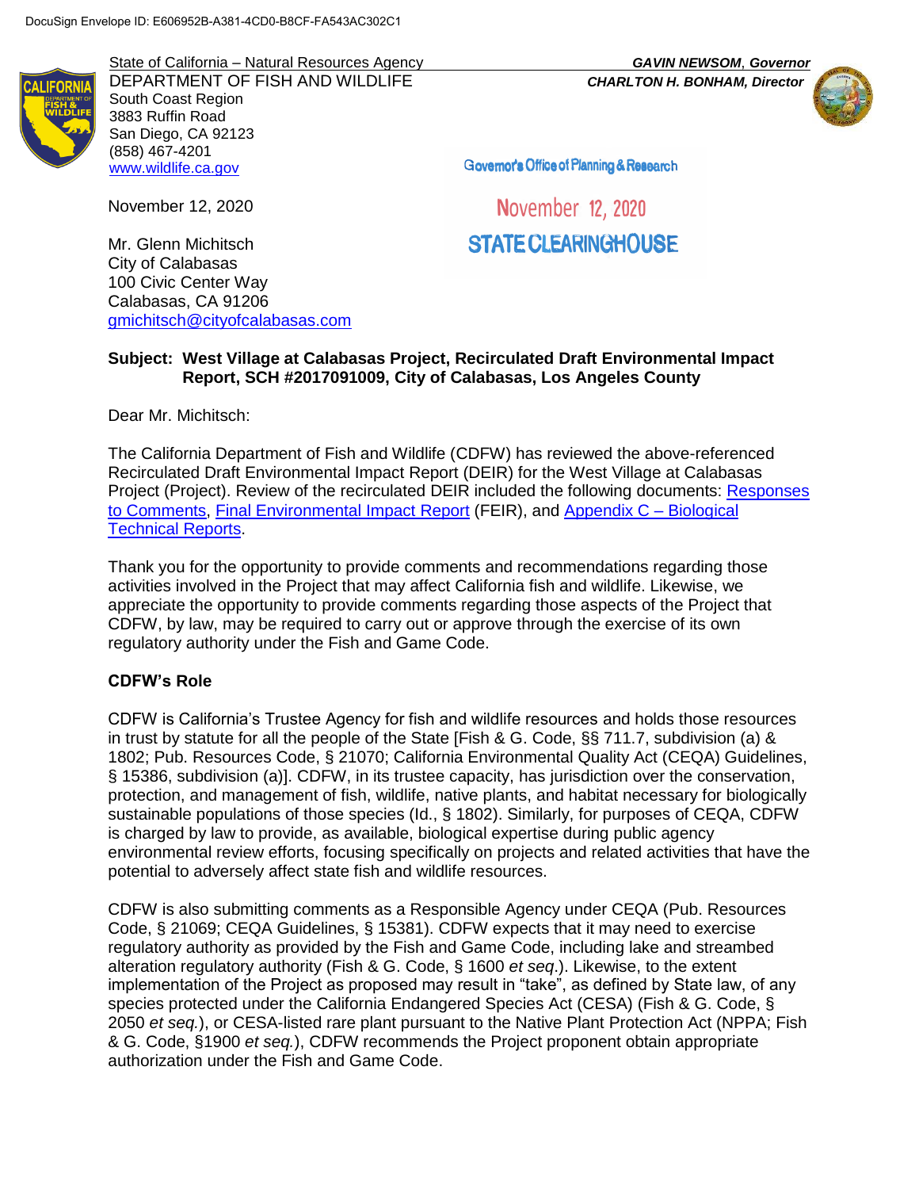DocuSign Envelope ID: E606952B-A381-4CD0-B8CF-FA543AC302C1

State of California – Natural Resources Agency
DEPARTMENT OF FISH AND WILDLIFE
South Coast Region
3883 Ruffin Road
San Diego, CA 92123
(858) 467-4201
www.wildlife.ca.gov

*GAVIN NEWSOM, Governor*
*CHARLTON H. BONHAM, Director*

Governor's Office of Planning & Research

November 12, 2020

STATE CLEARINGHOUSE

November 12, 2020

Mr. Glenn Michitsch
City of Calabasas
100 Civic Center Way
Calabasas, CA 91206
gmichitsch@cityofcalabasas.com

**Subject: West Village at Calabasas Project, Recirculated Draft Environmental Impact Report, SCH #2017091009, City of Calabasas, Los Angeles County**

Dear Mr. Michitsch:

The California Department of Fish and Wildlife (CDFW) has reviewed the above-referenced Recirculated Draft Environmental Impact Report (DEIR) for the West Village at Calabasas Project (Project). Review of the recirculated DEIR included the following documents: Responses to Comments, Final Environmental Impact Report (FEIR), and Appendix C – Biological Technical Reports.

Thank you for the opportunity to provide comments and recommendations regarding those activities involved in the Project that may affect California fish and wildlife. Likewise, we appreciate the opportunity to provide comments regarding those aspects of the Project that CDFW, by law, may be required to carry out or approve through the exercise of its own regulatory authority under the Fish and Game Code.

**CDFW's Role**

CDFW is California's Trustee Agency for fish and wildlife resources and holds those resources in trust by statute for all the people of the State [Fish & G. Code, §§ 711.7, subdivision (a) & 1802; Pub. Resources Code, § 21070; California Environmental Quality Act (CEQA) Guidelines, § 15386, subdivision (a)]. CDFW, in its trustee capacity, has jurisdiction over the conservation, protection, and management of fish, wildlife, native plants, and habitat necessary for biologically sustainable populations of those species (Id., § 1802). Similarly, for purposes of CEQA, CDFW is charged by law to provide, as available, biological expertise during public agency environmental review efforts, focusing specifically on projects and related activities that have the potential to adversely affect state fish and wildlife resources.

CDFW is also submitting comments as a Responsible Agency under CEQA (Pub. Resources Code, § 21069; CEQA Guidelines, § 15381). CDFW expects that it may need to exercise regulatory authority as provided by the Fish and Game Code, including lake and streambed alteration regulatory authority (Fish & G. Code, § 1600 *et seq*.). Likewise, to the extent implementation of the Project as proposed may result in "take", as defined by State law, of any species protected under the California Endangered Species Act (CESA) (Fish & G. Code, § 2050 *et seq.*), or CESA-listed rare plant pursuant to the Native Plant Protection Act (NPPA; Fish & G. Code, §1900 *et seq.*), CDFW recommends the Project proponent obtain appropriate authorization under the Fish and Game Code.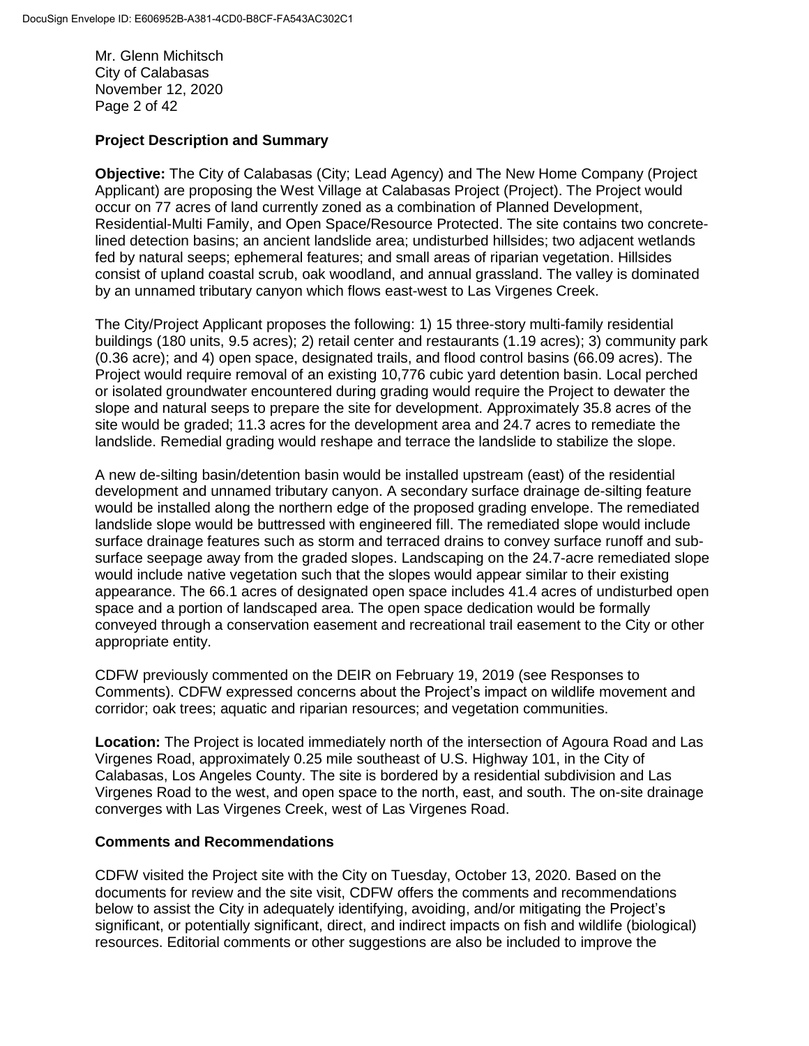Mr. Glenn Michitsch
City of Calabasas
November 12, 2020

## Project Description and Summary

**Objective:** The City of Calabasas (City; Lead Agency) and The New Home Company (Project Applicant) are proposing the West Village at Calabasas Project (Project). The Project would occur on 77 acres of land currently zoned as a combination of Planned Development, Residential-Multi Family, and Open Space/Resource Protected. The site contains two concrete-lined detection basins; an ancient landslide area; undisturbed hillsides; two adjacent wetlands fed by natural seeps; ephemeral features; and small areas of riparian vegetation. Hillsides consist of upland coastal scrub, oak woodland, and annual grassland. The valley is dominated by an unnamed tributary canyon which flows east-west to Las Virgenes Creek.

The City/Project Applicant proposes the following: 1) 15 three-story multi-family residential buildings (180 units, 9.5 acres); 2) retail center and restaurants (1.19 acres); 3) community park (0.36 acre); and 4) open space, designated trails, and flood control basins (66.09 acres). The Project would require removal of an existing 10,776 cubic yard detention basin. Local perched or isolated groundwater encountered during grading would require the Project to dewater the slope and natural seeps to prepare the site for development. Approximately 35.8 acres of the site would be graded; 11.3 acres for the development area and 24.7 acres to remediate the landslide. Remedial grading would reshape and terrace the landslide to stabilize the slope.

A new de-silting basin/detention basin would be installed upstream (east) of the residential development and unnamed tributary canyon. A secondary surface drainage de-silting feature would be installed along the northern edge of the proposed grading envelope. The remediated landslide slope would be buttressed with engineered fill. The remediated slope would include surface drainage features such as storm and terraced drains to convey surface runoff and sub-surface seepage away from the graded slopes. Landscaping on the 24.7-acre remediated slope would include native vegetation such that the slopes would appear similar to their existing appearance. The 66.1 acres of designated open space includes 41.4 acres of undisturbed open space and a portion of landscaped area. The open space dedication would be formally conveyed through a conservation easement and recreational trail easement to the City or other appropriate entity.

CDFW previously commented on the DEIR on February 19, 2019 (see Responses to Comments). CDFW expressed concerns about the Project's impact on wildlife movement and corridor; oak trees; aquatic and riparian resources; and vegetation communities.

**Location:** The Project is located immediately north of the intersection of Agoura Road and Las Virgenes Road, approximately 0.25 mile southeast of U.S. Highway 101, in the City of Calabasas, Los Angeles County. The site is bordered by a residential subdivision and Las Virgenes Road to the west, and open space to the north, east, and south. The on-site drainage converges with Las Virgenes Creek, west of Las Virgenes Road.

## Comments and Recommendations

CDFW visited the Project site with the City on Tuesday, October 13, 2020. Based on the documents for review and the site visit, CDFW offers the comments and recommendations below to assist the City in adequately identifying, avoiding, and/or mitigating the Project's significant, or potentially significant, direct, and indirect impacts on fish and wildlife (biological) resources. Editorial comments or other suggestions are also be included to improve the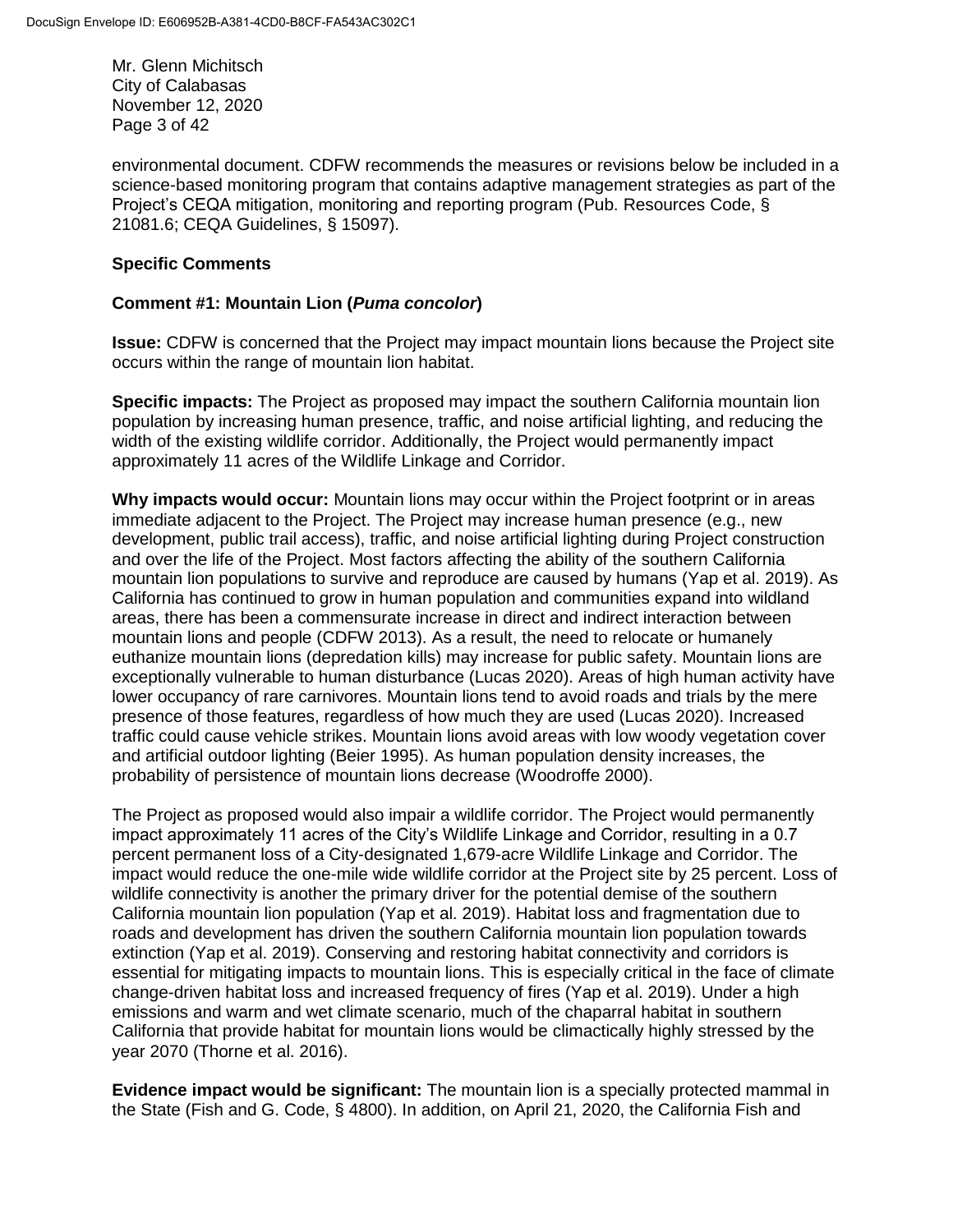environmental document. CDFW recommends the measures or revisions below be included in a science-based monitoring program that contains adaptive management strategies as part of the Project's CEQA mitigation, monitoring and reporting program (Pub. Resources Code, § 21081.6; CEQA Guidelines, § 15097).

## Specific Comments

### Comment #1: Mountain Lion (*Puma concolor*)

**Issue:** CDFW is concerned that the Project may impact mountain lions because the Project site occurs within the range of mountain lion habitat.

**Specific impacts:** The Project as proposed may impact the southern California mountain lion population by increasing human presence, traffic, and noise artificial lighting, and reducing the width of the existing wildlife corridor. Additionally, the Project would permanently impact approximately 11 acres of the Wildlife Linkage and Corridor.

**Why impacts would occur:** Mountain lions may occur within the Project footprint or in areas immediate adjacent to the Project. The Project may increase human presence (e.g., new development, public trail access), traffic, and noise artificial lighting during Project construction and over the life of the Project. Most factors affecting the ability of the southern California mountain lion populations to survive and reproduce are caused by humans (Yap et al. 2019). As California has continued to grow in human population and communities expand into wildland areas, there has been a commensurate increase in direct and indirect interaction between mountain lions and people (CDFW 2013). As a result, the need to relocate or humanely euthanize mountain lions (depredation kills) may increase for public safety. Mountain lions are exceptionally vulnerable to human disturbance (Lucas 2020). Areas of high human activity have lower occupancy of rare carnivores. Mountain lions tend to avoid roads and trials by the mere presence of those features, regardless of how much they are used (Lucas 2020). Increased traffic could cause vehicle strikes. Mountain lions avoid areas with low woody vegetation cover and artificial outdoor lighting (Beier 1995). As human population density increases, the probability of persistence of mountain lions decrease (Woodroffe 2000).

The Project as proposed would also impair a wildlife corridor. The Project would permanently impact approximately 11 acres of the City's Wildlife Linkage and Corridor, resulting in a 0.7 percent permanent loss of a City-designated 1,679-acre Wildlife Linkage and Corridor. The impact would reduce the one-mile wide wildlife corridor at the Project site by 25 percent. Loss of wildlife connectivity is another the primary driver for the potential demise of the southern California mountain lion population (Yap et al. 2019). Habitat loss and fragmentation due to roads and development has driven the southern California mountain lion population towards extinction (Yap et al. 2019). Conserving and restoring habitat connectivity and corridors is essential for mitigating impacts to mountain lions. This is especially critical in the face of climate change-driven habitat loss and increased frequency of fires (Yap et al. 2019). Under a high emissions and warm and wet climate scenario, much of the chaparral habitat in southern California that provide habitat for mountain lions would be climactically highly stressed by the year 2070 (Thorne et al. 2016).

**Evidence impact would be significant:** The mountain lion is a specially protected mammal in the State (Fish and G. Code, § 4800). In addition, on April 21, 2020, the California Fish and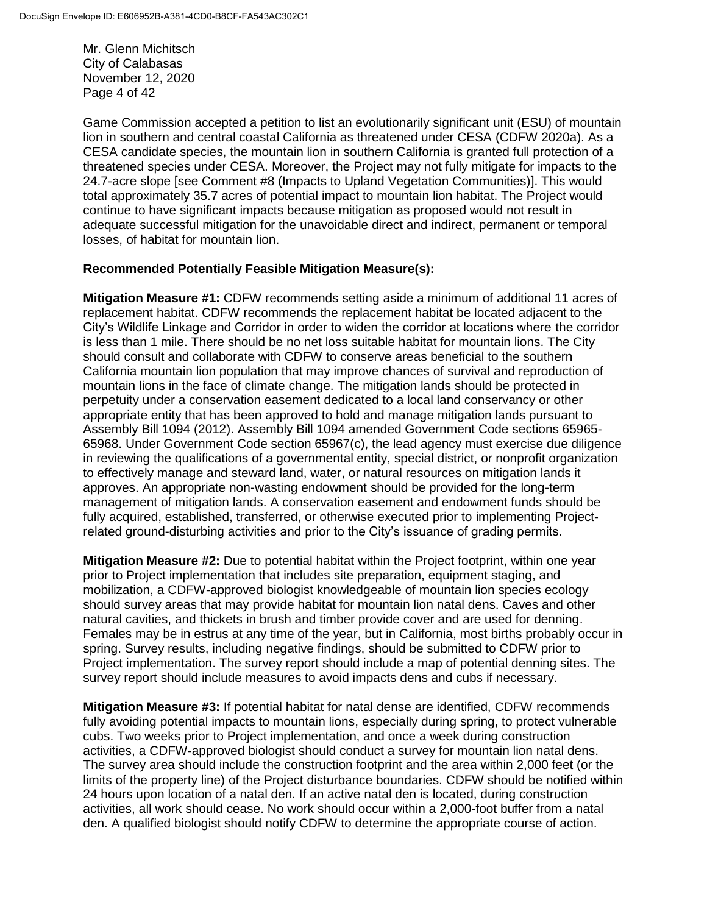Game Commission accepted a petition to list an evolutionarily significant unit (ESU) of mountain lion in southern and central coastal California as threatened under CESA (CDFW 2020a). As a CESA candidate species, the mountain lion in southern California is granted full protection of a threatened species under CESA. Moreover, the Project may not fully mitigate for impacts to the 24.7-acre slope [see Comment #8 (Impacts to Upland Vegetation Communities)]. This would total approximately 35.7 acres of potential impact to mountain lion habitat. The Project would continue to have significant impacts because mitigation as proposed would not result in adequate successful mitigation for the unavoidable direct and indirect, permanent or temporal losses, of habitat for mountain lion.

**Recommended Potentially Feasible Mitigation Measure(s):**

**Mitigation Measure #1:** CDFW recommends setting aside a minimum of additional 11 acres of replacement habitat. CDFW recommends the replacement habitat be located adjacent to the City's Wildlife Linkage and Corridor in order to widen the corridor at locations where the corridor is less than 1 mile. There should be no net loss suitable habitat for mountain lions. The City should consult and collaborate with CDFW to conserve areas beneficial to the southern California mountain lion population that may improve chances of survival and reproduction of mountain lions in the face of climate change. The mitigation lands should be protected in perpetuity under a conservation easement dedicated to a local land conservancy or other appropriate entity that has been approved to hold and manage mitigation lands pursuant to Assembly Bill 1094 (2012). Assembly Bill 1094 amended Government Code sections 65965-65968. Under Government Code section 65967(c), the lead agency must exercise due diligence in reviewing the qualifications of a governmental entity, special district, or nonprofit organization to effectively manage and steward land, water, or natural resources on mitigation lands it approves. An appropriate non-wasting endowment should be provided for the long-term management of mitigation lands. A conservation easement and endowment funds should be fully acquired, established, transferred, or otherwise executed prior to implementing Project-related ground-disturbing activities and prior to the City's issuance of grading permits.

**Mitigation Measure #2:** Due to potential habitat within the Project footprint, within one year prior to Project implementation that includes site preparation, equipment staging, and mobilization, a CDFW-approved biologist knowledgeable of mountain lion species ecology should survey areas that may provide habitat for mountain lion natal dens. Caves and other natural cavities, and thickets in brush and timber provide cover and are used for denning. Females may be in estrus at any time of the year, but in California, most births probably occur in spring. Survey results, including negative findings, should be submitted to CDFW prior to Project implementation. The survey report should include a map of potential denning sites. The survey report should include measures to avoid impacts dens and cubs if necessary.

**Mitigation Measure #3:** If potential habitat for natal dense are identified, CDFW recommends fully avoiding potential impacts to mountain lions, especially during spring, to protect vulnerable cubs. Two weeks prior to Project implementation, and once a week during construction activities, a CDFW-approved biologist should conduct a survey for mountain lion natal dens. The survey area should include the construction footprint and the area within 2,000 feet (or the limits of the property line) of the Project disturbance boundaries. CDFW should be notified within 24 hours upon location of a natal den. If an active natal den is located, during construction activities, all work should cease. No work should occur within a 2,000-foot buffer from a natal den. A qualified biologist should notify CDFW to determine the appropriate course of action.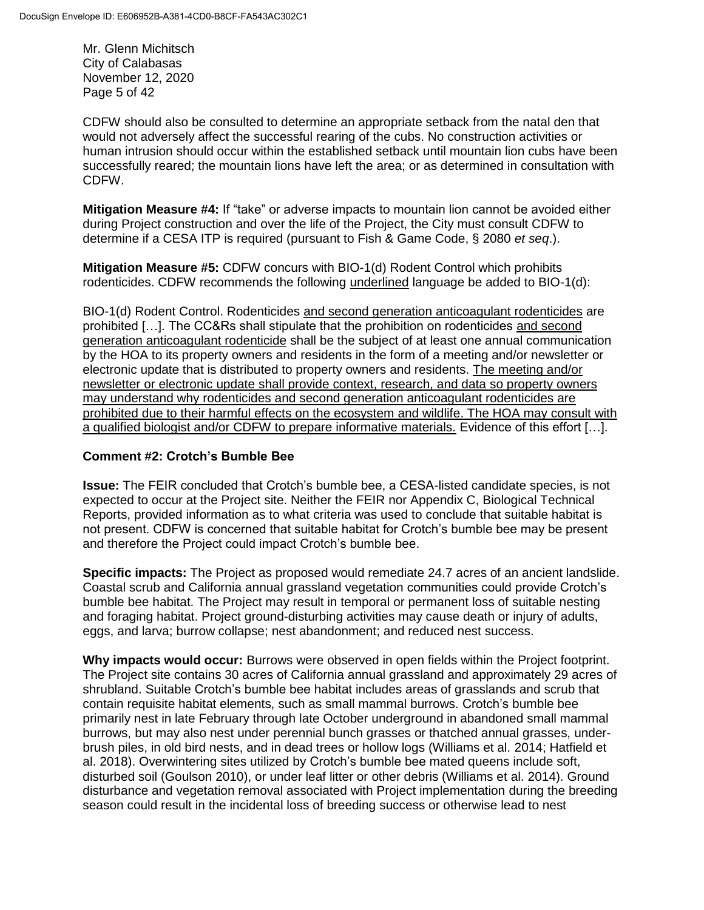CDFW should also be consulted to determine an appropriate setback from the natal den that would not adversely affect the successful rearing of the cubs. No construction activities or human intrusion should occur within the established setback until mountain lion cubs have been successfully reared; the mountain lions have left the area; or as determined in consultation with CDFW.

**Mitigation Measure #4:** If "take" or adverse impacts to mountain lion cannot be avoided either during Project construction and over the life of the Project, the City must consult CDFW to determine if a CESA ITP is required (pursuant to Fish & Game Code, § 2080 *et seq*.).

**Mitigation Measure #5:** CDFW concurs with BIO-1(d) Rodent Control which prohibits rodenticides. CDFW recommends the following <u>underlined</u> language be added to BIO-1(d):

BIO-1(d) Rodent Control. Rodenticides <u>and second generation anticoagulant rodenticides</u> are prohibited […]. The CC&Rs shall stipulate that the prohibition on rodenticides <u>and second generation anticoagulant rodenticide</u> shall be the subject of at least one annual communication by the HOA to its property owners and residents in the form of a meeting and/or newsletter or electronic update that is distributed to property owners and residents. <u>The meeting and/or newsletter or electronic update shall provide context, research, and data so property owners may understand why rodenticides and second generation anticoagulant rodenticides are prohibited due to their harmful effects on the ecosystem and wildlife. The HOA may consult with a qualified biologist and/or CDFW to prepare informative materials.</u> Evidence of this effort […].

**Comment #2: Crotch's Bumble Bee**

**Issue:** The FEIR concluded that Crotch's bumble bee, a CESA-listed candidate species, is not expected to occur at the Project site. Neither the FEIR nor Appendix C, Biological Technical Reports, provided information as to what criteria was used to conclude that suitable habitat is not present. CDFW is concerned that suitable habitat for Crotch's bumble bee may be present and therefore the Project could impact Crotch's bumble bee.

**Specific impacts:** The Project as proposed would remediate 24.7 acres of an ancient landslide. Coastal scrub and California annual grassland vegetation communities could provide Crotch's bumble bee habitat. The Project may result in temporal or permanent loss of suitable nesting and foraging habitat. Project ground-disturbing activities may cause death or injury of adults, eggs, and larva; burrow collapse; nest abandonment; and reduced nest success.

**Why impacts would occur:** Burrows were observed in open fields within the Project footprint. The Project site contains 30 acres of California annual grassland and approximately 29 acres of shrubland. Suitable Crotch's bumble bee habitat includes areas of grasslands and scrub that contain requisite habitat elements, such as small mammal burrows. Crotch's bumble bee primarily nest in late February through late October underground in abandoned small mammal burrows, but may also nest under perennial bunch grasses or thatched annual grasses, under-brush piles, in old bird nests, and in dead trees or hollow logs (Williams et al. 2014; Hatfield et al. 2018). Overwintering sites utilized by Crotch's bumble bee mated queens include soft, disturbed soil (Goulson 2010), or under leaf litter or other debris (Williams et al. 2014). Ground disturbance and vegetation removal associated with Project implementation during the breeding season could result in the incidental loss of breeding success or otherwise lead to nest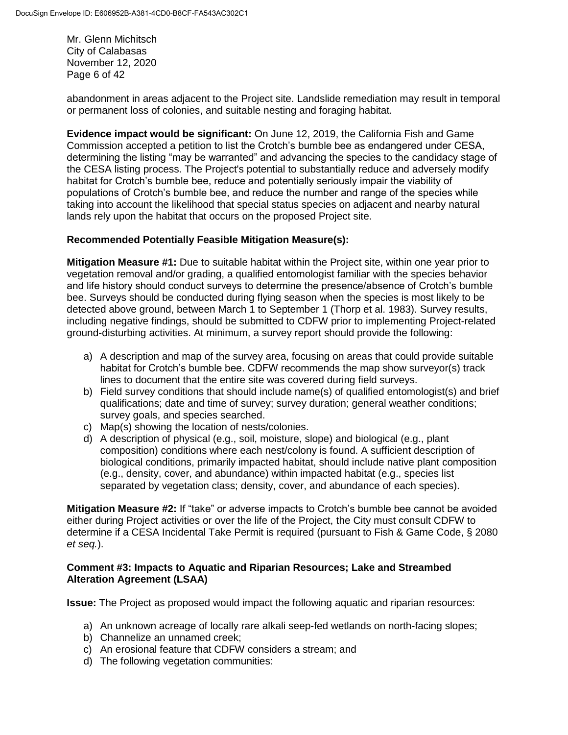abandonment in areas adjacent to the Project site. Landslide remediation may result in temporal or permanent loss of colonies, and suitable nesting and foraging habitat.

**Evidence impact would be significant:** On June 12, 2019, the California Fish and Game Commission accepted a petition to list the Crotch's bumble bee as endangered under CESA, determining the listing "may be warranted" and advancing the species to the candidacy stage of the CESA listing process. The Project's potential to substantially reduce and adversely modify habitat for Crotch's bumble bee, reduce and potentially seriously impair the viability of populations of Crotch's bumble bee, and reduce the number and range of the species while taking into account the likelihood that special status species on adjacent and nearby natural lands rely upon the habitat that occurs on the proposed Project site.

**Recommended Potentially Feasible Mitigation Measure(s):**

**Mitigation Measure #1:** Due to suitable habitat within the Project site, within one year prior to vegetation removal and/or grading, a qualified entomologist familiar with the species behavior and life history should conduct surveys to determine the presence/absence of Crotch's bumble bee. Surveys should be conducted during flying season when the species is most likely to be detected above ground, between March 1 to September 1 (Thorp et al. 1983). Survey results, including negative findings, should be submitted to CDFW prior to implementing Project-related ground-disturbing activities. At minimum, a survey report should provide the following:

a) A description and map of the survey area, focusing on areas that could provide suitable habitat for Crotch's bumble bee. CDFW recommends the map show surveyor(s) track lines to document that the entire site was covered during field surveys.
b) Field survey conditions that should include name(s) of qualified entomologist(s) and brief qualifications; date and time of survey; survey duration; general weather conditions; survey goals, and species searched.
c) Map(s) showing the location of nests/colonies.
d) A description of physical (e.g., soil, moisture, slope) and biological (e.g., plant composition) conditions where each nest/colony is found. A sufficient description of biological conditions, primarily impacted habitat, should include native plant composition (e.g., density, cover, and abundance) within impacted habitat (e.g., species list separated by vegetation class; density, cover, and abundance of each species).

**Mitigation Measure #2:** If "take" or adverse impacts to Crotch's bumble bee cannot be avoided either during Project activities or over the life of the Project, the City must consult CDFW to determine if a CESA Incidental Take Permit is required (pursuant to Fish & Game Code, § 2080 *et seq.*).

**Comment #3: Impacts to Aquatic and Riparian Resources; Lake and Streambed Alteration Agreement (LSAA)**

**Issue:** The Project as proposed would impact the following aquatic and riparian resources:

a) An unknown acreage of locally rare alkali seep-fed wetlands on north-facing slopes;
b) Channelize an unnamed creek;
c) An erosional feature that CDFW considers a stream; and
d) The following vegetation communities: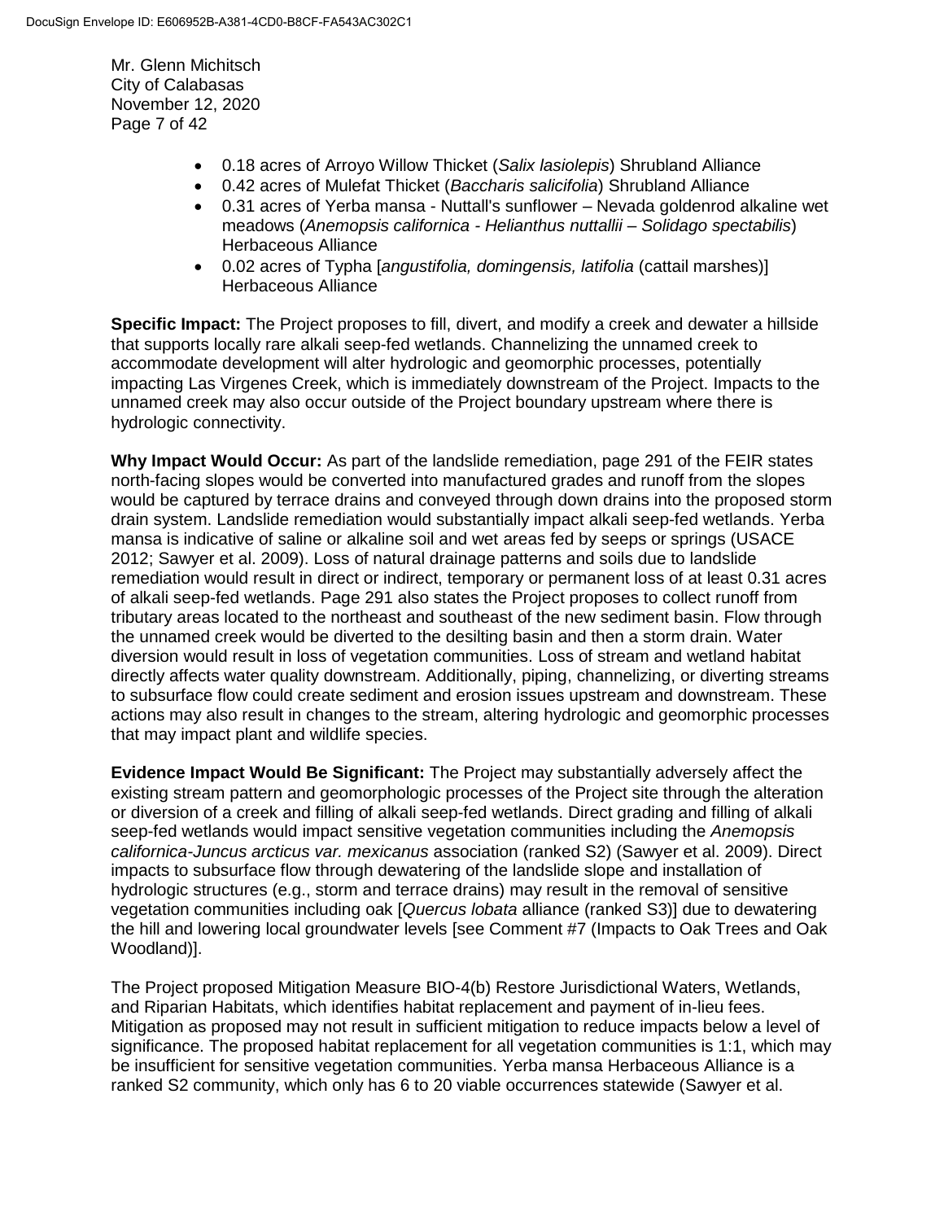- 0.18 acres of Arroyo Willow Thicket (*Salix lasiolepis*) Shrubland Alliance
- 0.42 acres of Mulefat Thicket (*Baccharis salicifolia*) Shrubland Alliance
- 0.31 acres of Yerba mansa - Nuttall's sunflower – Nevada goldenrod alkaline wet meadows (*Anemopsis californica - Helianthus nuttallii – Solidago spectabilis*) Herbaceous Alliance
- 0.02 acres of Typha [*angustifolia, domingensis, latifolia* (cattail marshes)] Herbaceous Alliance

**Specific Impact:** The Project proposes to fill, divert, and modify a creek and dewater a hillside that supports locally rare alkali seep-fed wetlands. Channelizing the unnamed creek to accommodate development will alter hydrologic and geomorphic processes, potentially impacting Las Virgenes Creek, which is immediately downstream of the Project. Impacts to the unnamed creek may also occur outside of the Project boundary upstream where there is hydrologic connectivity.

**Why Impact Would Occur:** As part of the landslide remediation, page 291 of the FEIR states north-facing slopes would be converted into manufactured grades and runoff from the slopes would be captured by terrace drains and conveyed through down drains into the proposed storm drain system. Landslide remediation would substantially impact alkali seep-fed wetlands. Yerba mansa is indicative of saline or alkaline soil and wet areas fed by seeps or springs (USACE 2012; Sawyer et al. 2009). Loss of natural drainage patterns and soils due to landslide remediation would result in direct or indirect, temporary or permanent loss of at least 0.31 acres of alkali seep-fed wetlands. Page 291 also states the Project proposes to collect runoff from tributary areas located to the northeast and southeast of the new sediment basin. Flow through the unnamed creek would be diverted to the desilting basin and then a storm drain. Water diversion would result in loss of vegetation communities. Loss of stream and wetland habitat directly affects water quality downstream. Additionally, piping, channelizing, or diverting streams to subsurface flow could create sediment and erosion issues upstream and downstream. These actions may also result in changes to the stream, altering hydrologic and geomorphic processes that may impact plant and wildlife species.

**Evidence Impact Would Be Significant:** The Project may substantially adversely affect the existing stream pattern and geomorphologic processes of the Project site through the alteration or diversion of a creek and filling of alkali seep-fed wetlands. Direct grading and filling of alkali seep-fed wetlands would impact sensitive vegetation communities including the *Anemopsis californica-Juncus arcticus var. mexicanus* association (ranked S2) (Sawyer et al. 2009). Direct impacts to subsurface flow through dewatering of the landslide slope and installation of hydrologic structures (e.g., storm and terrace drains) may result in the removal of sensitive vegetation communities including oak [*Quercus lobata* alliance (ranked S3)] due to dewatering the hill and lowering local groundwater levels [see Comment #7 (Impacts to Oak Trees and Oak Woodland)].

The Project proposed Mitigation Measure BIO-4(b) Restore Jurisdictional Waters, Wetlands, and Riparian Habitats, which identifies habitat replacement and payment of in-lieu fees. Mitigation as proposed may not result in sufficient mitigation to reduce impacts below a level of significance. The proposed habitat replacement for all vegetation communities is 1:1, which may be insufficient for sensitive vegetation communities. Yerba mansa Herbaceous Alliance is a ranked S2 community, which only has 6 to 20 viable occurrences statewide (Sawyer et al.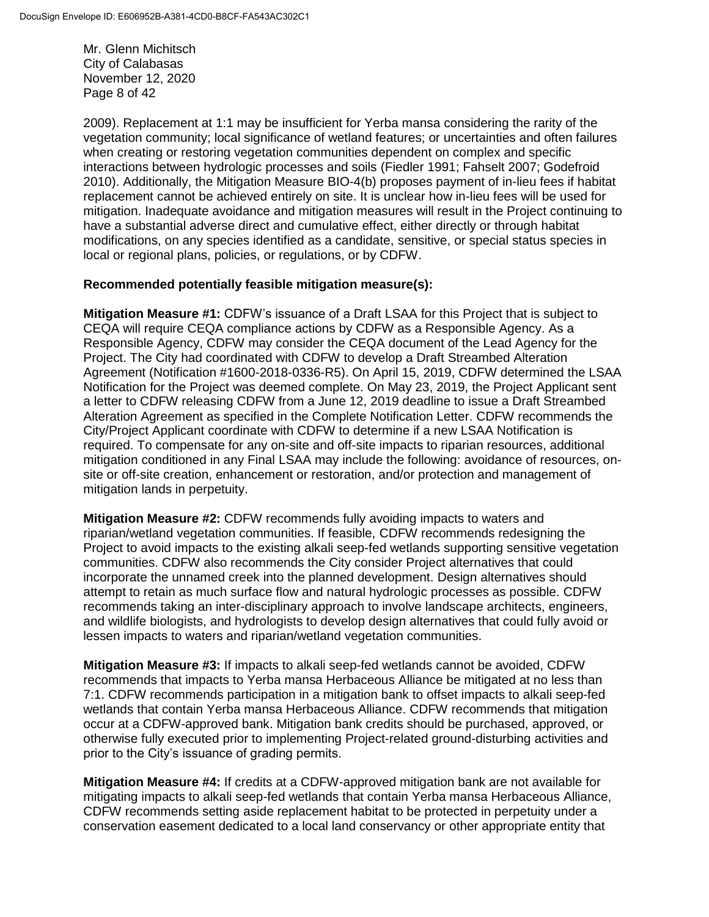2009). Replacement at 1:1 may be insufficient for Yerba mansa considering the rarity of the vegetation community; local significance of wetland features; or uncertainties and often failures when creating or restoring vegetation communities dependent on complex and specific interactions between hydrologic processes and soils (Fiedler 1991; Fahselt 2007; Godefroid 2010). Additionally, the Mitigation Measure BIO-4(b) proposes payment of in-lieu fees if habitat replacement cannot be achieved entirely on site. It is unclear how in-lieu fees will be used for mitigation. Inadequate avoidance and mitigation measures will result in the Project continuing to have a substantial adverse direct and cumulative effect, either directly or through habitat modifications, on any species identified as a candidate, sensitive, or special status species in local or regional plans, policies, or regulations, or by CDFW.

**Recommended potentially feasible mitigation measure(s):**

**Mitigation Measure #1:** CDFW's issuance of a Draft LSAA for this Project that is subject to CEQA will require CEQA compliance actions by CDFW as a Responsible Agency. As a Responsible Agency, CDFW may consider the CEQA document of the Lead Agency for the Project. The City had coordinated with CDFW to develop a Draft Streambed Alteration Agreement (Notification #1600-2018-0336-R5). On April 15, 2019, CDFW determined the LSAA Notification for the Project was deemed complete. On May 23, 2019, the Project Applicant sent a letter to CDFW releasing CDFW from a June 12, 2019 deadline to issue a Draft Streambed Alteration Agreement as specified in the Complete Notification Letter. CDFW recommends the City/Project Applicant coordinate with CDFW to determine if a new LSAA Notification is required. To compensate for any on-site and off-site impacts to riparian resources, additional mitigation conditioned in any Final LSAA may include the following: avoidance of resources, on-site or off-site creation, enhancement or restoration, and/or protection and management of mitigation lands in perpetuity.

**Mitigation Measure #2:** CDFW recommends fully avoiding impacts to waters and riparian/wetland vegetation communities. If feasible, CDFW recommends redesigning the Project to avoid impacts to the existing alkali seep-fed wetlands supporting sensitive vegetation communities. CDFW also recommends the City consider Project alternatives that could incorporate the unnamed creek into the planned development. Design alternatives should attempt to retain as much surface flow and natural hydrologic processes as possible. CDFW recommends taking an inter-disciplinary approach to involve landscape architects, engineers, and wildlife biologists, and hydrologists to develop design alternatives that could fully avoid or lessen impacts to waters and riparian/wetland vegetation communities.

**Mitigation Measure #3:** If impacts to alkali seep-fed wetlands cannot be avoided, CDFW recommends that impacts to Yerba mansa Herbaceous Alliance be mitigated at no less than 7:1. CDFW recommends participation in a mitigation bank to offset impacts to alkali seep-fed wetlands that contain Yerba mansa Herbaceous Alliance. CDFW recommends that mitigation occur at a CDFW-approved bank. Mitigation bank credits should be purchased, approved, or otherwise fully executed prior to implementing Project-related ground-disturbing activities and prior to the City's issuance of grading permits.

**Mitigation Measure #4:** If credits at a CDFW-approved mitigation bank are not available for mitigating impacts to alkali seep-fed wetlands that contain Yerba mansa Herbaceous Alliance, CDFW recommends setting aside replacement habitat to be protected in perpetuity under a conservation easement dedicated to a local land conservancy or other appropriate entity that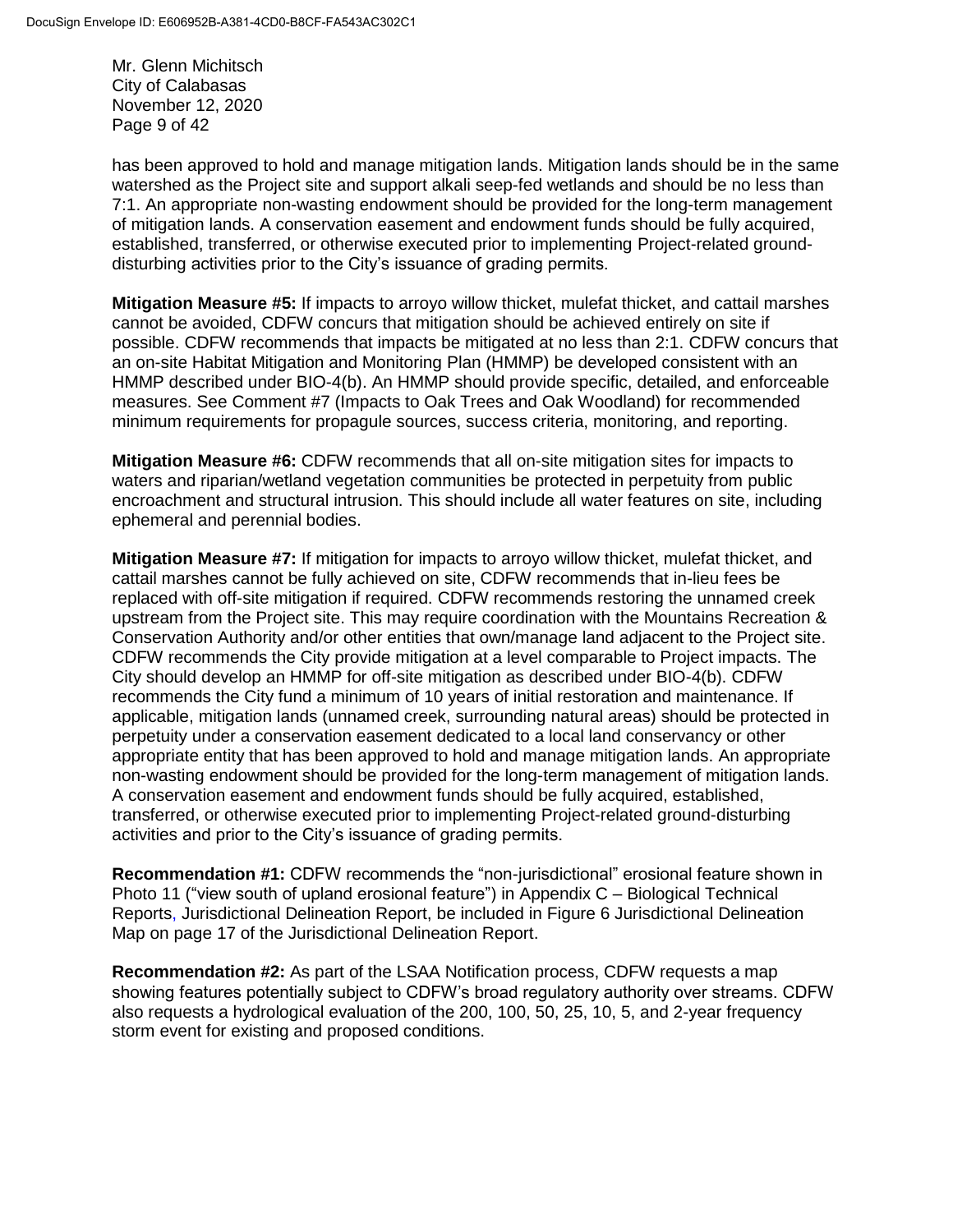has been approved to hold and manage mitigation lands. Mitigation lands should be in the same watershed as the Project site and support alkali seep-fed wetlands and should be no less than 7:1. An appropriate non-wasting endowment should be provided for the long-term management of mitigation lands. A conservation easement and endowment funds should be fully acquired, established, transferred, or otherwise executed prior to implementing Project-related ground-disturbing activities prior to the City's issuance of grading permits.

**Mitigation Measure #5:** If impacts to arroyo willow thicket, mulefat thicket, and cattail marshes cannot be avoided, CDFW concurs that mitigation should be achieved entirely on site if possible. CDFW recommends that impacts be mitigated at no less than 2:1. CDFW concurs that an on-site Habitat Mitigation and Monitoring Plan (HMMP) be developed consistent with an HMMP described under BIO-4(b). An HMMP should provide specific, detailed, and enforceable measures. See Comment #7 (Impacts to Oak Trees and Oak Woodland) for recommended minimum requirements for propagule sources, success criteria, monitoring, and reporting.

**Mitigation Measure #6:** CDFW recommends that all on-site mitigation sites for impacts to waters and riparian/wetland vegetation communities be protected in perpetuity from public encroachment and structural intrusion. This should include all water features on site, including ephemeral and perennial bodies.

**Mitigation Measure #7:** If mitigation for impacts to arroyo willow thicket, mulefat thicket, and cattail marshes cannot be fully achieved on site, CDFW recommends that in-lieu fees be replaced with off-site mitigation if required. CDFW recommends restoring the unnamed creek upstream from the Project site. This may require coordination with the Mountains Recreation & Conservation Authority and/or other entities that own/manage land adjacent to the Project site. CDFW recommends the City provide mitigation at a level comparable to Project impacts. The City should develop an HMMP for off-site mitigation as described under BIO-4(b). CDFW recommends the City fund a minimum of 10 years of initial restoration and maintenance. If applicable, mitigation lands (unnamed creek, surrounding natural areas) should be protected in perpetuity under a conservation easement dedicated to a local land conservancy or other appropriate entity that has been approved to hold and manage mitigation lands. An appropriate non-wasting endowment should be provided for the long-term management of mitigation lands. A conservation easement and endowment funds should be fully acquired, established, transferred, or otherwise executed prior to implementing Project-related ground-disturbing activities and prior to the City's issuance of grading permits.

**Recommendation #1:** CDFW recommends the "non-jurisdictional" erosional feature shown in Photo 11 ("view south of upland erosional feature") in Appendix C – Biological Technical Reports, Jurisdictional Delineation Report, be included in Figure 6 Jurisdictional Delineation Map on page 17 of the Jurisdictional Delineation Report.

**Recommendation #2:** As part of the LSAA Notification process, CDFW requests a map showing features potentially subject to CDFW's broad regulatory authority over streams. CDFW also requests a hydrological evaluation of the 200, 100, 50, 25, 10, 5, and 2-year frequency storm event for existing and proposed conditions.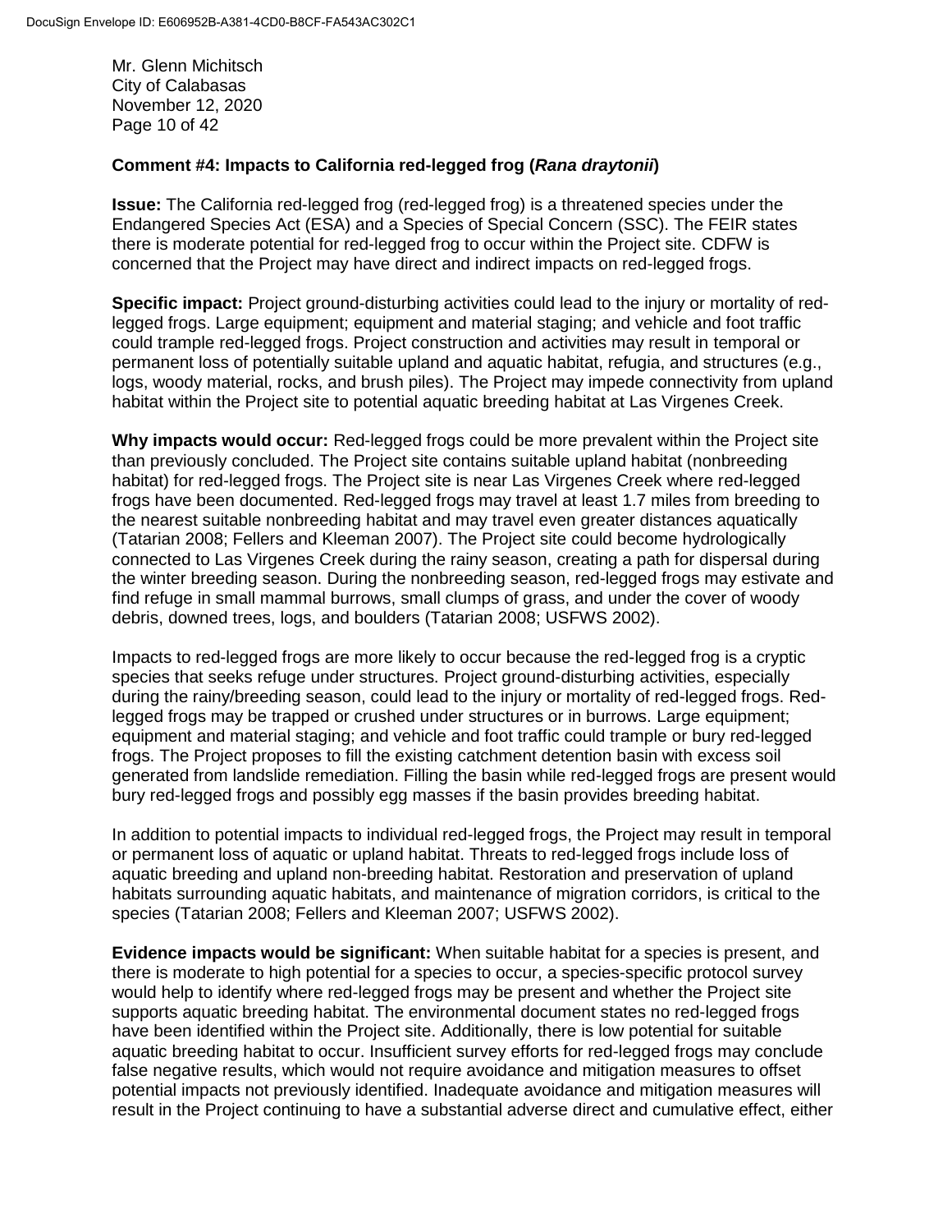Mr. Glenn Michitsch
City of Calabasas
November 12, 2020

**Comment #4: Impacts to California red-legged frog (*Rana draytonii*)**

**Issue:** The California red-legged frog (red-legged frog) is a threatened species under the Endangered Species Act (ESA) and a Species of Special Concern (SSC). The FEIR states there is moderate potential for red-legged frog to occur within the Project site. CDFW is concerned that the Project may have direct and indirect impacts on red-legged frogs.

**Specific impact:** Project ground-disturbing activities could lead to the injury or mortality of red-legged frogs. Large equipment; equipment and material staging; and vehicle and foot traffic could trample red-legged frogs. Project construction and activities may result in temporal or permanent loss of potentially suitable upland and aquatic habitat, refugia, and structures (e.g., logs, woody material, rocks, and brush piles). The Project may impede connectivity from upland habitat within the Project site to potential aquatic breeding habitat at Las Virgenes Creek.

**Why impacts would occur:** Red-legged frogs could be more prevalent within the Project site than previously concluded. The Project site contains suitable upland habitat (nonbreeding habitat) for red-legged frogs. The Project site is near Las Virgenes Creek where red-legged frogs have been documented. Red-legged frogs may travel at least 1.7 miles from breeding to the nearest suitable nonbreeding habitat and may travel even greater distances aquatically (Tatarian 2008; Fellers and Kleeman 2007). The Project site could become hydrologically connected to Las Virgenes Creek during the rainy season, creating a path for dispersal during the winter breeding season. During the nonbreeding season, red-legged frogs may estivate and find refuge in small mammal burrows, small clumps of grass, and under the cover of woody debris, downed trees, logs, and boulders (Tatarian 2008; USFWS 2002).

Impacts to red-legged frogs are more likely to occur because the red-legged frog is a cryptic species that seeks refuge under structures. Project ground-disturbing activities, especially during the rainy/breeding season, could lead to the injury or mortality of red-legged frogs. Red-legged frogs may be trapped or crushed under structures or in burrows. Large equipment; equipment and material staging; and vehicle and foot traffic could trample or bury red-legged frogs. The Project proposes to fill the existing catchment detention basin with excess soil generated from landslide remediation. Filling the basin while red-legged frogs are present would bury red-legged frogs and possibly egg masses if the basin provides breeding habitat.

In addition to potential impacts to individual red-legged frogs, the Project may result in temporal or permanent loss of aquatic or upland habitat. Threats to red-legged frogs include loss of aquatic breeding and upland non-breeding habitat. Restoration and preservation of upland habitats surrounding aquatic habitats, and maintenance of migration corridors, is critical to the species (Tatarian 2008; Fellers and Kleeman 2007; USFWS 2002).

**Evidence impacts would be significant:** When suitable habitat for a species is present, and there is moderate to high potential for a species to occur, a species-specific protocol survey would help to identify where red-legged frogs may be present and whether the Project site supports aquatic breeding habitat. The environmental document states no red-legged frogs have been identified within the Project site. Additionally, there is low potential for suitable aquatic breeding habitat to occur. Insufficient survey efforts for red-legged frogs may conclude false negative results, which would not require avoidance and mitigation measures to offset potential impacts not previously identified. Inadequate avoidance and mitigation measures will result in the Project continuing to have a substantial adverse direct and cumulative effect, either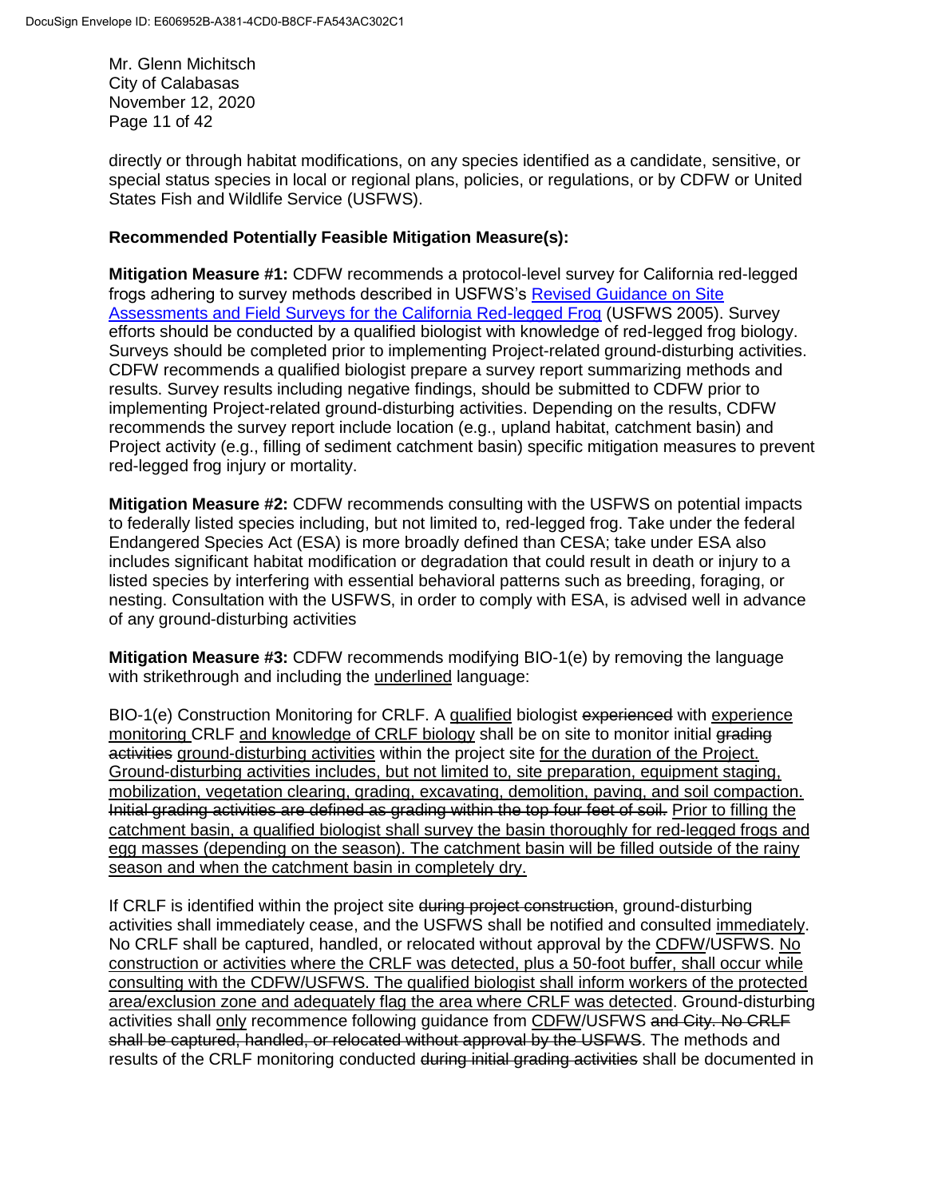directly or through habitat modifications, on any species identified as a candidate, sensitive, or special status species in local or regional plans, policies, or regulations, or by CDFW or United States Fish and Wildlife Service (USFWS).

**Recommended Potentially Feasible Mitigation Measure(s):**

**Mitigation Measure #1:** CDFW recommends a protocol-level survey for California red-legged frogs adhering to survey methods described in USFWS's Revised Guidance on Site Assessments and Field Surveys for the California Red-legged Frog (USFWS 2005). Survey efforts should be conducted by a qualified biologist with knowledge of red-legged frog biology. Surveys should be completed prior to implementing Project-related ground-disturbing activities. CDFW recommends a qualified biologist prepare a survey report summarizing methods and results. Survey results including negative findings, should be submitted to CDFW prior to implementing Project-related ground-disturbing activities. Depending on the results, CDFW recommends the survey report include location (e.g., upland habitat, catchment basin) and Project activity (e.g., filling of sediment catchment basin) specific mitigation measures to prevent red-legged frog injury or mortality.

**Mitigation Measure #2:** CDFW recommends consulting with the USFWS on potential impacts to federally listed species including, but not limited to, red-legged frog. Take under the federal Endangered Species Act (ESA) is more broadly defined than CESA; take under ESA also includes significant habitat modification or degradation that could result in death or injury to a listed species by interfering with essential behavioral patterns such as breeding, foraging, or nesting. Consultation with the USFWS, in order to comply with ESA, is advised well in advance of any ground-disturbing activities

**Mitigation Measure #3:** CDFW recommends modifying BIO-1(e) by removing the language with strikethrough and including the <u>underlined</u> language:

BIO-1(e) Construction Monitoring for CRLF. A <u>qualified</u> biologist ~~experienced~~ with <u>experience monitoring</u> CRLF <u>and knowledge of CRLF biology</u> shall be on site to monitor initial ~~grading activities~~ <u>ground-disturbing activities</u> within the project site <u>for the duration of the Project. Ground-disturbing activities includes, but not limited to, site preparation, equipment staging, mobilization, vegetation clearing, grading, excavating, demolition, paving, and soil compaction.</u> ~~Initial grading activities are defined as grading within the top four feet of soil.~~ <u>Prior to filling the catchment basin, a qualified biologist shall survey the basin thoroughly for red-legged frogs and egg masses (depending on the season). The catchment basin will be filled outside of the rainy season and when the catchment basin in completely dry.</u>

If CRLF is identified within the project site ~~during project construction~~, ground-disturbing activities shall immediately cease, and the USFWS shall be notified and consulted <u>immediately</u>. No CRLF shall be captured, handled, or relocated without approval by the <u>CDFW</u>/USFWS. <u>No construction or activities where the CRLF was detected, plus a 50-foot buffer, shall occur while consulting with the CDFW/USFWS. The qualified biologist shall inform workers of the protected area/exclusion zone and adequately flag the area where CRLF was detected</u>. Ground-disturbing activities shall <u>only</u> recommence following guidance from <u>CDFW</u>/USFWS ~~and City. No CRLF shall be captured, handled, or relocated without approval by the USFWS~~. The methods and results of the CRLF monitoring conducted ~~during initial grading activities~~ shall be documented in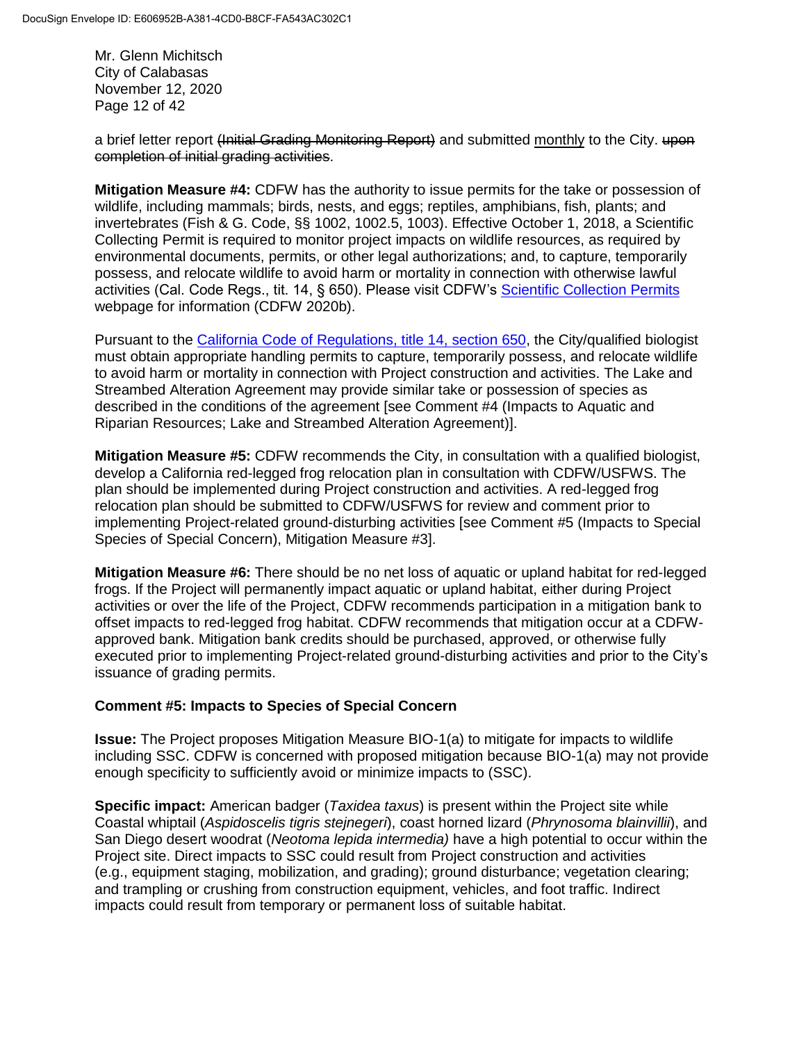a brief letter report ~~(Initial Grading Monitoring Report)~~ and submitted monthly to the City. ~~upon completion of initial grading activities~~.

**Mitigation Measure #4:** CDFW has the authority to issue permits for the take or possession of wildlife, including mammals; birds, nests, and eggs; reptiles, amphibians, fish, plants; and invertebrates (Fish & G. Code, §§ 1002, 1002.5, 1003). Effective October 1, 2018, a Scientific Collecting Permit is required to monitor project impacts on wildlife resources, as required by environmental documents, permits, or other legal authorizations; and, to capture, temporarily possess, and relocate wildlife to avoid harm or mortality in connection with otherwise lawful activities (Cal. Code Regs., tit. 14, § 650). Please visit CDFW's Scientific Collection Permits webpage for information (CDFW 2020b).

Pursuant to the California Code of Regulations, title 14, section 650, the City/qualified biologist must obtain appropriate handling permits to capture, temporarily possess, and relocate wildlife to avoid harm or mortality in connection with Project construction and activities. The Lake and Streambed Alteration Agreement may provide similar take or possession of species as described in the conditions of the agreement [see Comment #4 (Impacts to Aquatic and Riparian Resources; Lake and Streambed Alteration Agreement)].

**Mitigation Measure #5:** CDFW recommends the City, in consultation with a qualified biologist, develop a California red-legged frog relocation plan in consultation with CDFW/USFWS. The plan should be implemented during Project construction and activities. A red-legged frog relocation plan should be submitted to CDFW/USFWS for review and comment prior to implementing Project-related ground-disturbing activities [see Comment #5 (Impacts to Special Species of Special Concern), Mitigation Measure #3].

**Mitigation Measure #6:** There should be no net loss of aquatic or upland habitat for red-legged frogs. If the Project will permanently impact aquatic or upland habitat, either during Project activities or over the life of the Project, CDFW recommends participation in a mitigation bank to offset impacts to red-legged frog habitat. CDFW recommends that mitigation occur at a CDFW-approved bank. Mitigation bank credits should be purchased, approved, or otherwise fully executed prior to implementing Project-related ground-disturbing activities and prior to the City's issuance of grading permits.

**Comment #5: Impacts to Species of Special Concern**

**Issue:** The Project proposes Mitigation Measure BIO-1(a) to mitigate for impacts to wildlife including SSC. CDFW is concerned with proposed mitigation because BIO-1(a) may not provide enough specificity to sufficiently avoid or minimize impacts to (SSC).

**Specific impact:** American badger (*Taxidea taxus*) is present within the Project site while Coastal whiptail (*Aspidoscelis tigris stejnegeri*), coast horned lizard (*Phrynosoma blainvillii*), and San Diego desert woodrat (*Neotoma lepida intermedia)* have a high potential to occur within the Project site. Direct impacts to SSC could result from Project construction and activities (e.g., equipment staging, mobilization, and grading); ground disturbance; vegetation clearing; and trampling or crushing from construction equipment, vehicles, and foot traffic. Indirect impacts could result from temporary or permanent loss of suitable habitat.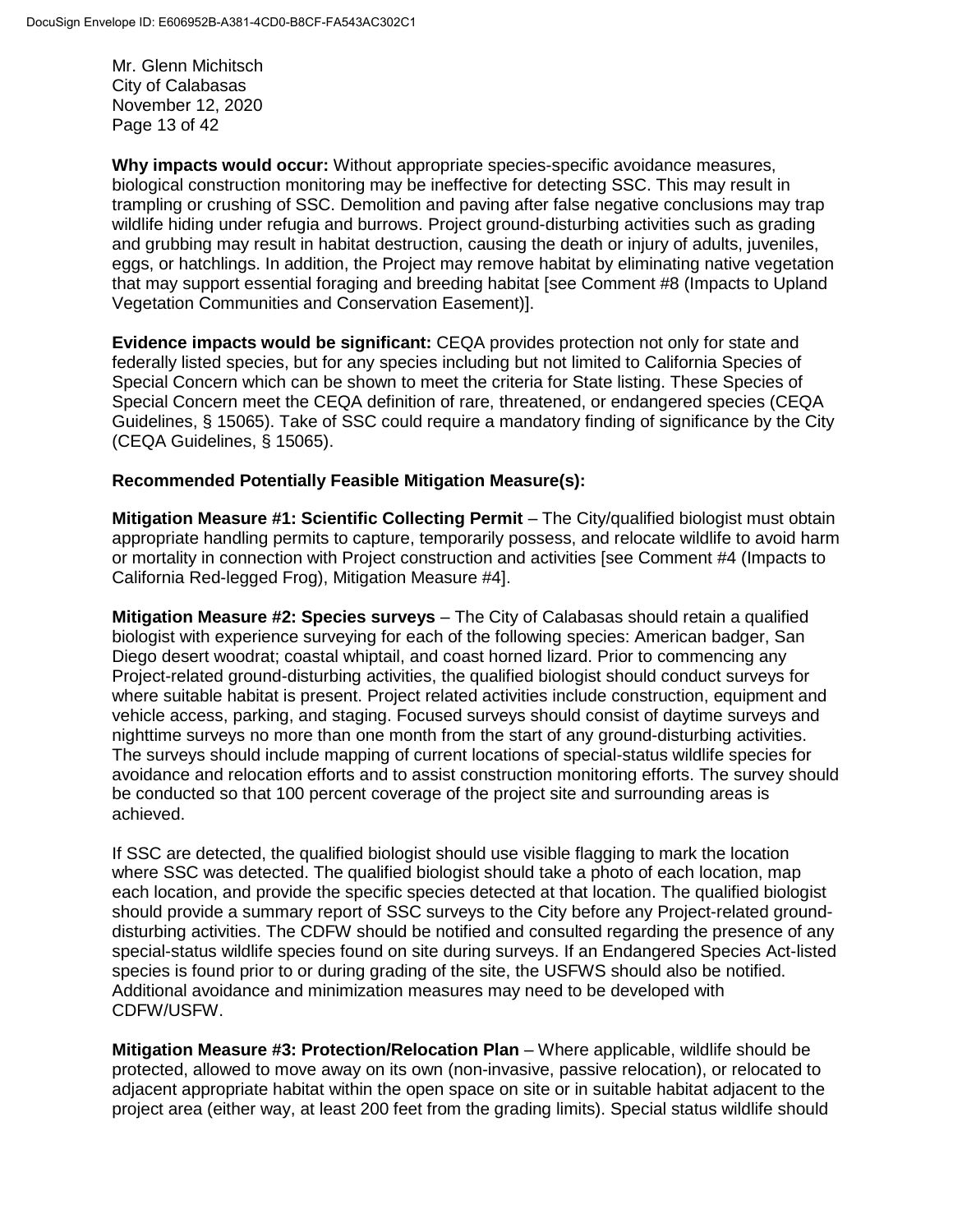**Why impacts would occur:** Without appropriate species-specific avoidance measures, biological construction monitoring may be ineffective for detecting SSC. This may result in trampling or crushing of SSC. Demolition and paving after false negative conclusions may trap wildlife hiding under refugia and burrows. Project ground-disturbing activities such as grading and grubbing may result in habitat destruction, causing the death or injury of adults, juveniles, eggs, or hatchlings. In addition, the Project may remove habitat by eliminating native vegetation that may support essential foraging and breeding habitat [see Comment #8 (Impacts to Upland Vegetation Communities and Conservation Easement)].

**Evidence impacts would be significant:** CEQA provides protection not only for state and federally listed species, but for any species including but not limited to California Species of Special Concern which can be shown to meet the criteria for State listing. These Species of Special Concern meet the CEQA definition of rare, threatened, or endangered species (CEQA Guidelines, § 15065). Take of SSC could require a mandatory finding of significance by the City (CEQA Guidelines, § 15065).

**Recommended Potentially Feasible Mitigation Measure(s):**

**Mitigation Measure #1: Scientific Collecting Permit** – The City/qualified biologist must obtain appropriate handling permits to capture, temporarily possess, and relocate wildlife to avoid harm or mortality in connection with Project construction and activities [see Comment #4 (Impacts to California Red-legged Frog), Mitigation Measure #4].

**Mitigation Measure #2: Species surveys** – The City of Calabasas should retain a qualified biologist with experience surveying for each of the following species: American badger, San Diego desert woodrat; coastal whiptail, and coast horned lizard. Prior to commencing any Project-related ground-disturbing activities, the qualified biologist should conduct surveys for where suitable habitat is present. Project related activities include construction, equipment and vehicle access, parking, and staging. Focused surveys should consist of daytime surveys and nighttime surveys no more than one month from the start of any ground-disturbing activities. The surveys should include mapping of current locations of special-status wildlife species for avoidance and relocation efforts and to assist construction monitoring efforts. The survey should be conducted so that 100 percent coverage of the project site and surrounding areas is achieved.

If SSC are detected, the qualified biologist should use visible flagging to mark the location where SSC was detected. The qualified biologist should take a photo of each location, map each location, and provide the specific species detected at that location. The qualified biologist should provide a summary report of SSC surveys to the City before any Project-related ground-disturbing activities. The CDFW should be notified and consulted regarding the presence of any special-status wildlife species found on site during surveys. If an Endangered Species Act-listed species is found prior to or during grading of the site, the USFWS should also be notified. Additional avoidance and minimization measures may need to be developed with CDFW/USFW.

**Mitigation Measure #3: Protection/Relocation Plan** – Where applicable, wildlife should be protected, allowed to move away on its own (non-invasive, passive relocation), or relocated to adjacent appropriate habitat within the open space on site or in suitable habitat adjacent to the project area (either way, at least 200 feet from the grading limits). Special status wildlife should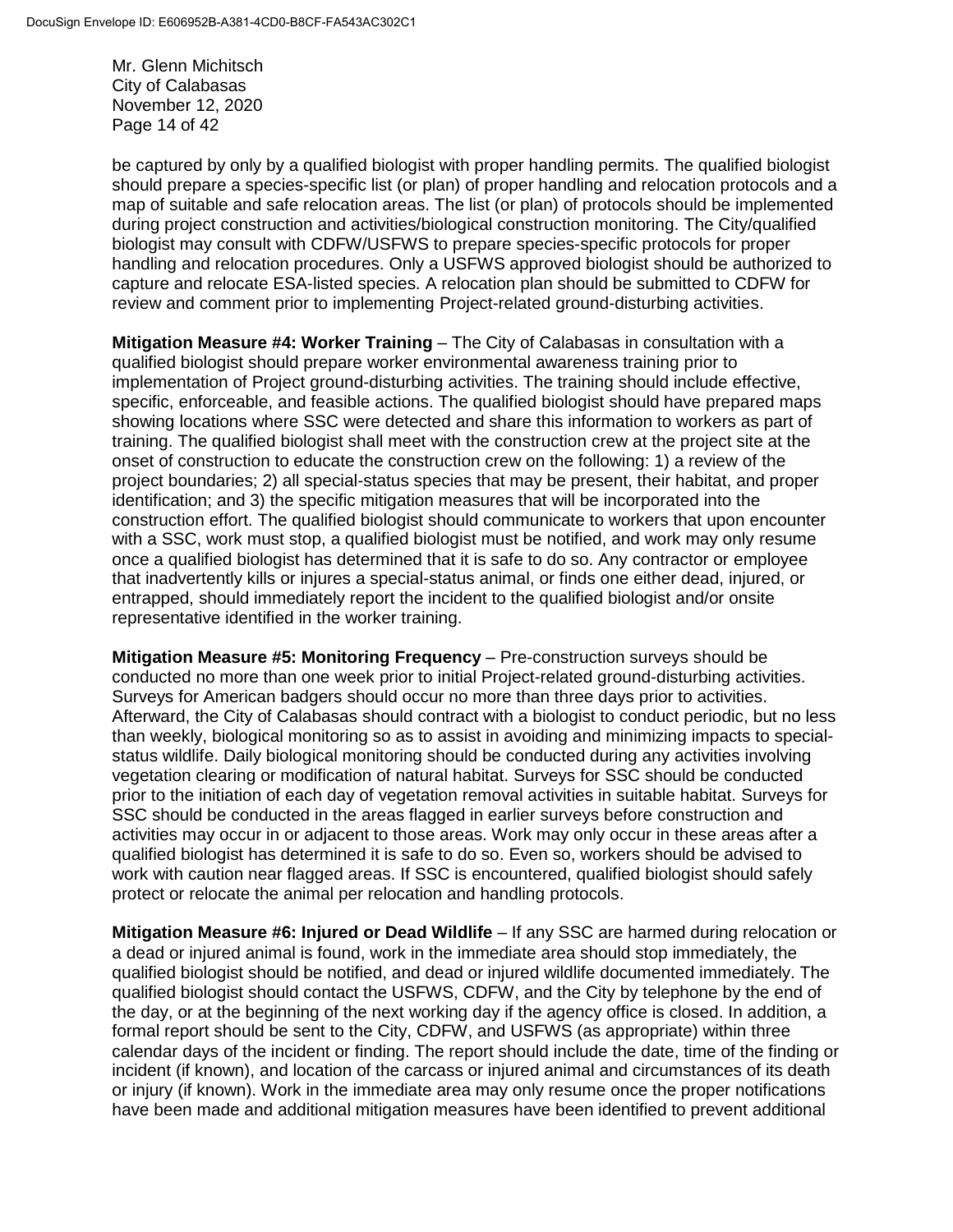be captured by only by a qualified biologist with proper handling permits. The qualified biologist should prepare a species-specific list (or plan) of proper handling and relocation protocols and a map of suitable and safe relocation areas. The list (or plan) of protocols should be implemented during project construction and activities/biological construction monitoring. The City/qualified biologist may consult with CDFW/USFWS to prepare species-specific protocols for proper handling and relocation procedures. Only a USFWS approved biologist should be authorized to capture and relocate ESA-listed species. A relocation plan should be submitted to CDFW for review and comment prior to implementing Project-related ground-disturbing activities.

**Mitigation Measure #4: Worker Training** – The City of Calabasas in consultation with a qualified biologist should prepare worker environmental awareness training prior to implementation of Project ground-disturbing activities. The training should include effective, specific, enforceable, and feasible actions. The qualified biologist should have prepared maps showing locations where SSC were detected and share this information to workers as part of training. The qualified biologist shall meet with the construction crew at the project site at the onset of construction to educate the construction crew on the following: 1) a review of the project boundaries; 2) all special-status species that may be present, their habitat, and proper identification; and 3) the specific mitigation measures that will be incorporated into the construction effort. The qualified biologist should communicate to workers that upon encounter with a SSC, work must stop, a qualified biologist must be notified, and work may only resume once a qualified biologist has determined that it is safe to do so. Any contractor or employee that inadvertently kills or injures a special-status animal, or finds one either dead, injured, or entrapped, should immediately report the incident to the qualified biologist and/or onsite representative identified in the worker training.

**Mitigation Measure #5: Monitoring Frequency** – Pre-construction surveys should be conducted no more than one week prior to initial Project-related ground-disturbing activities. Surveys for American badgers should occur no more than three days prior to activities. Afterward, the City of Calabasas should contract with a biologist to conduct periodic, but no less than weekly, biological monitoring so as to assist in avoiding and minimizing impacts to special-status wildlife. Daily biological monitoring should be conducted during any activities involving vegetation clearing or modification of natural habitat. Surveys for SSC should be conducted prior to the initiation of each day of vegetation removal activities in suitable habitat. Surveys for SSC should be conducted in the areas flagged in earlier surveys before construction and activities may occur in or adjacent to those areas. Work may only occur in these areas after a qualified biologist has determined it is safe to do so. Even so, workers should be advised to work with caution near flagged areas. If SSC is encountered, qualified biologist should safely protect or relocate the animal per relocation and handling protocols.

**Mitigation Measure #6: Injured or Dead Wildlife** – If any SSC are harmed during relocation or a dead or injured animal is found, work in the immediate area should stop immediately, the qualified biologist should be notified, and dead or injured wildlife documented immediately. The qualified biologist should contact the USFWS, CDFW, and the City by telephone by the end of the day, or at the beginning of the next working day if the agency office is closed. In addition, a formal report should be sent to the City, CDFW, and USFWS (as appropriate) within three calendar days of the incident or finding. The report should include the date, time of the finding or incident (if known), and location of the carcass or injured animal and circumstances of its death or injury (if known). Work in the immediate area may only resume once the proper notifications have been made and additional mitigation measures have been identified to prevent additional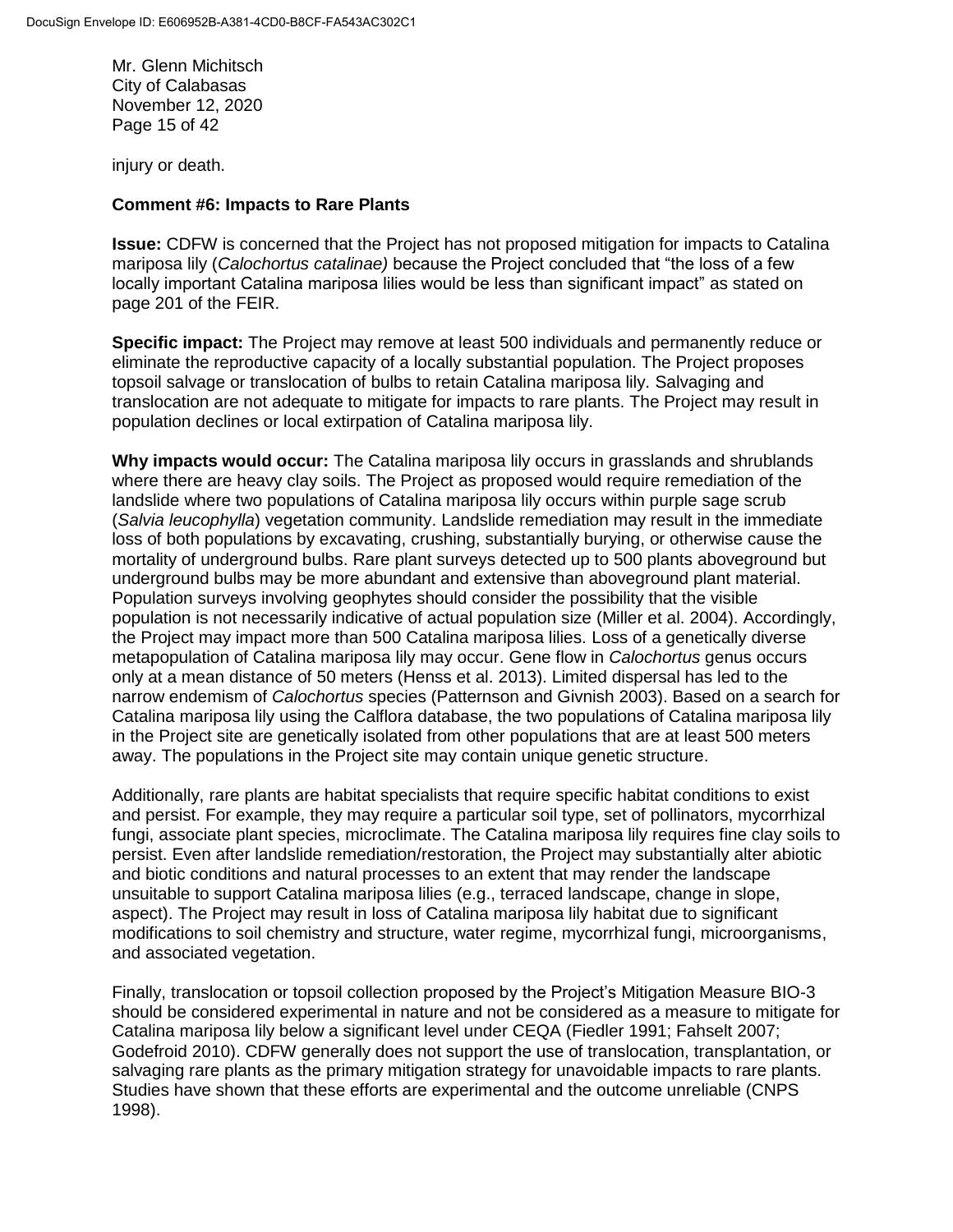injury or death.

**Comment #6: Impacts to Rare Plants**

**Issue:** CDFW is concerned that the Project has not proposed mitigation for impacts to Catalina mariposa lily (*Calochortus catalinae)* because the Project concluded that "the loss of a few locally important Catalina mariposa lilies would be less than significant impact" as stated on page 201 of the FEIR.

**Specific impact:** The Project may remove at least 500 individuals and permanently reduce or eliminate the reproductive capacity of a locally substantial population. The Project proposes topsoil salvage or translocation of bulbs to retain Catalina mariposa lily. Salvaging and translocation are not adequate to mitigate for impacts to rare plants. The Project may result in population declines or local extirpation of Catalina mariposa lily.

**Why impacts would occur:** The Catalina mariposa lily occurs in grasslands and shrublands where there are heavy clay soils. The Project as proposed would require remediation of the landslide where two populations of Catalina mariposa lily occurs within purple sage scrub (*Salvia leucophylla*) vegetation community. Landslide remediation may result in the immediate loss of both populations by excavating, crushing, substantially burying, or otherwise cause the mortality of underground bulbs. Rare plant surveys detected up to 500 plants aboveground but underground bulbs may be more abundant and extensive than aboveground plant material. Population surveys involving geophytes should consider the possibility that the visible population is not necessarily indicative of actual population size (Miller et al. 2004). Accordingly, the Project may impact more than 500 Catalina mariposa lilies. Loss of a genetically diverse metapopulation of Catalina mariposa lily may occur. Gene flow in *Calochortus* genus occurs only at a mean distance of 50 meters (Henss et al. 2013). Limited dispersal has led to the narrow endemism of *Calochortus* species (Patternson and Givnish 2003). Based on a search for Catalina mariposa lily using the Calflora database, the two populations of Catalina mariposa lily in the Project site are genetically isolated from other populations that are at least 500 meters away. The populations in the Project site may contain unique genetic structure.

Additionally, rare plants are habitat specialists that require specific habitat conditions to exist and persist. For example, they may require a particular soil type, set of pollinators, mycorrhizal fungi, associate plant species, microclimate. The Catalina mariposa lily requires fine clay soils to persist. Even after landslide remediation/restoration, the Project may substantially alter abiotic and biotic conditions and natural processes to an extent that may render the landscape unsuitable to support Catalina mariposa lilies (e.g., terraced landscape, change in slope, aspect). The Project may result in loss of Catalina mariposa lily habitat due to significant modifications to soil chemistry and structure, water regime, mycorrhizal fungi, microorganisms, and associated vegetation.

Finally, translocation or topsoil collection proposed by the Project's Mitigation Measure BIO-3 should be considered experimental in nature and not be considered as a measure to mitigate for Catalina mariposa lily below a significant level under CEQA (Fiedler 1991; Fahselt 2007; Godefroid 2010). CDFW generally does not support the use of translocation, transplantation, or salvaging rare plants as the primary mitigation strategy for unavoidable impacts to rare plants. Studies have shown that these efforts are experimental and the outcome unreliable (CNPS 1998).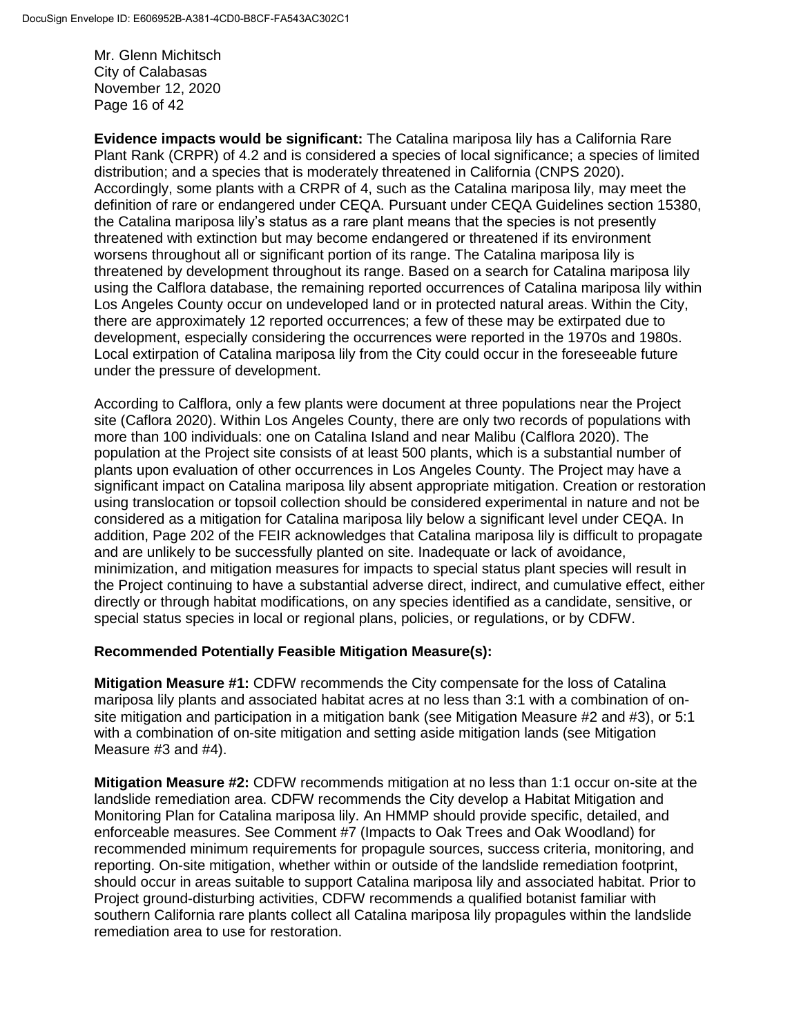**Evidence impacts would be significant:** The Catalina mariposa lily has a California Rare Plant Rank (CRPR) of 4.2 and is considered a species of local significance; a species of limited distribution; and a species that is moderately threatened in California (CNPS 2020). Accordingly, some plants with a CRPR of 4, such as the Catalina mariposa lily, may meet the definition of rare or endangered under CEQA. Pursuant under CEQA Guidelines section 15380, the Catalina mariposa lily's status as a rare plant means that the species is not presently threatened with extinction but may become endangered or threatened if its environment worsens throughout all or significant portion of its range. The Catalina mariposa lily is threatened by development throughout its range. Based on a search for Catalina mariposa lily using the Calflora database, the remaining reported occurrences of Catalina mariposa lily within Los Angeles County occur on undeveloped land or in protected natural areas. Within the City, there are approximately 12 reported occurrences; a few of these may be extirpated due to development, especially considering the occurrences were reported in the 1970s and 1980s. Local extirpation of Catalina mariposa lily from the City could occur in the foreseeable future under the pressure of development.

According to Calflora, only a few plants were document at three populations near the Project site (Caflora 2020). Within Los Angeles County, there are only two records of populations with more than 100 individuals: one on Catalina Island and near Malibu (Calflora 2020). The population at the Project site consists of at least 500 plants, which is a substantial number of plants upon evaluation of other occurrences in Los Angeles County. The Project may have a significant impact on Catalina mariposa lily absent appropriate mitigation. Creation or restoration using translocation or topsoil collection should be considered experimental in nature and not be considered as a mitigation for Catalina mariposa lily below a significant level under CEQA. In addition, Page 202 of the FEIR acknowledges that Catalina mariposa lily is difficult to propagate and are unlikely to be successfully planted on site. Inadequate or lack of avoidance, minimization, and mitigation measures for impacts to special status plant species will result in the Project continuing to have a substantial adverse direct, indirect, and cumulative effect, either directly or through habitat modifications, on any species identified as a candidate, sensitive, or special status species in local or regional plans, policies, or regulations, or by CDFW.

**Recommended Potentially Feasible Mitigation Measure(s):**

**Mitigation Measure #1:** CDFW recommends the City compensate for the loss of Catalina mariposa lily plants and associated habitat acres at no less than 3:1 with a combination of on-site mitigation and participation in a mitigation bank (see Mitigation Measure #2 and #3), or 5:1 with a combination of on-site mitigation and setting aside mitigation lands (see Mitigation Measure #3 and #4).

**Mitigation Measure #2:** CDFW recommends mitigation at no less than 1:1 occur on-site at the landslide remediation area. CDFW recommends the City develop a Habitat Mitigation and Monitoring Plan for Catalina mariposa lily. An HMMP should provide specific, detailed, and enforceable measures. See Comment #7 (Impacts to Oak Trees and Oak Woodland) for recommended minimum requirements for propagule sources, success criteria, monitoring, and reporting. On-site mitigation, whether within or outside of the landslide remediation footprint, should occur in areas suitable to support Catalina mariposa lily and associated habitat. Prior to Project ground-disturbing activities, CDFW recommends a qualified botanist familiar with southern California rare plants collect all Catalina mariposa lily propagules within the landslide remediation area to use for restoration.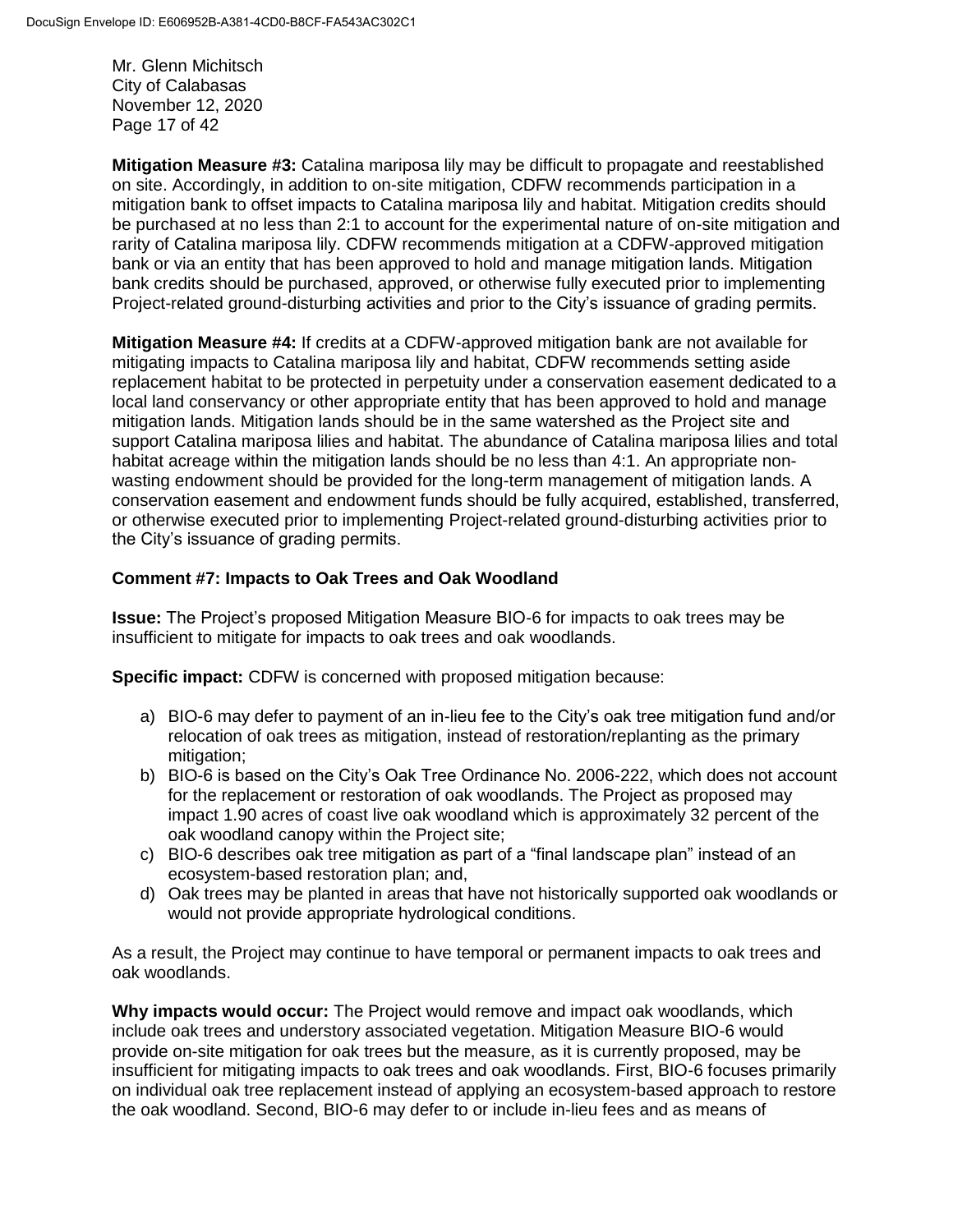**Mitigation Measure #3:** Catalina mariposa lily may be difficult to propagate and reestablished on site. Accordingly, in addition to on-site mitigation, CDFW recommends participation in a mitigation bank to offset impacts to Catalina mariposa lily and habitat. Mitigation credits should be purchased at no less than 2:1 to account for the experimental nature of on-site mitigation and rarity of Catalina mariposa lily. CDFW recommends mitigation at a CDFW-approved mitigation bank or via an entity that has been approved to hold and manage mitigation lands. Mitigation bank credits should be purchased, approved, or otherwise fully executed prior to implementing Project-related ground-disturbing activities and prior to the City's issuance of grading permits.

**Mitigation Measure #4:** If credits at a CDFW-approved mitigation bank are not available for mitigating impacts to Catalina mariposa lily and habitat, CDFW recommends setting aside replacement habitat to be protected in perpetuity under a conservation easement dedicated to a local land conservancy or other appropriate entity that has been approved to hold and manage mitigation lands. Mitigation lands should be in the same watershed as the Project site and support Catalina mariposa lilies and habitat. The abundance of Catalina mariposa lilies and total habitat acreage within the mitigation lands should be no less than 4:1. An appropriate non-wasting endowment should be provided for the long-term management of mitigation lands. A conservation easement and endowment funds should be fully acquired, established, transferred, or otherwise executed prior to implementing Project-related ground-disturbing activities prior to the City's issuance of grading permits.

**Comment #7: Impacts to Oak Trees and Oak Woodland**

**Issue:** The Project's proposed Mitigation Measure BIO-6 for impacts to oak trees may be insufficient to mitigate for impacts to oak trees and oak woodlands.

**Specific impact:** CDFW is concerned with proposed mitigation because:

a) BIO-6 may defer to payment of an in-lieu fee to the City's oak tree mitigation fund and/or relocation of oak trees as mitigation, instead of restoration/replanting as the primary mitigation;
b) BIO-6 is based on the City's Oak Tree Ordinance No. 2006-222, which does not account for the replacement or restoration of oak woodlands. The Project as proposed may impact 1.90 acres of coast live oak woodland which is approximately 32 percent of the oak woodland canopy within the Project site;
c) BIO-6 describes oak tree mitigation as part of a "final landscape plan" instead of an ecosystem-based restoration plan; and,
d) Oak trees may be planted in areas that have not historically supported oak woodlands or would not provide appropriate hydrological conditions.

As a result, the Project may continue to have temporal or permanent impacts to oak trees and oak woodlands.

**Why impacts would occur:** The Project would remove and impact oak woodlands, which include oak trees and understory associated vegetation. Mitigation Measure BIO-6 would provide on-site mitigation for oak trees but the measure, as it is currently proposed, may be insufficient for mitigating impacts to oak trees and oak woodlands. First, BIO-6 focuses primarily on individual oak tree replacement instead of applying an ecosystem-based approach to restore the oak woodland. Second, BIO-6 may defer to or include in-lieu fees and as means of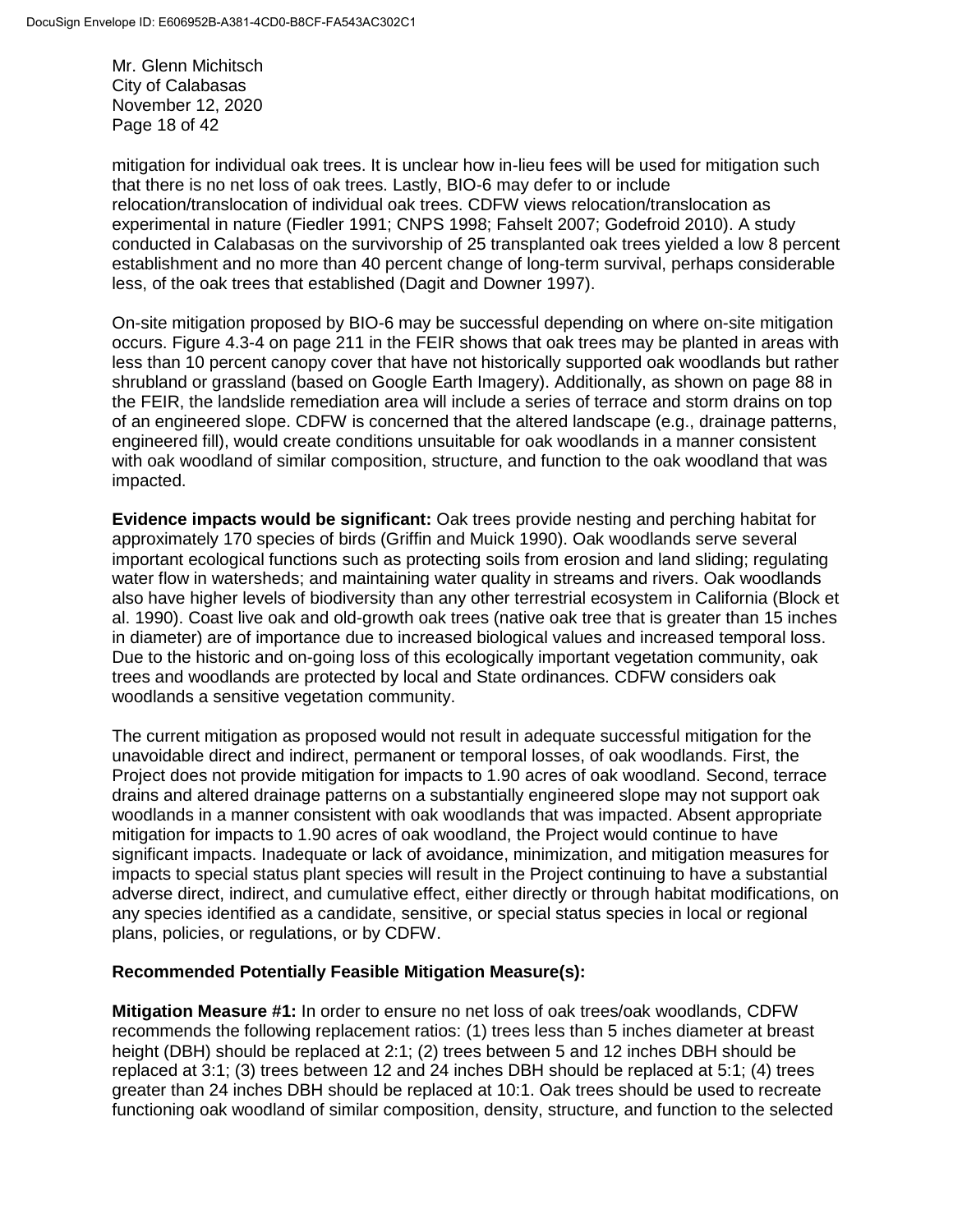mitigation for individual oak trees. It is unclear how in-lieu fees will be used for mitigation such that there is no net loss of oak trees. Lastly, BIO-6 may defer to or include relocation/translocation of individual oak trees. CDFW views relocation/translocation as experimental in nature (Fiedler 1991; CNPS 1998; Fahselt 2007; Godefroid 2010). A study conducted in Calabasas on the survivorship of 25 transplanted oak trees yielded a low 8 percent establishment and no more than 40 percent change of long-term survival, perhaps considerable less, of the oak trees that established (Dagit and Downer 1997).

On-site mitigation proposed by BIO-6 may be successful depending on where on-site mitigation occurs. Figure 4.3-4 on page 211 in the FEIR shows that oak trees may be planted in areas with less than 10 percent canopy cover that have not historically supported oak woodlands but rather shrubland or grassland (based on Google Earth Imagery). Additionally, as shown on page 88 in the FEIR, the landslide remediation area will include a series of terrace and storm drains on top of an engineered slope. CDFW is concerned that the altered landscape (e.g., drainage patterns, engineered fill), would create conditions unsuitable for oak woodlands in a manner consistent with oak woodland of similar composition, structure, and function to the oak woodland that was impacted.

**Evidence impacts would be significant:** Oak trees provide nesting and perching habitat for approximately 170 species of birds (Griffin and Muick 1990). Oak woodlands serve several important ecological functions such as protecting soils from erosion and land sliding; regulating water flow in watersheds; and maintaining water quality in streams and rivers. Oak woodlands also have higher levels of biodiversity than any other terrestrial ecosystem in California (Block et al. 1990). Coast live oak and old-growth oak trees (native oak tree that is greater than 15 inches in diameter) are of importance due to increased biological values and increased temporal loss. Due to the historic and on-going loss of this ecologically important vegetation community, oak trees and woodlands are protected by local and State ordinances. CDFW considers oak woodlands a sensitive vegetation community.

The current mitigation as proposed would not result in adequate successful mitigation for the unavoidable direct and indirect, permanent or temporal losses, of oak woodlands. First, the Project does not provide mitigation for impacts to 1.90 acres of oak woodland. Second, terrace drains and altered drainage patterns on a substantially engineered slope may not support oak woodlands in a manner consistent with oak woodlands that was impacted. Absent appropriate mitigation for impacts to 1.90 acres of oak woodland, the Project would continue to have significant impacts. Inadequate or lack of avoidance, minimization, and mitigation measures for impacts to special status plant species will result in the Project continuing to have a substantial adverse direct, indirect, and cumulative effect, either directly or through habitat modifications, on any species identified as a candidate, sensitive, or special status species in local or regional plans, policies, or regulations, or by CDFW.

**Recommended Potentially Feasible Mitigation Measure(s):**

**Mitigation Measure #1:** In order to ensure no net loss of oak trees/oak woodlands, CDFW recommends the following replacement ratios: (1) trees less than 5 inches diameter at breast height (DBH) should be replaced at 2:1; (2) trees between 5 and 12 inches DBH should be replaced at 3:1; (3) trees between 12 and 24 inches DBH should be replaced at 5:1; (4) trees greater than 24 inches DBH should be replaced at 10:1. Oak trees should be used to recreate functioning oak woodland of similar composition, density, structure, and function to the selected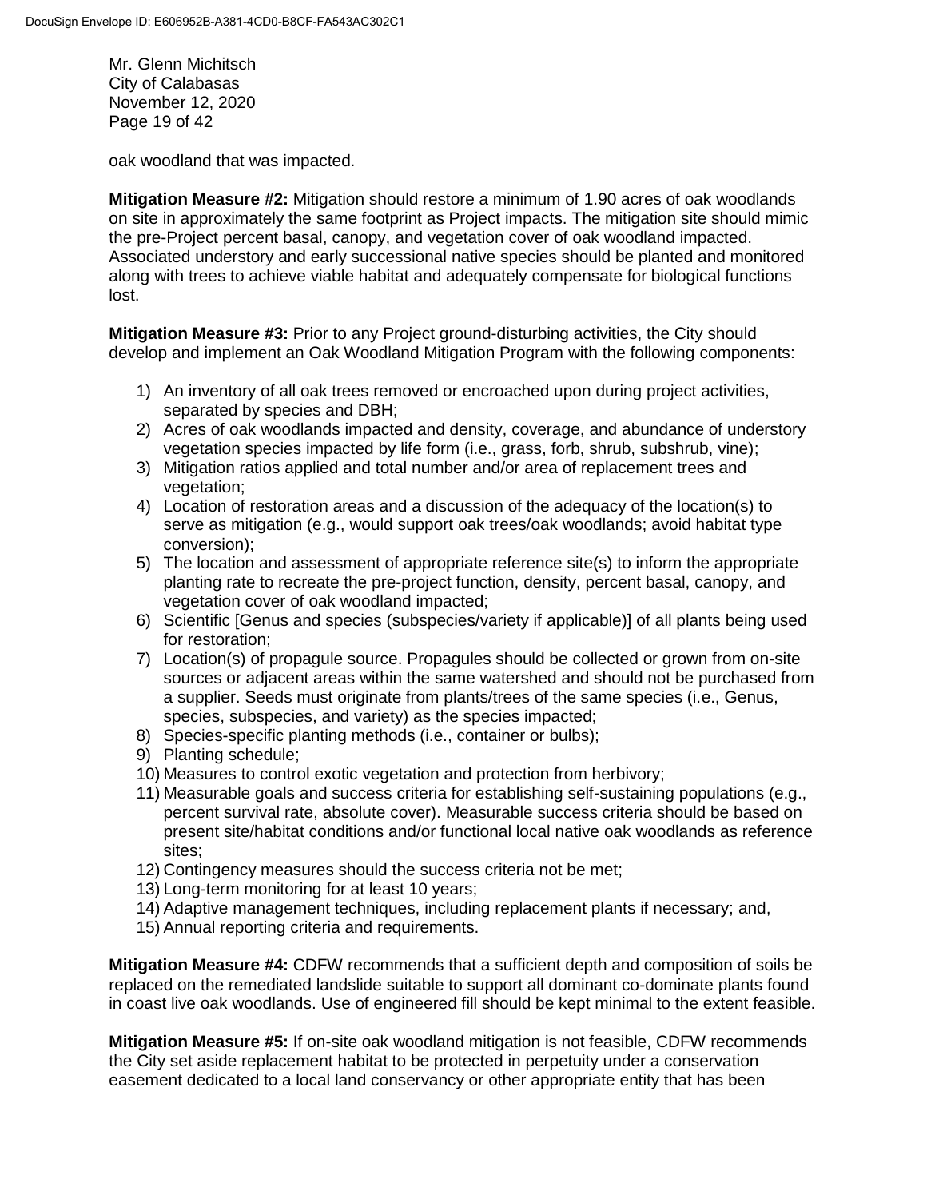oak woodland that was impacted.

**Mitigation Measure #2:** Mitigation should restore a minimum of 1.90 acres of oak woodlands on site in approximately the same footprint as Project impacts. The mitigation site should mimic the pre-Project percent basal, canopy, and vegetation cover of oak woodland impacted. Associated understory and early successional native species should be planted and monitored along with trees to achieve viable habitat and adequately compensate for biological functions lost.

**Mitigation Measure #3:** Prior to any Project ground-disturbing activities, the City should develop and implement an Oak Woodland Mitigation Program with the following components:

1) An inventory of all oak trees removed or encroached upon during project activities, separated by species and DBH;
2) Acres of oak woodlands impacted and density, coverage, and abundance of understory vegetation species impacted by life form (i.e., grass, forb, shrub, subshrub, vine);
3) Mitigation ratios applied and total number and/or area of replacement trees and vegetation;
4) Location of restoration areas and a discussion of the adequacy of the location(s) to serve as mitigation (e.g., would support oak trees/oak woodlands; avoid habitat type conversion);
5) The location and assessment of appropriate reference site(s) to inform the appropriate planting rate to recreate the pre-project function, density, percent basal, canopy, and vegetation cover of oak woodland impacted;
6) Scientific [Genus and species (subspecies/variety if applicable)] of all plants being used for restoration;
7) Location(s) of propagule source. Propagules should be collected or grown from on-site sources or adjacent areas within the same watershed and should not be purchased from a supplier. Seeds must originate from plants/trees of the same species (i.e., Genus, species, subspecies, and variety) as the species impacted;
8) Species-specific planting methods (i.e., container or bulbs);
9) Planting schedule;
10) Measures to control exotic vegetation and protection from herbivory;
11) Measurable goals and success criteria for establishing self-sustaining populations (e.g., percent survival rate, absolute cover). Measurable success criteria should be based on present site/habitat conditions and/or functional local native oak woodlands as reference sites;
12) Contingency measures should the success criteria not be met;
13) Long-term monitoring for at least 10 years;
14) Adaptive management techniques, including replacement plants if necessary; and,
15) Annual reporting criteria and requirements.

**Mitigation Measure #4:** CDFW recommends that a sufficient depth and composition of soils be replaced on the remediated landslide suitable to support all dominant co-dominate plants found in coast live oak woodlands. Use of engineered fill should be kept minimal to the extent feasible.

**Mitigation Measure #5:** If on-site oak woodland mitigation is not feasible, CDFW recommends the City set aside replacement habitat to be protected in perpetuity under a conservation easement dedicated to a local land conservancy or other appropriate entity that has been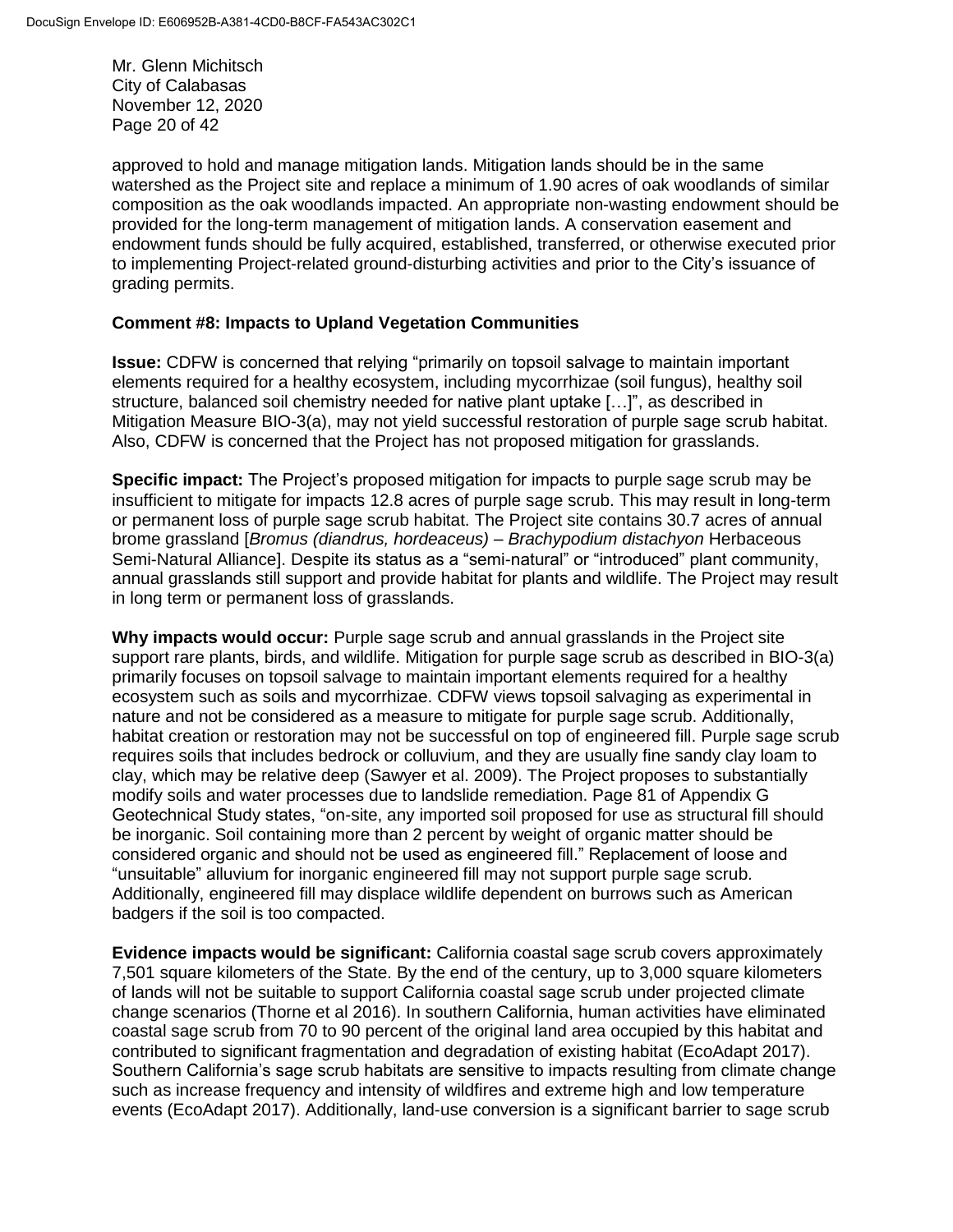approved to hold and manage mitigation lands. Mitigation lands should be in the same watershed as the Project site and replace a minimum of 1.90 acres of oak woodlands of similar composition as the oak woodlands impacted. An appropriate non-wasting endowment should be provided for the long-term management of mitigation lands. A conservation easement and endowment funds should be fully acquired, established, transferred, or otherwise executed prior to implementing Project-related ground-disturbing activities and prior to the City's issuance of grading permits.

**Comment #8: Impacts to Upland Vegetation Communities**

**Issue:** CDFW is concerned that relying "primarily on topsoil salvage to maintain important elements required for a healthy ecosystem, including mycorrhizae (soil fungus), healthy soil structure, balanced soil chemistry needed for native plant uptake […]", as described in Mitigation Measure BIO-3(a), may not yield successful restoration of purple sage scrub habitat. Also, CDFW is concerned that the Project has not proposed mitigation for grasslands.

**Specific impact:** The Project's proposed mitigation for impacts to purple sage scrub may be insufficient to mitigate for impacts 12.8 acres of purple sage scrub. This may result in long-term or permanent loss of purple sage scrub habitat. The Project site contains 30.7 acres of annual brome grassland [*Bromus (diandrus, hordeaceus) – Brachypodium distachyon* Herbaceous Semi-Natural Alliance]. Despite its status as a "semi-natural" or "introduced" plant community, annual grasslands still support and provide habitat for plants and wildlife. The Project may result in long term or permanent loss of grasslands.

**Why impacts would occur:** Purple sage scrub and annual grasslands in the Project site support rare plants, birds, and wildlife. Mitigation for purple sage scrub as described in BIO-3(a) primarily focuses on topsoil salvage to maintain important elements required for a healthy ecosystem such as soils and mycorrhizae. CDFW views topsoil salvaging as experimental in nature and not be considered as a measure to mitigate for purple sage scrub. Additionally, habitat creation or restoration may not be successful on top of engineered fill. Purple sage scrub requires soils that includes bedrock or colluvium, and they are usually fine sandy clay loam to clay, which may be relative deep (Sawyer et al. 2009). The Project proposes to substantially modify soils and water processes due to landslide remediation. Page 81 of Appendix G Geotechnical Study states, "on-site, any imported soil proposed for use as structural fill should be inorganic. Soil containing more than 2 percent by weight of organic matter should be considered organic and should not be used as engineered fill." Replacement of loose and "unsuitable" alluvium for inorganic engineered fill may not support purple sage scrub. Additionally, engineered fill may displace wildlife dependent on burrows such as American badgers if the soil is too compacted.

**Evidence impacts would be significant:** California coastal sage scrub covers approximately 7,501 square kilometers of the State. By the end of the century, up to 3,000 square kilometers of lands will not be suitable to support California coastal sage scrub under projected climate change scenarios (Thorne et al 2016). In southern California, human activities have eliminated coastal sage scrub from 70 to 90 percent of the original land area occupied by this habitat and contributed to significant fragmentation and degradation of existing habitat (EcoAdapt 2017). Southern California's sage scrub habitats are sensitive to impacts resulting from climate change such as increase frequency and intensity of wildfires and extreme high and low temperature events (EcoAdapt 2017). Additionally, land-use conversion is a significant barrier to sage scrub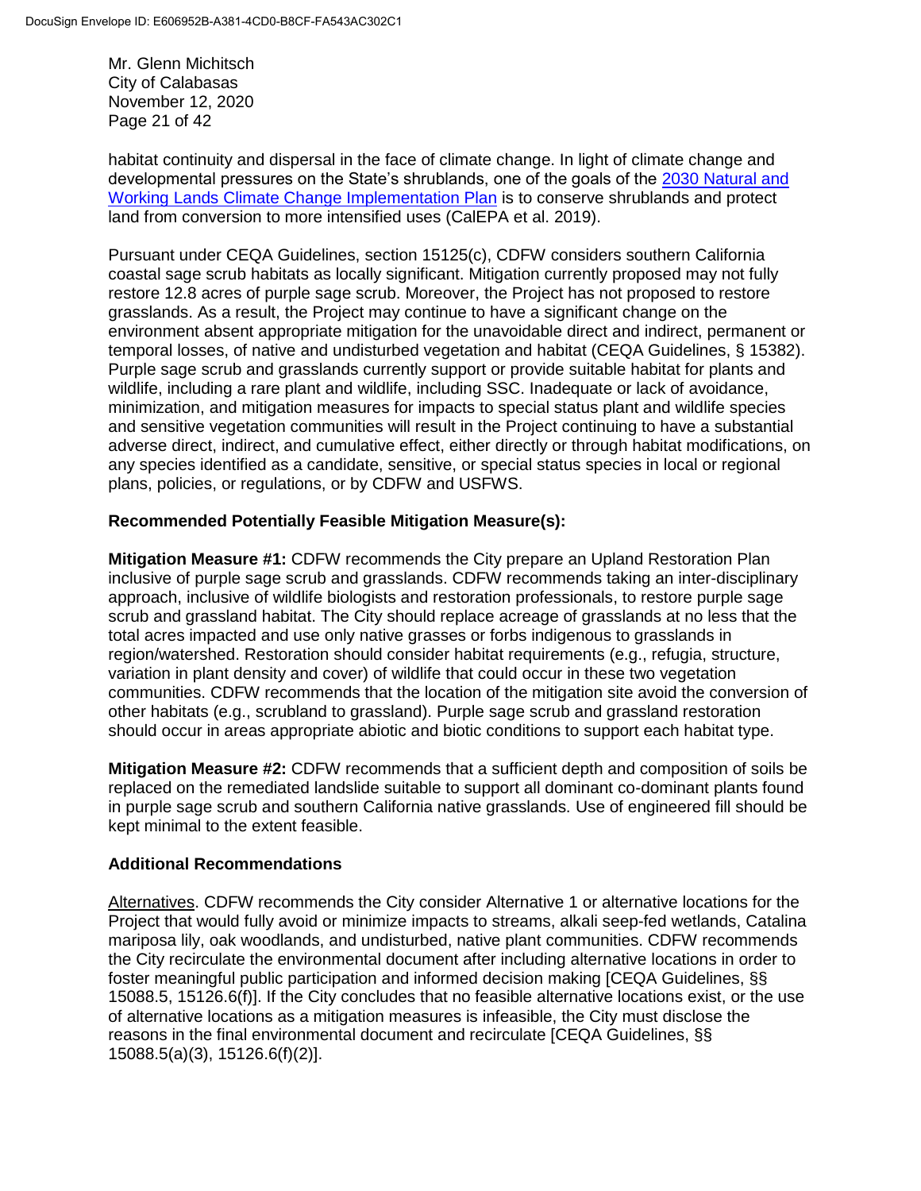habitat continuity and dispersal in the face of climate change. In light of climate change and developmental pressures on the State's shrublands, one of the goals of the [2030 Natural and Working Lands Climate Change Implementation Plan](#) is to conserve shrublands and protect land from conversion to more intensified uses (CalEPA et al. 2019).

Pursuant under CEQA Guidelines, section 15125(c), CDFW considers southern California coastal sage scrub habitats as locally significant. Mitigation currently proposed may not fully restore 12.8 acres of purple sage scrub. Moreover, the Project has not proposed to restore grasslands. As a result, the Project may continue to have a significant change on the environment absent appropriate mitigation for the unavoidable direct and indirect, permanent or temporal losses, of native and undisturbed vegetation and habitat (CEQA Guidelines, § 15382). Purple sage scrub and grasslands currently support or provide suitable habitat for plants and wildlife, including a rare plant and wildlife, including SSC. Inadequate or lack of avoidance, minimization, and mitigation measures for impacts to special status plant and wildlife species and sensitive vegetation communities will result in the Project continuing to have a substantial adverse direct, indirect, and cumulative effect, either directly or through habitat modifications, on any species identified as a candidate, sensitive, or special status species in local or regional plans, policies, or regulations, or by CDFW and USFWS.

**Recommended Potentially Feasible Mitigation Measure(s):**

**Mitigation Measure #1:** CDFW recommends the City prepare an Upland Restoration Plan inclusive of purple sage scrub and grasslands. CDFW recommends taking an inter-disciplinary approach, inclusive of wildlife biologists and restoration professionals, to restore purple sage scrub and grassland habitat. The City should replace acreage of grasslands at no less that the total acres impacted and use only native grasses or forbs indigenous to grasslands in region/watershed. Restoration should consider habitat requirements (e.g., refugia, structure, variation in plant density and cover) of wildlife that could occur in these two vegetation communities. CDFW recommends that the location of the mitigation site avoid the conversion of other habitats (e.g., scrubland to grassland). Purple sage scrub and grassland restoration should occur in areas appropriate abiotic and biotic conditions to support each habitat type.

**Mitigation Measure #2:** CDFW recommends that a sufficient depth and composition of soils be replaced on the remediated landslide suitable to support all dominant co-dominant plants found in purple sage scrub and southern California native grasslands. Use of engineered fill should be kept minimal to the extent feasible.

**Additional Recommendations**

Alternatives. CDFW recommends the City consider Alternative 1 or alternative locations for the Project that would fully avoid or minimize impacts to streams, alkali seep-fed wetlands, Catalina mariposa lily, oak woodlands, and undisturbed, native plant communities. CDFW recommends the City recirculate the environmental document after including alternative locations in order to foster meaningful public participation and informed decision making [CEQA Guidelines, §§ 15088.5, 15126.6(f)]. If the City concludes that no feasible alternative locations exist, or the use of alternative locations as a mitigation measures is infeasible, the City must disclose the reasons in the final environmental document and recirculate [CEQA Guidelines, §§ 15088.5(a)(3), 15126.6(f)(2)].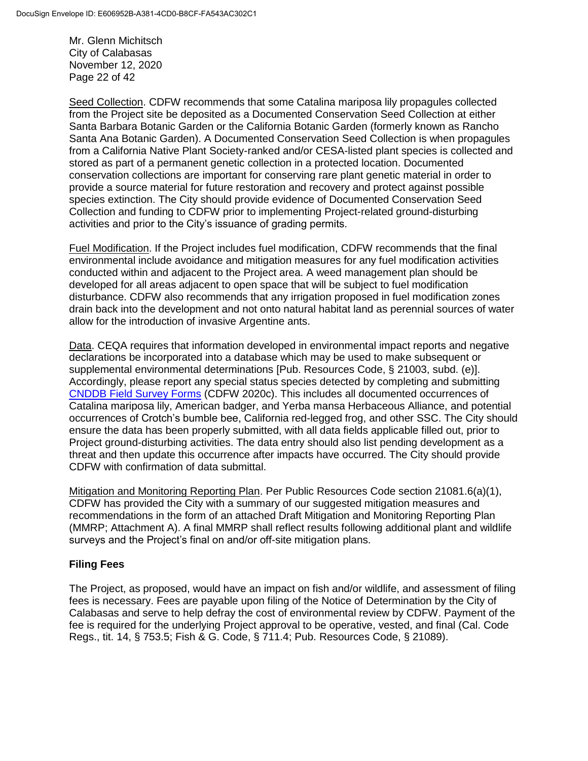Seed Collection. CDFW recommends that some Catalina mariposa lily propagules collected from the Project site be deposited as a Documented Conservation Seed Collection at either Santa Barbara Botanic Garden or the California Botanic Garden (formerly known as Rancho Santa Ana Botanic Garden). A Documented Conservation Seed Collection is when propagules from a California Native Plant Society-ranked and/or CESA-listed plant species is collected and stored as part of a permanent genetic collection in a protected location. Documented conservation collections are important for conserving rare plant genetic material in order to provide a source material for future restoration and recovery and protect against possible species extinction. The City should provide evidence of Documented Conservation Seed Collection and funding to CDFW prior to implementing Project-related ground-disturbing activities and prior to the City's issuance of grading permits.

Fuel Modification. If the Project includes fuel modification, CDFW recommends that the final environmental include avoidance and mitigation measures for any fuel modification activities conducted within and adjacent to the Project area. A weed management plan should be developed for all areas adjacent to open space that will be subject to fuel modification disturbance. CDFW also recommends that any irrigation proposed in fuel modification zones drain back into the development and not onto natural habitat land as perennial sources of water allow for the introduction of invasive Argentine ants.

Data. CEQA requires that information developed in environmental impact reports and negative declarations be incorporated into a database which may be used to make subsequent or supplemental environmental determinations [Pub. Resources Code, § 21003, subd. (e)]. Accordingly, please report any special status species detected by completing and submitting CNDDB Field Survey Forms (CDFW 2020c). This includes all documented occurrences of Catalina mariposa lily, American badger, and Yerba mansa Herbaceous Alliance, and potential occurrences of Crotch's bumble bee, California red-legged frog, and other SSC. The City should ensure the data has been properly submitted, with all data fields applicable filled out, prior to Project ground-disturbing activities. The data entry should also list pending development as a threat and then update this occurrence after impacts have occurred. The City should provide CDFW with confirmation of data submittal.

Mitigation and Monitoring Reporting Plan. Per Public Resources Code section 21081.6(a)(1), CDFW has provided the City with a summary of our suggested mitigation measures and recommendations in the form of an attached Draft Mitigation and Monitoring Reporting Plan (MMRP; Attachment A). A final MMRP shall reflect results following additional plant and wildlife surveys and the Project's final on and/or off-site mitigation plans.

## Filing Fees

The Project, as proposed, would have an impact on fish and/or wildlife, and assessment of filing fees is necessary. Fees are payable upon filing of the Notice of Determination by the City of Calabasas and serve to help defray the cost of environmental review by CDFW. Payment of the fee is required for the underlying Project approval to be operative, vested, and final (Cal. Code Regs., tit. 14, § 753.5; Fish & G. Code, § 711.4; Pub. Resources Code, § 21089).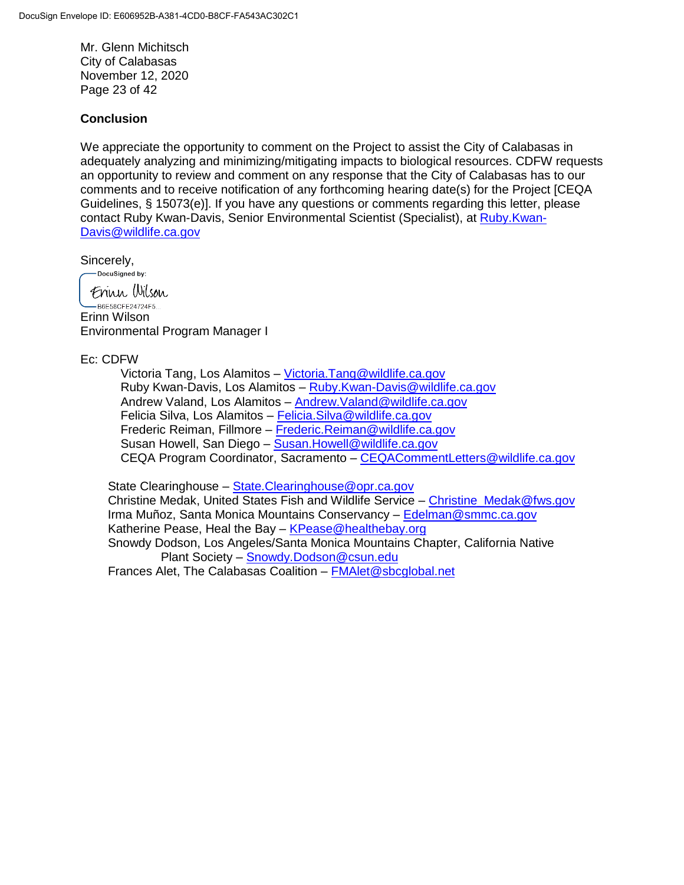Mr. Glenn Michitsch
City of Calabasas
November 12, 2020
Page 23 of 42

**Conclusion**

We appreciate the opportunity to comment on the Project to assist the City of Calabasas in adequately analyzing and minimizing/mitigating impacts to biological resources. CDFW requests an opportunity to review and comment on any response that the City of Calabasas has to our comments and to receive notification of any forthcoming hearing date(s) for the Project [CEQA Guidelines, § 15073(e)]. If you have any questions or comments regarding this letter, please contact Ruby Kwan-Davis, Senior Environmental Scientist (Specialist), at Ruby.Kwan-Davis@wildlife.ca.gov

Sincerely,

DocuSigned by:
Erinn Wilson
B6E58CFE24724F5...

Erinn Wilson
Environmental Program Manager I

Ec: CDFW

Victoria Tang, Los Alamitos – Victoria.Tang@wildlife.ca.gov
Ruby Kwan-Davis, Los Alamitos – Ruby.Kwan-Davis@wildlife.ca.gov
Andrew Valand, Los Alamitos – Andrew.Valand@wildlife.ca.gov
Felicia Silva, Los Alamitos – Felicia.Silva@wildlife.ca.gov
Frederic Reiman, Fillmore – Frederic.Reiman@wildlife.ca.gov
Susan Howell, San Diego – Susan.Howell@wildlife.ca.gov
CEQA Program Coordinator, Sacramento – CEQACommentLetters@wildlife.ca.gov

State Clearinghouse – State.Clearinghouse@opr.ca.gov
Christine Medak, United States Fish and Wildlife Service – Christine_Medak@fws.gov
Irma Muñoz, Santa Monica Mountains Conservancy – Edelman@smmc.ca.gov
Katherine Pease, Heal the Bay – KPease@healthebay.org
Snowdy Dodson, Los Angeles/Santa Monica Mountains Chapter, California Native Plant Society – Snowdy.Dodson@csun.edu
Frances Alet, The Calabasas Coalition – FMAlet@sbcglobal.net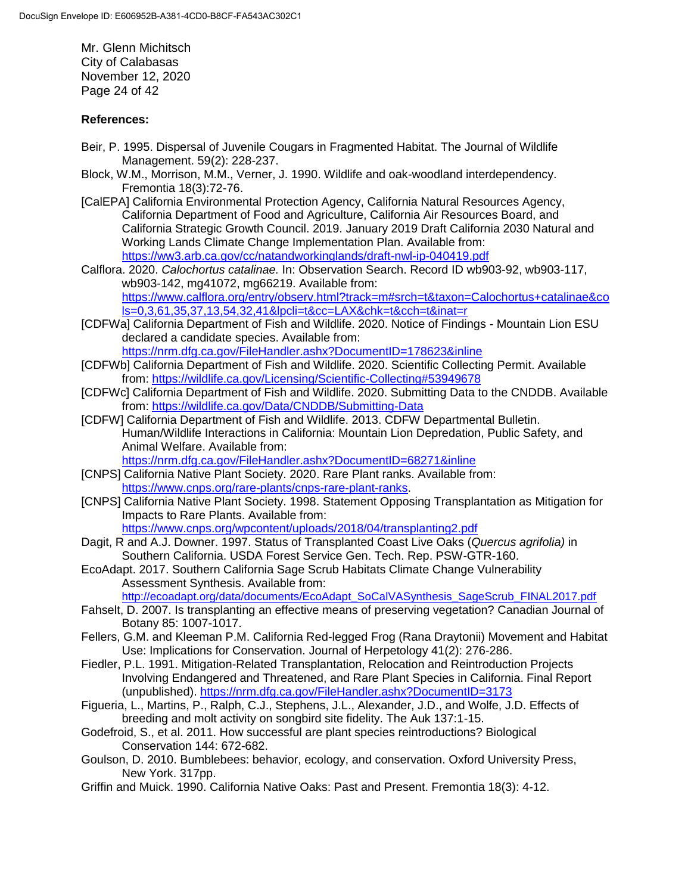Mr. Glenn Michitsch
City of Calabasas
November 12, 2020

**References:**

Beir, P. 1995. Dispersal of Juvenile Cougars in Fragmented Habitat. The Journal of Wildlife Management. 59(2): 228-237.

Block, W.M., Morrison, M.M., Verner, J. 1990. Wildlife and oak-woodland interdependency. Fremontia 18(3):72-76.

[CalEPA] California Environmental Protection Agency, California Natural Resources Agency, California Department of Food and Agriculture, California Air Resources Board, and California Strategic Growth Council. 2019. January 2019 Draft California 2030 Natural and Working Lands Climate Change Implementation Plan. Available from: https://ww3.arb.ca.gov/cc/natandworkinglands/draft-nwl-ip-040419.pdf

Calflora. 2020. *Calochortus catalinae.* In: Observation Search. Record ID wb903-92, wb903-117, wb903-142, mg41072, mg66219. Available from: https://www.calflora.org/entry/observ.html?track=m#srch=t&taxon=Calochortus+catalinae&cols=0,3,61,35,37,13,54,32,41&lpcli=t&cc=LAX&chk=t&cch=t&inat=r

[CDFWa] California Department of Fish and Wildlife. 2020. Notice of Findings - Mountain Lion ESU declared a candidate species. Available from: https://nrm.dfg.ca.gov/FileHandler.ashx?DocumentID=178623&inline

[CDFWb] California Department of Fish and Wildlife. 2020. Scientific Collecting Permit. Available from: https://wildlife.ca.gov/Licensing/Scientific-Collecting#53949678

[CDFWc] California Department of Fish and Wildlife. 2020. Submitting Data to the CNDDB. Available from: https://wildlife.ca.gov/Data/CNDDB/Submitting-Data

[CDFW] California Department of Fish and Wildlife. 2013. CDFW Departmental Bulletin. Human/Wildlife Interactions in California: Mountain Lion Depredation, Public Safety, and Animal Welfare. Available from: https://nrm.dfg.ca.gov/FileHandler.ashx?DocumentID=68271&inline

[CNPS] California Native Plant Society. 2020. Rare Plant ranks. Available from: https://www.cnps.org/rare-plants/cnps-rare-plant-ranks.

[CNPS] California Native Plant Society. 1998. Statement Opposing Transplantation as Mitigation for Impacts to Rare Plants. Available from: https://www.cnps.org/wpcontent/uploads/2018/04/transplanting2.pdf

Dagit, R and A.J. Downer. 1997. Status of Transplanted Coast Live Oaks (*Quercus agrifolia)* in Southern California. USDA Forest Service Gen. Tech. Rep. PSW-GTR-160.

EcoAdapt. 2017. Southern California Sage Scrub Habitats Climate Change Vulnerability Assessment Synthesis. Available from: http://ecoadapt.org/data/documents/EcoAdapt_SoCalVASynthesis_SageScrub_FINAL2017.pdf

Fahselt, D. 2007. Is transplanting an effective means of preserving vegetation? Canadian Journal of Botany 85: 1007-1017.

Fellers, G.M. and Kleeman P.M. California Red-legged Frog (Rana Draytonii) Movement and Habitat Use: Implications for Conservation. Journal of Herpetology 41(2): 276-286.

Fiedler, P.L. 1991. Mitigation-Related Transplantation, Relocation and Reintroduction Projects Involving Endangered and Threatened, and Rare Plant Species in California. Final Report (unpublished). https://nrm.dfg.ca.gov/FileHandler.ashx?DocumentID=3173

Figueria, L., Martins, P., Ralph, C.J., Stephens, J.L., Alexander, J.D., and Wolfe, J.D. Effects of breeding and molt activity on songbird site fidelity. The Auk 137:1-15.

Godefroid, S., et al. 2011. How successful are plant species reintroductions? Biological Conservation 144: 672-682.

Goulson, D. 2010. Bumblebees: behavior, ecology, and conservation. Oxford University Press, New York. 317pp.

Griffin and Muick. 1990. California Native Oaks: Past and Present. Fremontia 18(3): 4-12.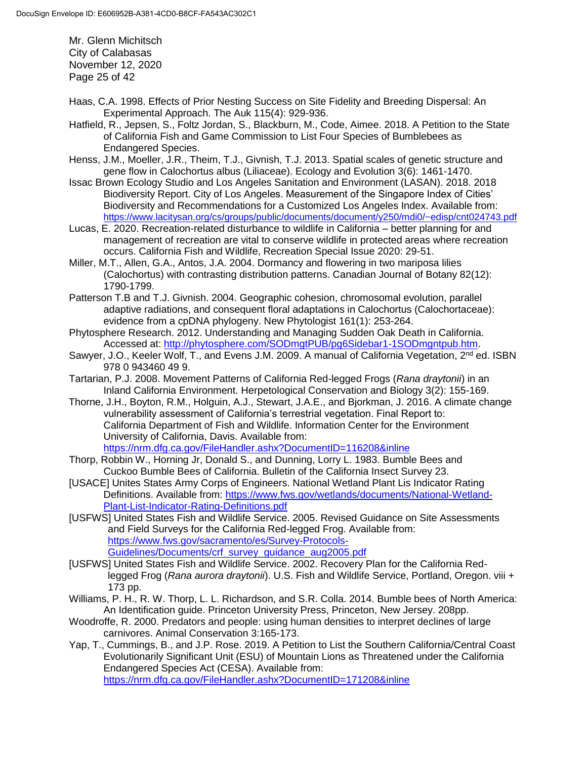Haas, C.A. 1998. Effects of Prior Nesting Success on Site Fidelity and Breeding Dispersal: An Experimental Approach. The Auk 115(4): 929-936.

Hatfield, R., Jepsen, S., Foltz Jordan, S., Blackburn, M., Code, Aimee. 2018. A Petition to the State of California Fish and Game Commission to List Four Species of Bumblebees as Endangered Species.

Henss, J.M., Moeller, J.R., Theim, T.J., Givnish, T.J. 2013. Spatial scales of genetic structure and gene flow in Calochortus albus (Liliaceae). Ecology and Evolution 3(6): 1461-1470.

Issac Brown Ecology Studio and Los Angeles Sanitation and Environment (LASAN). 2018. 2018 Biodiversity Report. City of Los Angeles. Measurement of the Singapore Index of Cities' Biodiversity and Recommendations for a Customized Los Angeles Index. Available from: https://www.lacitysan.org/cs/groups/public/documents/document/y250/mdi0/~edisp/cnt024743.pdf

Lucas, E. 2020. Recreation-related disturbance to wildlife in California – better planning for and management of recreation are vital to conserve wildlife in protected areas where recreation occurs. California Fish and Wildlife, Recreation Special Issue 2020: 29-51.

Miller, M.T., Allen, G.A., Antos, J.A. 2004. Dormancy and flowering in two mariposa lilies (Calochortus) with contrasting distribution patterns. Canadian Journal of Botany 82(12): 1790-1799.

Patterson T.B and T.J. Givnish. 2004. Geographic cohesion, chromosomal evolution, parallel adaptive radiations, and consequent floral adaptations in Calochortus (Calochortaceae): evidence from a cpDNA phylogeny. New Phytologist 161(1): 253-264.

Phytosphere Research. 2012. Understanding and Managing Sudden Oak Death in California. Accessed at: http://phytosphere.com/SODmgtPUB/pg6Sidebar1-1SODmgntpub.htm.

Sawyer, J.O., Keeler Wolf, T., and Evens J.M. 2009. A manual of California Vegetation, 2nd ed. ISBN 978 0 943460 49 9.

Tartarian, P.J. 2008. Movement Patterns of California Red-legged Frogs (*Rana draytonii*) in an Inland California Environment. Herpetological Conservation and Biology 3(2): 155-169.

Thorne, J.H., Boyton, R.M., Holguin, A.J., Stewart, J.A.E., and Bjorkman, J. 2016. A climate change vulnerability assessment of California's terrestrial vegetation. Final Report to: California Department of Fish and Wildlife. Information Center for the Environment University of California, Davis. Available from: https://nrm.dfg.ca.gov/FileHandler.ashx?DocumentID=116208&inline

Thorp, Robbin W., Horning Jr, Donald S., and Dunning, Lorry L. 1983. Bumble Bees and Cuckoo Bumble Bees of California. Bulletin of the California Insect Survey 23.

[USACE] Unites States Army Corps of Engineers. National Wetland Plant Lis Indicator Rating Definitions. Available from: https://www.fws.gov/wetlands/documents/National-Wetland-Plant-List-Indicator-Rating-Definitions.pdf

[USFWS] United States Fish and Wildlife Service. 2005. Revised Guidance on Site Assessments and Field Surveys for the California Red-legged Frog. Available from: https://www.fws.gov/sacramento/es/Survey-Protocols-Guidelines/Documents/crf_survey_guidance_aug2005.pdf

[USFWS] United States Fish and Wildlife Service. 2002. Recovery Plan for the California Red-legged Frog (*Rana aurora draytonii*). U.S. Fish and Wildlife Service, Portland, Oregon. viii + 173 pp.

Williams, P. H., R. W. Thorp, L. L. Richardson, and S.R. Colla. 2014. Bumble bees of North America: An Identification guide. Princeton University Press, Princeton, New Jersey. 208pp.

Woodroffe, R. 2000. Predators and people: using human densities to interpret declines of large carnivores. Animal Conservation 3:165-173.

Yap, T., Cummings, B., and J.P. Rose. 2019. A Petition to List the Southern California/Central Coast Evolutionarily Significant Unit (ESU) of Mountain Lions as Threatened under the California Endangered Species Act (CESA). Available from: https://nrm.dfg.ca.gov/FileHandler.ashx?DocumentID=171208&inline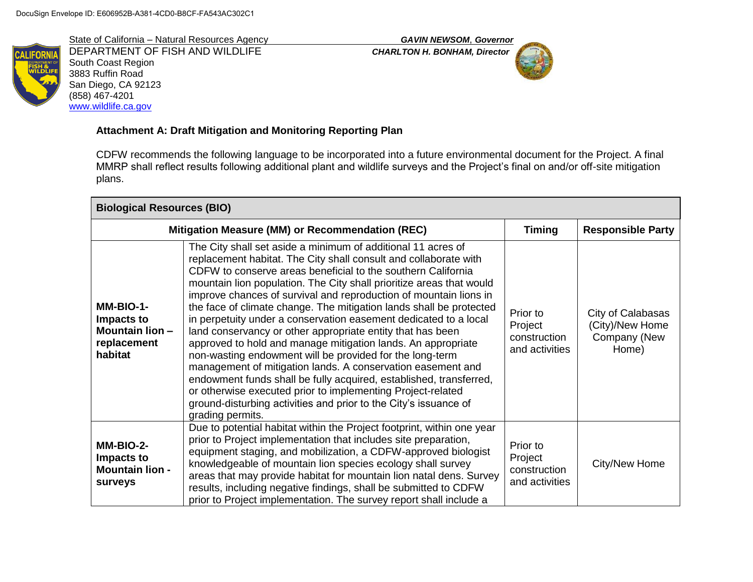DocuSign Envelope ID: E606952B-A381-4CD0-B8CF-FA543AC302C1

State of California – Natural Resources Agency
DEPARTMENT OF FISH AND WILDLIFE
South Coast Region
3883 Ruffin Road
San Diego, CA 92123
(858) 467-4201
www.wildlife.ca.gov

***GAVIN NEWSOM*, *Governor***
***CHARLTON H. BONHAM, Director***

**Attachment A: Draft Mitigation and Monitoring Reporting Plan**

CDFW recommends the following language to be incorporated into a future environmental document for the Project. A final MMRP shall reflect results following additional plant and wildlife surveys and the Project's final on and/or off-site mitigation plans.

| **Biological Resources (BIO)** | | | |
|---|---|---|---|
| **Mitigation Measure (MM) or Recommendation (REC)** | | **Timing** | **Responsible Party** |
| **MM-BIO-1- Impacts to Mountain lion – replacement habitat** | The City shall set aside a minimum of additional 11 acres of replacement habitat. The City shall consult and collaborate with CDFW to conserve areas beneficial to the southern California mountain lion population. The City shall prioritize areas that would improve chances of survival and reproduction of mountain lions in the face of climate change. The mitigation lands shall be protected in perpetuity under a conservation easement dedicated to a local land conservancy or other appropriate entity that has been approved to hold and manage mitigation lands. An appropriate non-wasting endowment will be provided for the long-term management of mitigation lands. A conservation easement and endowment funds shall be fully acquired, established, transferred, or otherwise executed prior to implementing Project-related ground-disturbing activities and prior to the City's issuance of grading permits. | Prior to Project construction and activities | City of Calabasas (City)/New Home Company (New Home) |
| **MM-BIO-2- Impacts to Mountain lion - surveys** | Due to potential habitat within the Project footprint, within one year prior to Project implementation that includes site preparation, equipment staging, and mobilization, a CDFW-approved biologist knowledgeable of mountain lion species ecology shall survey areas that may provide habitat for mountain lion natal dens. Survey results, including negative findings, shall be submitted to CDFW prior to Project implementation. The survey report shall include a | Prior to Project construction and activities | City/New Home |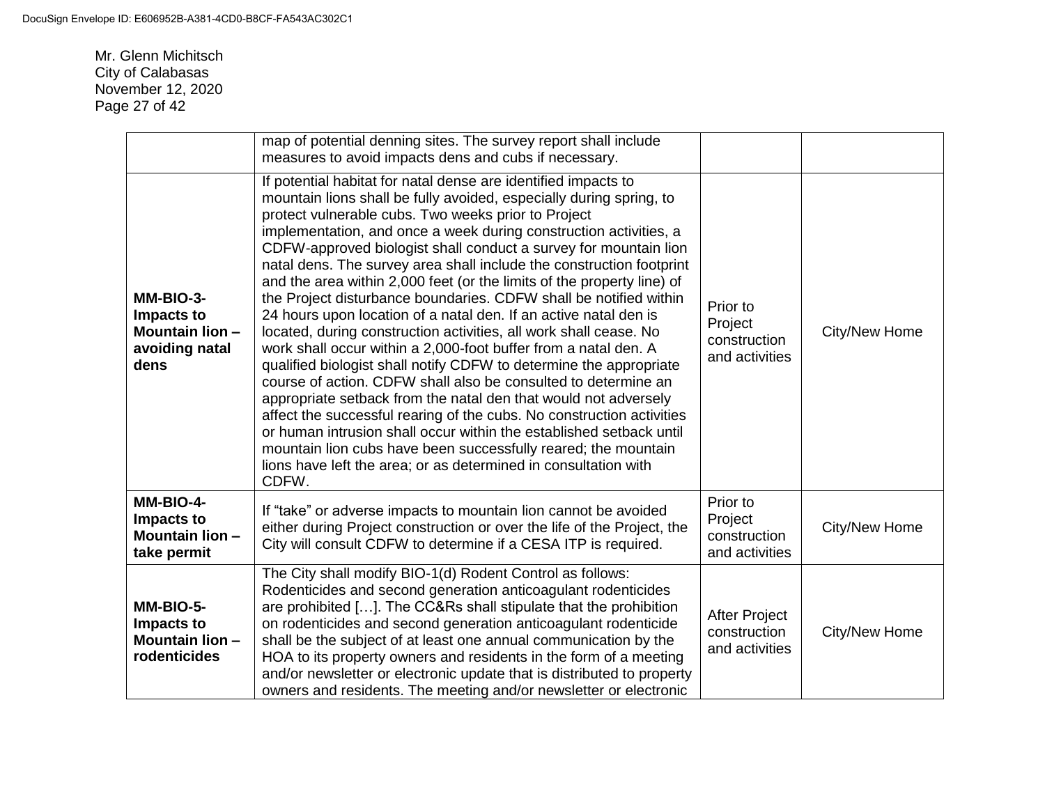Mr. Glenn Michitsch
City of Calabasas
November 12, 2020

| | | | |
|---|---|---|---|
| | map of potential denning sites. The survey report shall include measures to avoid impacts dens and cubs if necessary. | | |
| **MM-BIO-3- Impacts to Mountain lion – avoiding natal dens** | If potential habitat for natal dense are identified impacts to mountain lions shall be fully avoided, especially during spring, to protect vulnerable cubs. Two weeks prior to Project implementation, and once a week during construction activities, a CDFW-approved biologist shall conduct a survey for mountain lion natal dens. The survey area shall include the construction footprint and the area within 2,000 feet (or the limits of the property line) of the Project disturbance boundaries. CDFW shall be notified within 24 hours upon location of a natal den. If an active natal den is located, during construction activities, all work shall cease. No work shall occur within a 2,000-foot buffer from a natal den. A qualified biologist shall notify CDFW to determine the appropriate course of action. CDFW shall also be consulted to determine an appropriate setback from the natal den that would not adversely affect the successful rearing of the cubs. No construction activities or human intrusion shall occur within the established setback until mountain lion cubs have been successfully reared; the mountain lions have left the area; or as determined in consultation with CDFW. | Prior to Project construction and activities | City/New Home |
| **MM-BIO-4- Impacts to Mountain lion – take permit** | If "take" or adverse impacts to mountain lion cannot be avoided either during Project construction or over the life of the Project, the City will consult CDFW to determine if a CESA ITP is required. | Prior to Project construction and activities | City/New Home |
| **MM-BIO-5- Impacts to Mountain lion – rodenticides** | The City shall modify BIO-1(d) Rodent Control as follows: Rodenticides and second generation anticoagulant rodenticides are prohibited […]. The CC&Rs shall stipulate that the prohibition on rodenticides and second generation anticoagulant rodenticide shall be the subject of at least one annual communication by the HOA to its property owners and residents in the form of a meeting and/or newsletter or electronic update that is distributed to property owners and residents. The meeting and/or newsletter or electronic | After Project construction and activities | City/New Home |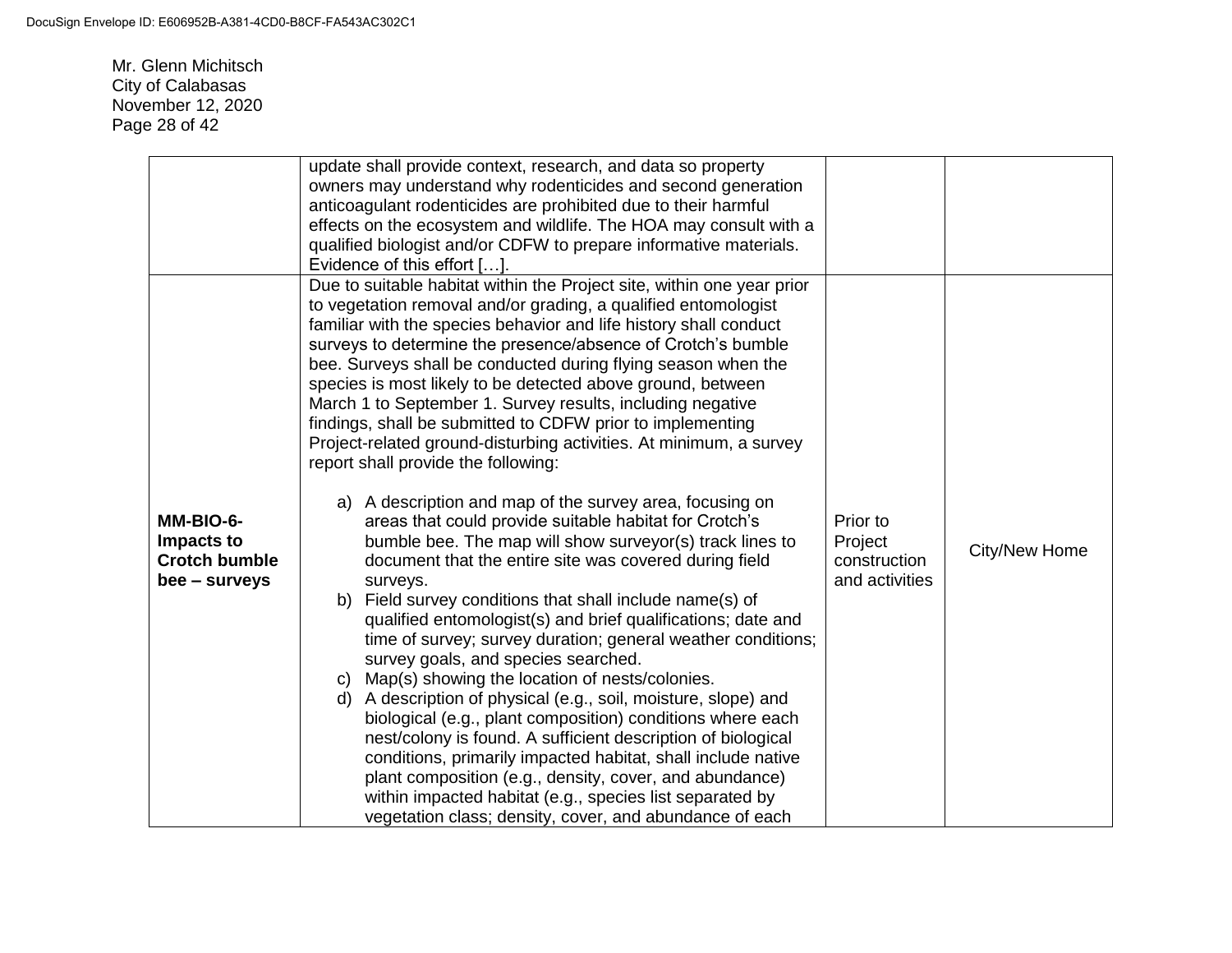| | | | |
|---|---|---|---|
| | update shall provide context, research, and data so property owners may understand why rodenticides and second generation anticoagulant rodenticides are prohibited due to their harmful effects on the ecosystem and wildlife. The HOA may consult with a qualified biologist and/or CDFW to prepare informative materials. Evidence of this effort […]. | | |
| **MM-BIO-6- Impacts to Crotch bumble bee – surveys** | Due to suitable habitat within the Project site, within one year prior to vegetation removal and/or grading, a qualified entomologist familiar with the species behavior and life history shall conduct surveys to determine the presence/absence of Crotch's bumble bee. Surveys shall be conducted during flying season when the species is most likely to be detected above ground, between March 1 to September 1. Survey results, including negative findings, shall be submitted to CDFW prior to implementing Project-related ground-disturbing activities. At minimum, a survey report shall provide the following:<br><br>a) A description and map of the survey area, focusing on areas that could provide suitable habitat for Crotch's bumble bee. The map will show surveyor(s) track lines to document that the entire site was covered during field surveys.<br>b) Field survey conditions that shall include name(s) of qualified entomologist(s) and brief qualifications; date and time of survey; survey duration; general weather conditions; survey goals, and species searched.<br>c) Map(s) showing the location of nests/colonies.<br>d) A description of physical (e.g., soil, moisture, slope) and biological (e.g., plant composition) conditions where each nest/colony is found. A sufficient description of biological conditions, primarily impacted habitat, shall include native plant composition (e.g., density, cover, and abundance) within impacted habitat (e.g., species list separated by vegetation class; density, cover, and abundance of each | Prior to Project construction and activities | City/New Home |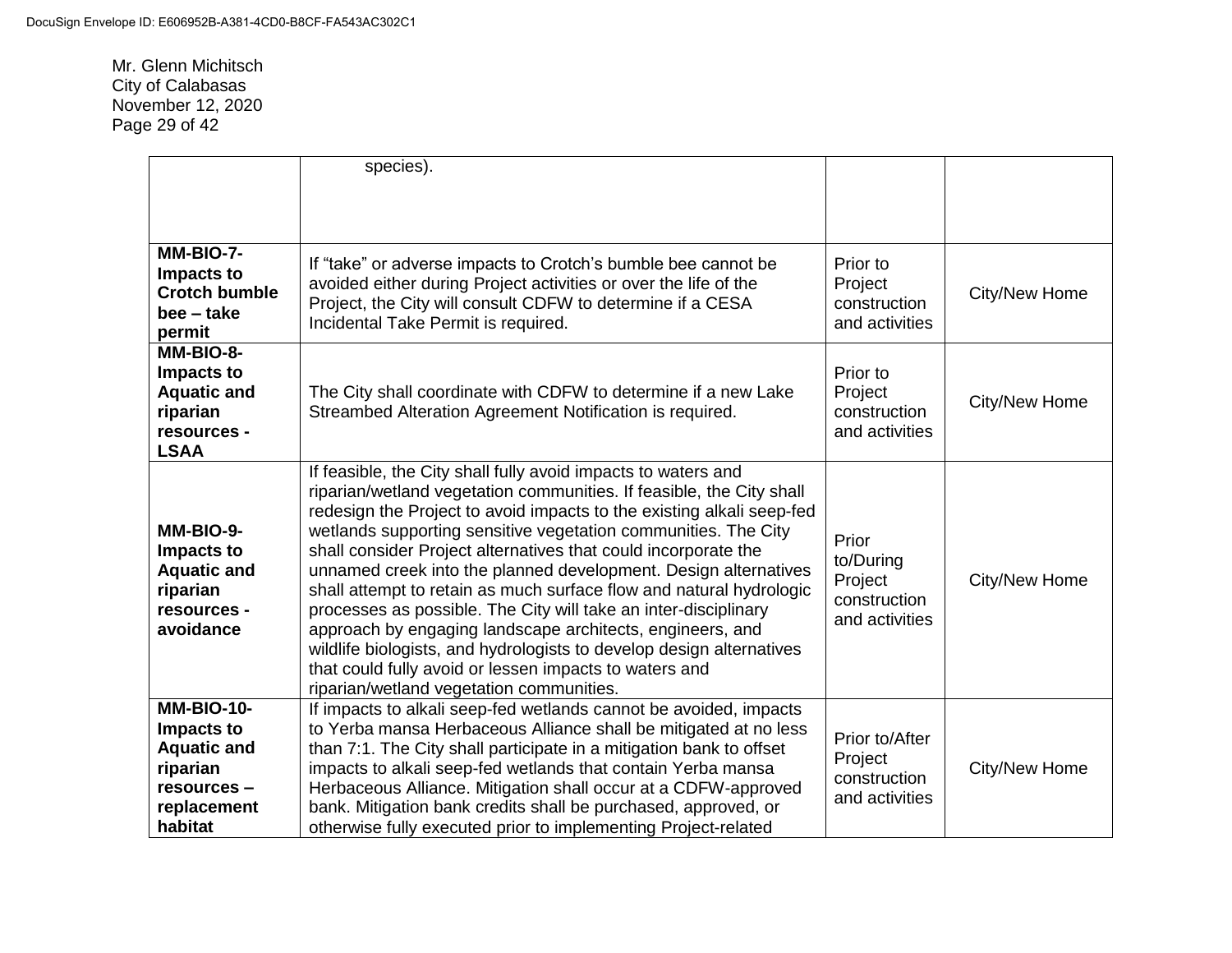| | | | |
|---|---|---|---|
| | species). | | |
| **MM-BIO-7- Impacts to Crotch bumble bee – take permit** | If “take” or adverse impacts to Crotch’s bumble bee cannot be avoided either during Project activities or over the life of the Project, the City will consult CDFW to determine if a CESA Incidental Take Permit is required. | Prior to Project construction and activities | City/New Home |
| **MM-BIO-8- Impacts to Aquatic and riparian resources - LSAA** | The City shall coordinate with CDFW to determine if a new Lake Streambed Alteration Agreement Notification is required. | Prior to Project construction and activities | City/New Home |
| **MM-BIO-9- Impacts to Aquatic and riparian resources - avoidance** | If feasible, the City shall fully avoid impacts to waters and riparian/wetland vegetation communities. If feasible, the City shall redesign the Project to avoid impacts to the existing alkali seep-fed wetlands supporting sensitive vegetation communities. The City shall consider Project alternatives that could incorporate the unnamed creek into the planned development. Design alternatives shall attempt to retain as much surface flow and natural hydrologic processes as possible. The City will take an inter-disciplinary approach by engaging landscape architects, engineers, and wildlife biologists, and hydrologists to develop design alternatives that could fully avoid or lessen impacts to waters and riparian/wetland vegetation communities. | Prior to/During Project construction and activities | City/New Home |
| **MM-BIO-10- Impacts to Aquatic and riparian resources – replacement habitat** | If impacts to alkali seep-fed wetlands cannot be avoided, impacts to Yerba mansa Herbaceous Alliance shall be mitigated at no less than 7:1. The City shall participate in a mitigation bank to offset impacts to alkali seep-fed wetlands that contain Yerba mansa Herbaceous Alliance. Mitigation shall occur at a CDFW-approved bank. Mitigation bank credits shall be purchased, approved, or otherwise fully executed prior to implementing Project-related | Prior to/After Project construction and activities | City/New Home |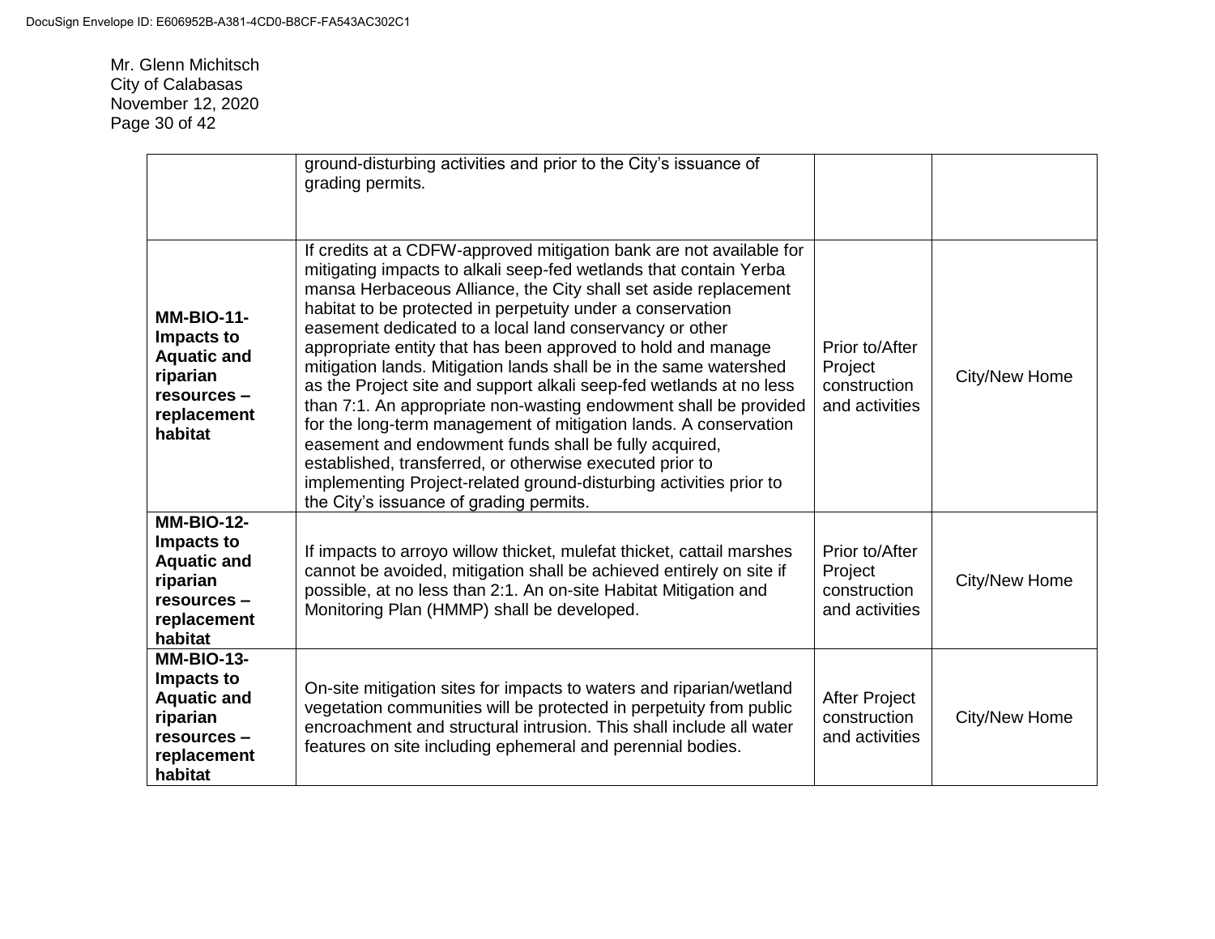Mr. Glenn Michitsch
City of Calabasas
November 12, 2020

| | | | |
|---|---|---|---|
| | ground-disturbing activities and prior to the City's issuance of grading permits. | | |
| **MM-BIO-11- Impacts to Aquatic and riparian resources – replacement habitat** | If credits at a CDFW-approved mitigation bank are not available for mitigating impacts to alkali seep-fed wetlands that contain Yerba mansa Herbaceous Alliance, the City shall set aside replacement habitat to be protected in perpetuity under a conservation easement dedicated to a local land conservancy or other appropriate entity that has been approved to hold and manage mitigation lands. Mitigation lands shall be in the same watershed as the Project site and support alkali seep-fed wetlands at no less than 7:1. An appropriate non-wasting endowment shall be provided for the long-term management of mitigation lands. A conservation easement and endowment funds shall be fully acquired, established, transferred, or otherwise executed prior to implementing Project-related ground-disturbing activities prior to the City's issuance of grading permits. | Prior to/After Project construction and activities | City/New Home |
| **MM-BIO-12- Impacts to Aquatic and riparian resources – replacement habitat** | If impacts to arroyo willow thicket, mulefat thicket, cattail marshes cannot be avoided, mitigation shall be achieved entirely on site if possible, at no less than 2:1. An on-site Habitat Mitigation and Monitoring Plan (HMMP) shall be developed. | Prior to/After Project construction and activities | City/New Home |
| **MM-BIO-13- Impacts to Aquatic and riparian resources – replacement habitat** | On-site mitigation sites for impacts to waters and riparian/wetland vegetation communities will be protected in perpetuity from public encroachment and structural intrusion. This shall include all water features on site including ephemeral and perennial bodies. | After Project construction and activities | City/New Home |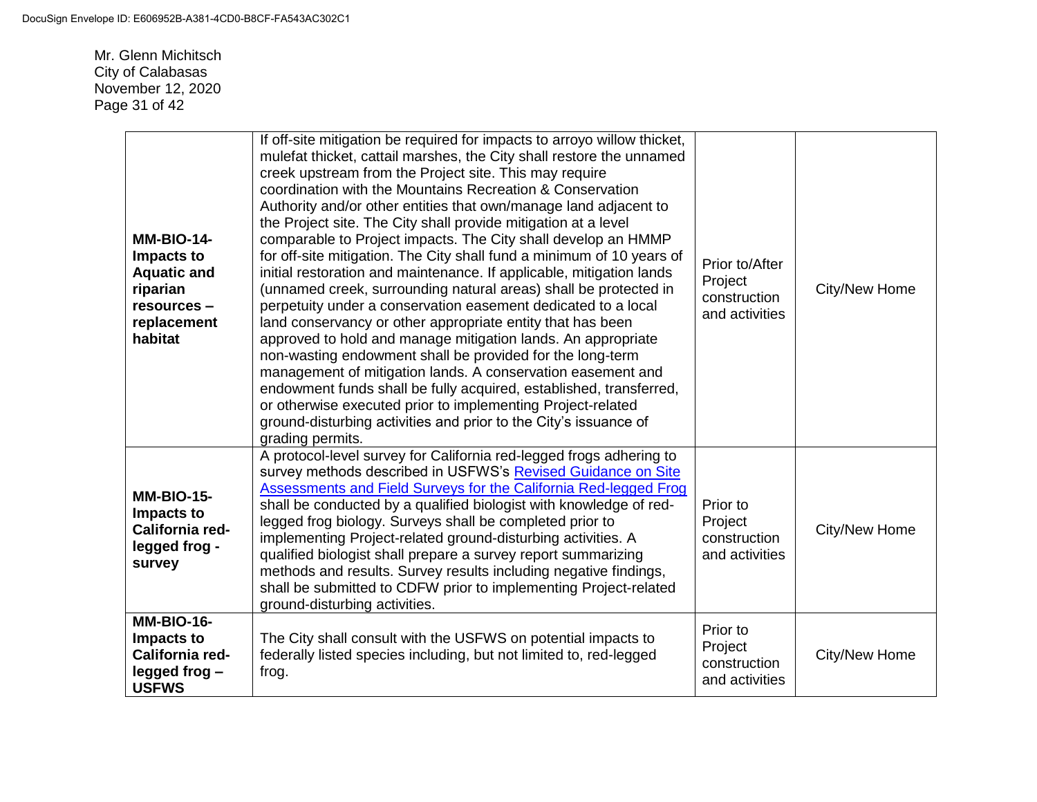Mr. Glenn Michitsch
City of Calabasas
November 12, 2020

| | | | |
|---|---|---|---|
| **MM-BIO-14- Impacts to Aquatic and riparian resources – replacement habitat** | If off-site mitigation be required for impacts to arroyo willow thicket, mulefat thicket, cattail marshes, the City shall restore the unnamed creek upstream from the Project site. This may require coordination with the Mountains Recreation & Conservation Authority and/or other entities that own/manage land adjacent to the Project site. The City shall provide mitigation at a level comparable to Project impacts. The City shall develop an HMMP for off-site mitigation. The City shall fund a minimum of 10 years of initial restoration and maintenance. If applicable, mitigation lands (unnamed creek, surrounding natural areas) shall be protected in perpetuity under a conservation easement dedicated to a local land conservancy or other appropriate entity that has been approved to hold and manage mitigation lands. An appropriate non-wasting endowment shall be provided for the long-term management of mitigation lands. A conservation easement and endowment funds shall be fully acquired, established, transferred, or otherwise executed prior to implementing Project-related ground-disturbing activities and prior to the City's issuance of grading permits. | Prior to/After Project construction and activities | City/New Home |
| **MM-BIO-15- Impacts to California red-legged frog - survey** | A protocol-level survey for California red-legged frogs adhering to survey methods described in USFWS's [Revised Guidance on Site Assessments and Field Surveys for the California Red-legged Frog]() shall be conducted by a qualified biologist with knowledge of red-legged frog biology. Surveys shall be completed prior to implementing Project-related ground-disturbing activities. A qualified biologist shall prepare a survey report summarizing methods and results. Survey results including negative findings, shall be submitted to CDFW prior to implementing Project-related ground-disturbing activities. | Prior to Project construction and activities | City/New Home |
| **MM-BIO-16- Impacts to California red-legged frog – USFWS** | The City shall consult with the USFWS on potential impacts to federally listed species including, but not limited to, red-legged frog. | Prior to Project construction and activities | City/New Home |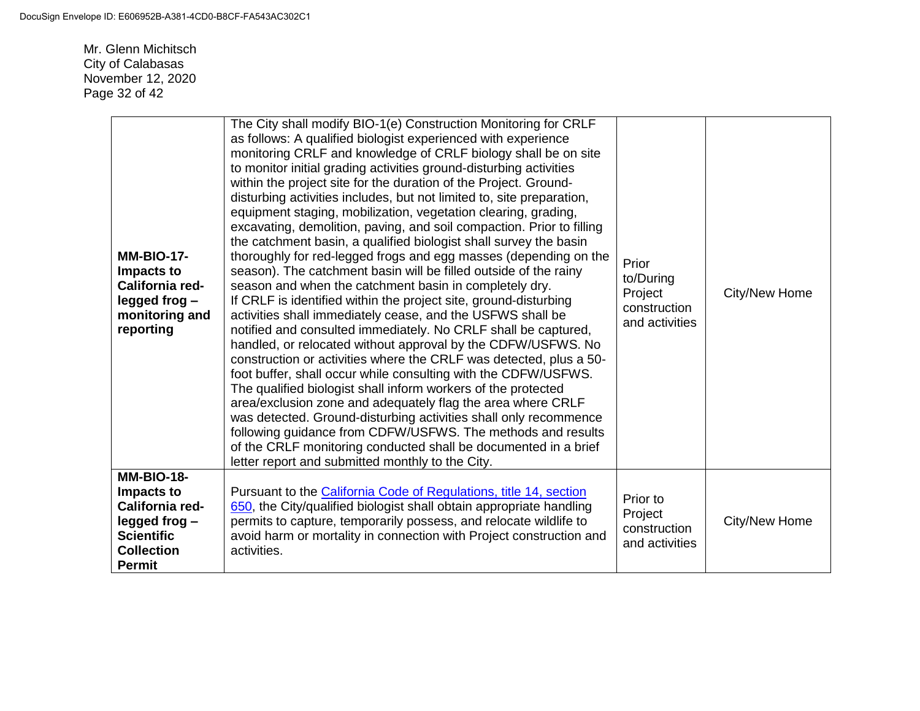Mr. Glenn Michitsch
City of Calabasas
November 12, 2020

| | | | |
|---|---|---|---|
| **MM-BIO-17-Impacts to California red-legged frog – monitoring and reporting** | The City shall modify BIO-1(e) Construction Monitoring for CRLF as follows: A qualified biologist experienced with experience monitoring CRLF and knowledge of CRLF biology shall be on site to monitor initial grading activities ground-disturbing activities within the project site for the duration of the Project. Ground-disturbing activities includes, but not limited to, site preparation, equipment staging, mobilization, vegetation clearing, grading, excavating, demolition, paving, and soil compaction. Prior to filling the catchment basin, a qualified biologist shall survey the basin thoroughly for red-legged frogs and egg masses (depending on the season). The catchment basin will be filled outside of the rainy season and when the catchment basin in completely dry. If CRLF is identified within the project site, ground-disturbing activities shall immediately cease, and the USFWS shall be notified and consulted immediately. No CRLF shall be captured, handled, or relocated without approval by the CDFW/USFWS. No construction or activities where the CRLF was detected, plus a 50-foot buffer, shall occur while consulting with the CDFW/USFWS. The qualified biologist shall inform workers of the protected area/exclusion zone and adequately flag the area where CRLF was detected. Ground-disturbing activities shall only recommence following guidance from CDFW/USFWS. The methods and results of the CRLF monitoring conducted shall be documented in a brief letter report and submitted monthly to the City. | Prior to/During Project construction and activities | City/New Home |
| **MM-BIO-18-Impacts to California red-legged frog – Scientific Collection Permit** | Pursuant to the California Code of Regulations, title 14, section 650, the City/qualified biologist shall obtain appropriate handling permits to capture, temporarily possess, and relocate wildlife to avoid harm or mortality in connection with Project construction and activities. | Prior to Project construction and activities | City/New Home |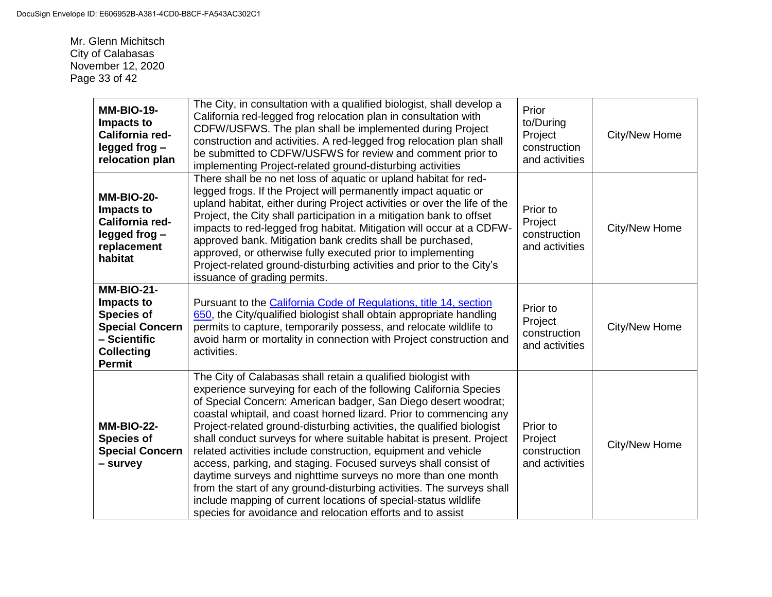Mr. Glenn Michitsch
City of Calabasas
November 12, 2020

| | | | |
|---|---|---|---|
| **MM-BIO-19- Impacts to California red-legged frog – relocation plan** | The City, in consultation with a qualified biologist, shall develop a California red-legged frog relocation plan in consultation with CDFW/USFWS. The plan shall be implemented during Project construction and activities. A red-legged frog relocation plan shall be submitted to CDFW/USFWS for review and comment prior to implementing Project-related ground-disturbing activities | Prior to/During Project construction and activities | City/New Home |
| **MM-BIO-20- Impacts to California red-legged frog – replacement habitat** | There shall be no net loss of aquatic or upland habitat for red-legged frogs. If the Project will permanently impact aquatic or upland habitat, either during Project activities or over the life of the Project, the City shall participation in a mitigation bank to offset impacts to red-legged frog habitat. Mitigation will occur at a CDFW-approved bank. Mitigation bank credits shall be purchased, approved, or otherwise fully executed prior to implementing Project-related ground-disturbing activities and prior to the City's issuance of grading permits. | Prior to Project construction and activities | City/New Home |
| **MM-BIO-21- Impacts to Species of Special Concern – Scientific Collecting Permit** | Pursuant to the [California Code of Regulations, title 14, section 650](), the City/qualified biologist shall obtain appropriate handling permits to capture, temporarily possess, and relocate wildlife to avoid harm or mortality in connection with Project construction and activities. | Prior to Project construction and activities | City/New Home |
| **MM-BIO-22- Species of Special Concern – survey** | The City of Calabasas shall retain a qualified biologist with experience surveying for each of the following California Species of Special Concern: American badger, San Diego desert woodrat; coastal whiptail, and coast horned lizard. Prior to commencing any Project-related ground-disturbing activities, the qualified biologist shall conduct surveys for where suitable habitat is present. Project related activities include construction, equipment and vehicle access, parking, and staging. Focused surveys shall consist of daytime surveys and nighttime surveys no more than one month from the start of any ground-disturbing activities. The surveys shall include mapping of current locations of special-status wildlife species for avoidance and relocation efforts and to assist | Prior to Project construction and activities | City/New Home |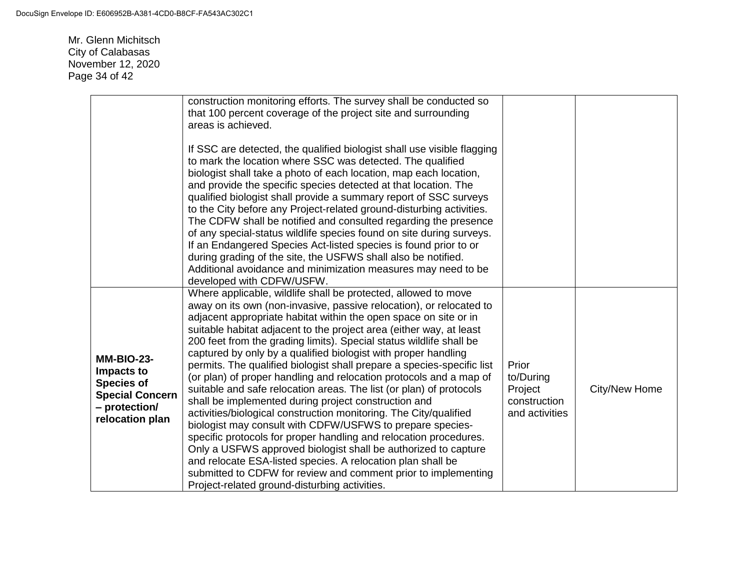Mr. Glenn Michitsch
City of Calabasas
November 12, 2020

| | | | |
|---|---|---|---|
| | construction monitoring efforts. The survey shall be conducted so that 100 percent coverage of the project site and surrounding areas is achieved.<br><br>If SSC are detected, the qualified biologist shall use visible flagging to mark the location where SSC was detected. The qualified biologist shall take a photo of each location, map each location, and provide the specific species detected at that location. The qualified biologist shall provide a summary report of SSC surveys to the City before any Project-related ground-disturbing activities. The CDFW shall be notified and consulted regarding the presence of any special-status wildlife species found on site during surveys. If an Endangered Species Act-listed species is found prior to or during grading of the site, the USFWS shall also be notified. Additional avoidance and minimization measures may need to be developed with CDFW/USFW. | | |
| **MM-BIO-23- Impacts to Species of Special Concern – protection/ relocation plan** | Where applicable, wildlife shall be protected, allowed to move away on its own (non-invasive, passive relocation), or relocated to adjacent appropriate habitat within the open space on site or in suitable habitat adjacent to the project area (either way, at least 200 feet from the grading limits). Special status wildlife shall be captured by only by a qualified biologist with proper handling permits. The qualified biologist shall prepare a species-specific list (or plan) of proper handling and relocation protocols and a map of suitable and safe relocation areas. The list (or plan) of protocols shall be implemented during project construction and activities/biological construction monitoring. The City/qualified biologist may consult with CDFW/USFWS to prepare species-specific protocols for proper handling and relocation procedures. Only a USFWS approved biologist shall be authorized to capture and relocate ESA-listed species. A relocation plan shall be submitted to CDFW for review and comment prior to implementing Project-related ground-disturbing activities. | Prior to/During Project construction and activities | City/New Home |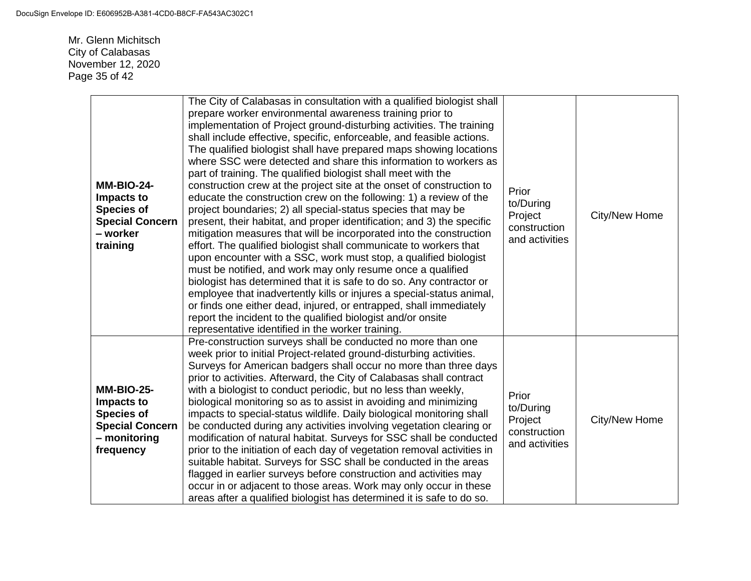| MM-BIO-24- Impacts to Species of Special Concern – worker training | The City of Calabasas in consultation with a qualified biologist shall prepare worker environmental awareness training prior to implementation of Project ground-disturbing activities. The training shall include effective, specific, enforceable, and feasible actions. The qualified biologist shall have prepared maps showing locations where SSC were detected and share this information to workers as part of training. The qualified biologist shall meet with the construction crew at the project site at the onset of construction to educate the construction crew on the following: 1) a review of the project boundaries; 2) all special-status species that may be present, their habitat, and proper identification; and 3) the specific mitigation measures that will be incorporated into the construction effort. The qualified biologist shall communicate to workers that upon encounter with a SSC, work must stop, a qualified biologist must be notified, and work may only resume once a qualified biologist has determined that it is safe to do so. Any contractor or employee that inadvertently kills or injures a special-status animal, or finds one either dead, injured, or entrapped, shall immediately report the incident to the qualified biologist and/or onsite representative identified in the worker training. | Prior to/During Project construction and activities | City/New Home |
|---|---|---|---|
| **MM-BIO-25- Impacts to Species of Special Concern – monitoring frequency** | Pre-construction surveys shall be conducted no more than one week prior to initial Project-related ground-disturbing activities. Surveys for American badgers shall occur no more than three days prior to activities. Afterward, the City of Calabasas shall contract with a biologist to conduct periodic, but no less than weekly, biological monitoring so as to assist in avoiding and minimizing impacts to special-status wildlife. Daily biological monitoring shall be conducted during any activities involving vegetation clearing or modification of natural habitat. Surveys for SSC shall be conducted prior to the initiation of each day of vegetation removal activities in suitable habitat. Surveys for SSC shall be conducted in the areas flagged in earlier surveys before construction and activities may occur in or adjacent to those areas. Work may only occur in these areas after a qualified biologist has determined it is safe to do so. | Prior to/During Project construction and activities | City/New Home |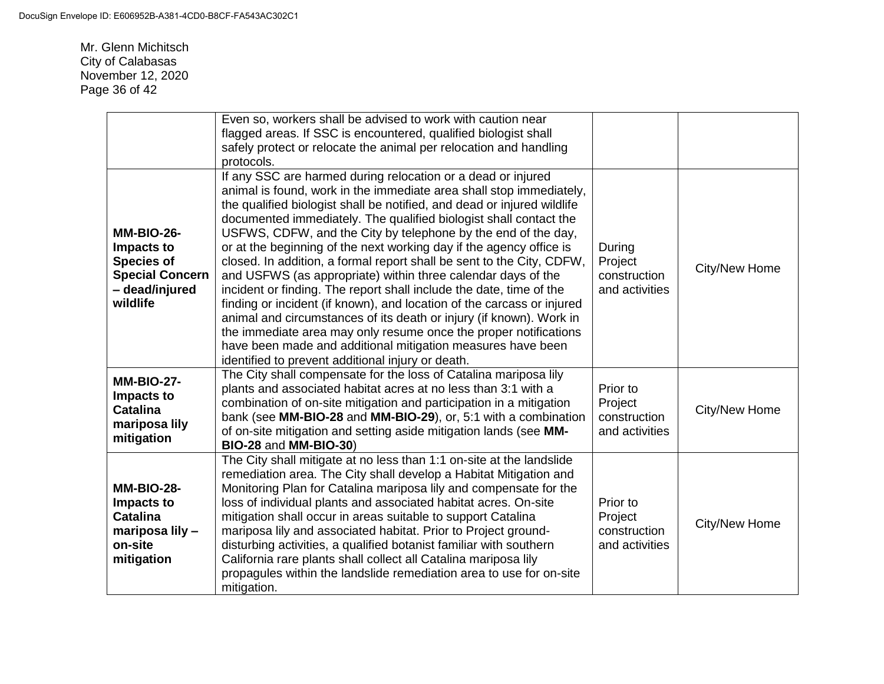Mr. Glenn Michitsch
City of Calabasas
November 12, 2020

| | | | |
|---|---|---|---|
| | Even so, workers shall be advised to work with caution near flagged areas. If SSC is encountered, qualified biologist shall safely protect or relocate the animal per relocation and handling protocols. | | |
| **MM-BIO-26- Impacts to Species of Special Concern – dead/injured wildlife** | If any SSC are harmed during relocation or a dead or injured animal is found, work in the immediate area shall stop immediately, the qualified biologist shall be notified, and dead or injured wildlife documented immediately. The qualified biologist shall contact the USFWS, CDFW, and the City by telephone by the end of the day, or at the beginning of the next working day if the agency office is closed. In addition, a formal report shall be sent to the City, CDFW, and USFWS (as appropriate) within three calendar days of the incident or finding. The report shall include the date, time of the finding or incident (if known), and location of the carcass or injured animal and circumstances of its death or injury (if known). Work in the immediate area may only resume once the proper notifications have been made and additional mitigation measures have been identified to prevent additional injury or death. | During Project construction and activities | City/New Home |
| **MM-BIO-27- Impacts to Catalina mariposa lily mitigation** | The City shall compensate for the loss of Catalina mariposa lily plants and associated habitat acres at no less than 3:1 with a combination of on-site mitigation and participation in a mitigation bank (see **MM-BIO-28** and **MM-BIO-29**), or, 5:1 with a combination of on-site mitigation and setting aside mitigation lands (see **MM-BIO-28** and **MM-BIO-30**) | Prior to Project construction and activities | City/New Home |
| **MM-BIO-28- Impacts to Catalina mariposa lily – on-site mitigation** | The City shall mitigate at no less than 1:1 on-site at the landslide remediation area. The City shall develop a Habitat Mitigation and Monitoring Plan for Catalina mariposa lily and compensate for the loss of individual plants and associated habitat acres. On-site mitigation shall occur in areas suitable to support Catalina mariposa lily and associated habitat. Prior to Project ground-disturbing activities, a qualified botanist familiar with southern California rare plants shall collect all Catalina mariposa lily propagules within the landslide remediation area to use for on-site mitigation. | Prior to Project construction and activities | City/New Home |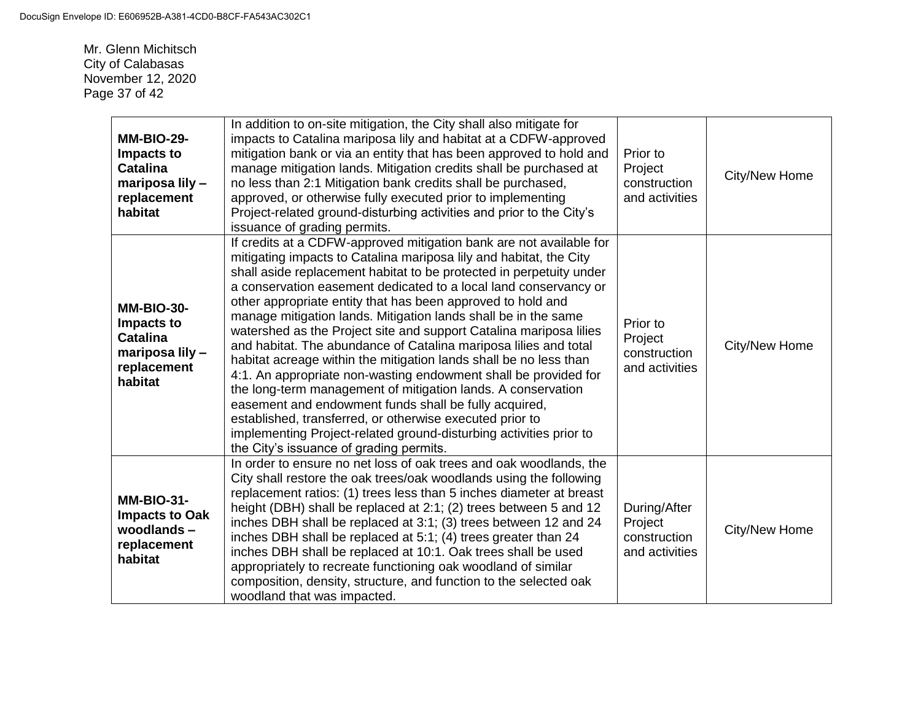Mr. Glenn Michitsch
City of Calabasas
November 12, 2020

| | | | |
|---|---|---|---|
| **MM-BIO-29-Impacts to Catalina mariposa lily – replacement habitat** | In addition to on-site mitigation, the City shall also mitigate for impacts to Catalina mariposa lily and habitat at a CDFW-approved mitigation bank or via an entity that has been approved to hold and manage mitigation lands. Mitigation credits shall be purchased at no less than 2:1 Mitigation bank credits shall be purchased, approved, or otherwise fully executed prior to implementing Project-related ground-disturbing activities and prior to the City's issuance of grading permits. | Prior to Project construction and activities | City/New Home |
| **MM-BIO-30-Impacts to Catalina mariposa lily – replacement habitat** | If credits at a CDFW-approved mitigation bank are not available for mitigating impacts to Catalina mariposa lily and habitat, the City shall aside replacement habitat to be protected in perpetuity under a conservation easement dedicated to a local land conservancy or other appropriate entity that has been approved to hold and manage mitigation lands. Mitigation lands shall be in the same watershed as the Project site and support Catalina mariposa lilies and habitat. The abundance of Catalina mariposa lilies and total habitat acreage within the mitigation lands shall be no less than 4:1. An appropriate non-wasting endowment shall be provided for the long-term management of mitigation lands. A conservation easement and endowment funds shall be fully acquired, established, transferred, or otherwise executed prior to implementing Project-related ground-disturbing activities prior to the City's issuance of grading permits. | Prior to Project construction and activities | City/New Home |
| **MM-BIO-31-Impacts to Oak woodlands – replacement habitat** | In order to ensure no net loss of oak trees and oak woodlands, the City shall restore the oak trees/oak woodlands using the following replacement ratios: (1) trees less than 5 inches diameter at breast height (DBH) shall be replaced at 2:1; (2) trees between 5 and 12 inches DBH shall be replaced at 3:1; (3) trees between 12 and 24 inches DBH shall be replaced at 5:1; (4) trees greater than 24 inches DBH shall be replaced at 10:1. Oak trees shall be used appropriately to recreate functioning oak woodland of similar composition, density, structure, and function to the selected oak woodland that was impacted. | During/After Project construction and activities | City/New Home |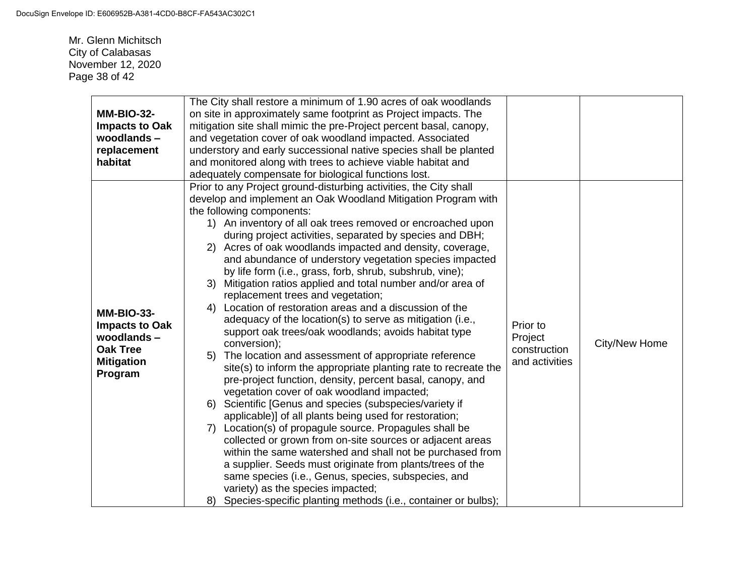Mr. Glenn Michitsch
City of Calabasas
November 12, 2020

| | | | |
|---|---|---|---|
| **MM-BIO-32- Impacts to Oak woodlands – replacement habitat** | The City shall restore a minimum of 1.90 acres of oak woodlands on site in approximately same footprint as Project impacts. The mitigation site shall mimic the pre-Project percent basal, canopy, and vegetation cover of oak woodland impacted. Associated understory and early successional native species shall be planted and monitored along with trees to achieve viable habitat and adequately compensate for biological functions lost. | | |
| **MM-BIO-33- Impacts to Oak woodlands – Oak Tree Mitigation Program** | Prior to any Project ground-disturbing activities, the City shall develop and implement an Oak Woodland Mitigation Program with the following components:<br>1) An inventory of all oak trees removed or encroached upon during project activities, separated by species and DBH;<br>2) Acres of oak woodlands impacted and density, coverage, and abundance of understory vegetation species impacted by life form (i.e., grass, forb, shrub, subshrub, vine);<br>3) Mitigation ratios applied and total number and/or area of replacement trees and vegetation;<br>4) Location of restoration areas and a discussion of the adequacy of the location(s) to serve as mitigation (i.e., support oak trees/oak woodlands; avoids habitat type conversion);<br>5) The location and assessment of appropriate reference site(s) to inform the appropriate planting rate to recreate the pre-project function, density, percent basal, canopy, and vegetation cover of oak woodland impacted;<br>6) Scientific [Genus and species (subspecies/variety if applicable)] of all plants being used for restoration;<br>7) Location(s) of propagule source. Propagules shall be collected or grown from on-site sources or adjacent areas within the same watershed and shall not be purchased from a supplier. Seeds must originate from plants/trees of the same species (i.e., Genus, species, subspecies, and variety) as the species impacted;<br>8) Species-specific planting methods (i.e., container or bulbs); | Prior to Project construction and activities | City/New Home |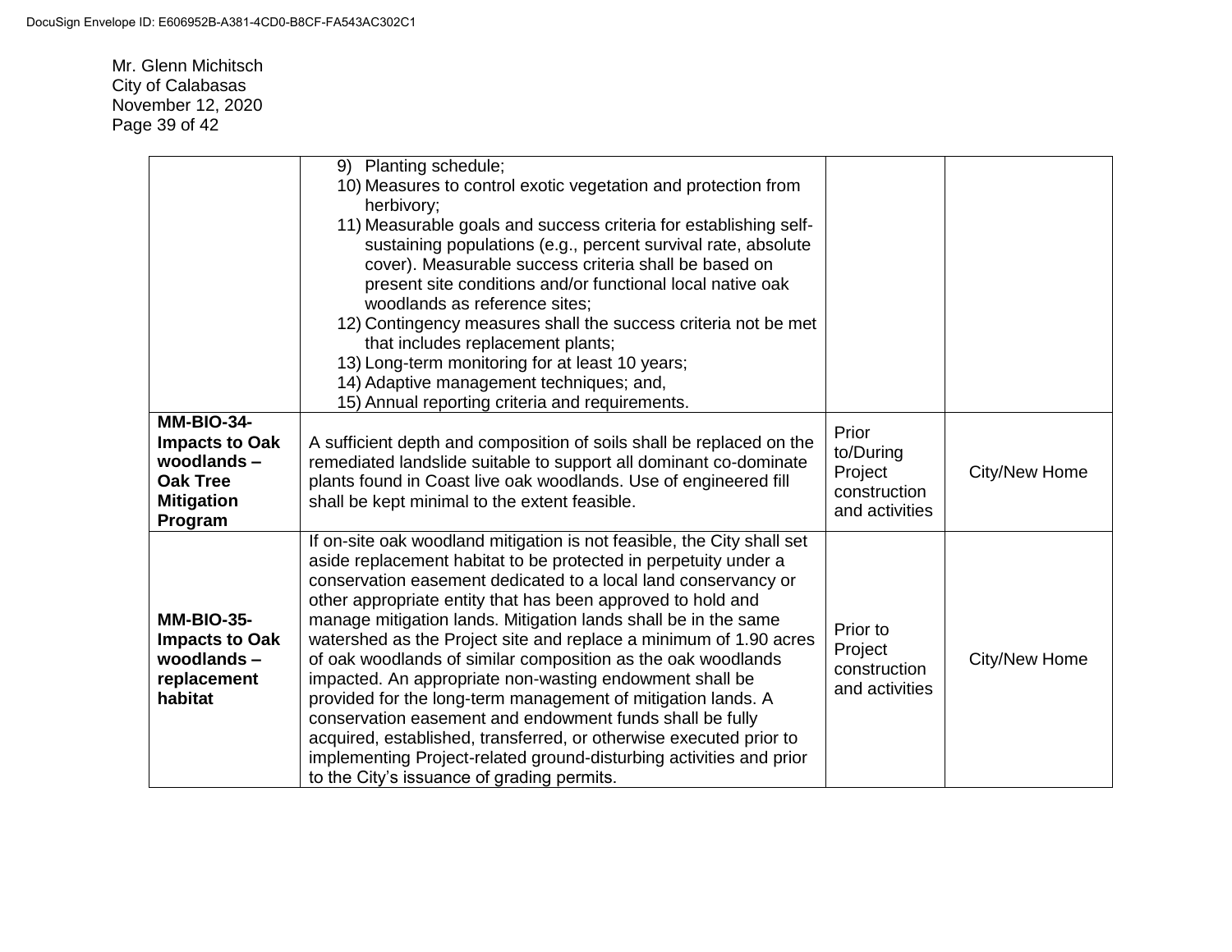| | | | |
|---|---|---|---|
| | 9) Planting schedule;<br>10) Measures to control exotic vegetation and protection from herbivory;<br>11) Measurable goals and success criteria for establishing self-sustaining populations (e.g., percent survival rate, absolute cover). Measurable success criteria shall be based on present site conditions and/or functional local native oak woodlands as reference sites;<br>12) Contingency measures shall the success criteria not be met that includes replacement plants;<br>13) Long-term monitoring for at least 10 years;<br>14) Adaptive management techniques; and,<br>15) Annual reporting criteria and requirements. | | |
| **MM-BIO-34-Impacts to Oak woodlands – Oak Tree Mitigation Program** | A sufficient depth and composition of soils shall be replaced on the remediated landslide suitable to support all dominant co-dominate plants found in Coast live oak woodlands. Use of engineered fill shall be kept minimal to the extent feasible. | Prior to/During Project construction and activities | City/New Home |
| **MM-BIO-35-Impacts to Oak woodlands – replacement habitat** | If on-site oak woodland mitigation is not feasible, the City shall set aside replacement habitat to be protected in perpetuity under a conservation easement dedicated to a local land conservancy or other appropriate entity that has been approved to hold and manage mitigation lands. Mitigation lands shall be in the same watershed as the Project site and replace a minimum of 1.90 acres of oak woodlands of similar composition as the oak woodlands impacted. An appropriate non-wasting endowment shall be provided for the long-term management of mitigation lands. A conservation easement and endowment funds shall be fully acquired, established, transferred, or otherwise executed prior to implementing Project-related ground-disturbing activities and prior to the City's issuance of grading permits. | Prior to Project construction and activities | City/New Home |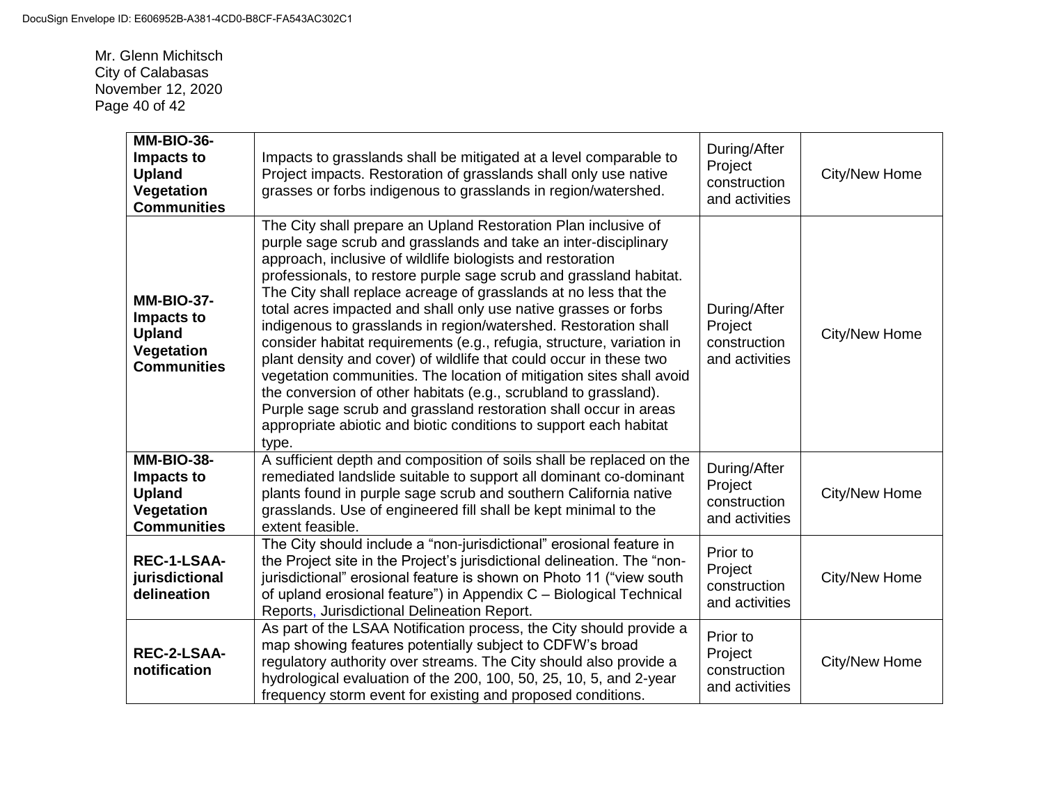Mr. Glenn Michitsch
City of Calabasas
November 12, 2020
Page 40 of 42

| | | | |
|---|---|---|---|
| **MM-BIO-36-Impacts to Upland Vegetation Communities** | Impacts to grasslands shall be mitigated at a level comparable to Project impacts. Restoration of grasslands shall only use native grasses or forbs indigenous to grasslands in region/watershed. | During/After Project construction and activities | City/New Home |
| **MM-BIO-37-Impacts to Upland Vegetation Communities** | The City shall prepare an Upland Restoration Plan inclusive of purple sage scrub and grasslands and take an inter-disciplinary approach, inclusive of wildlife biologists and restoration professionals, to restore purple sage scrub and grassland habitat. The City shall replace acreage of grasslands at no less that the total acres impacted and shall only use native grasses or forbs indigenous to grasslands in region/watershed. Restoration shall consider habitat requirements (e.g., refugia, structure, variation in plant density and cover) of wildlife that could occur in these two vegetation communities. The location of mitigation sites shall avoid the conversion of other habitats (e.g., scrubland to grassland). Purple sage scrub and grassland restoration shall occur in areas appropriate abiotic and biotic conditions to support each habitat type. | During/After Project construction and activities | City/New Home |
| **MM-BIO-38-Impacts to Upland Vegetation Communities** | A sufficient depth and composition of soils shall be replaced on the remediated landslide suitable to support all dominant co-dominant plants found in purple sage scrub and southern California native grasslands. Use of engineered fill shall be kept minimal to the extent feasible. | During/After Project construction and activities | City/New Home |
| **REC-1-LSAA-jurisdictional delineation** | The City should include a "non-jurisdictional" erosional feature in the Project site in the Project's jurisdictional delineation. The "non-jurisdictional" erosional feature is shown on Photo 11 ("view south of upland erosional feature") in Appendix C – Biological Technical Reports, Jurisdictional Delineation Report. | Prior to Project construction and activities | City/New Home |
| **REC-2-LSAA-notification** | As part of the LSAA Notification process, the City should provide a map showing features potentially subject to CDFW's broad regulatory authority over streams. The City should also provide a hydrological evaluation of the 200, 100, 50, 25, 10, 5, and 2-year frequency storm event for existing and proposed conditions. | Prior to Project construction and activities | City/New Home |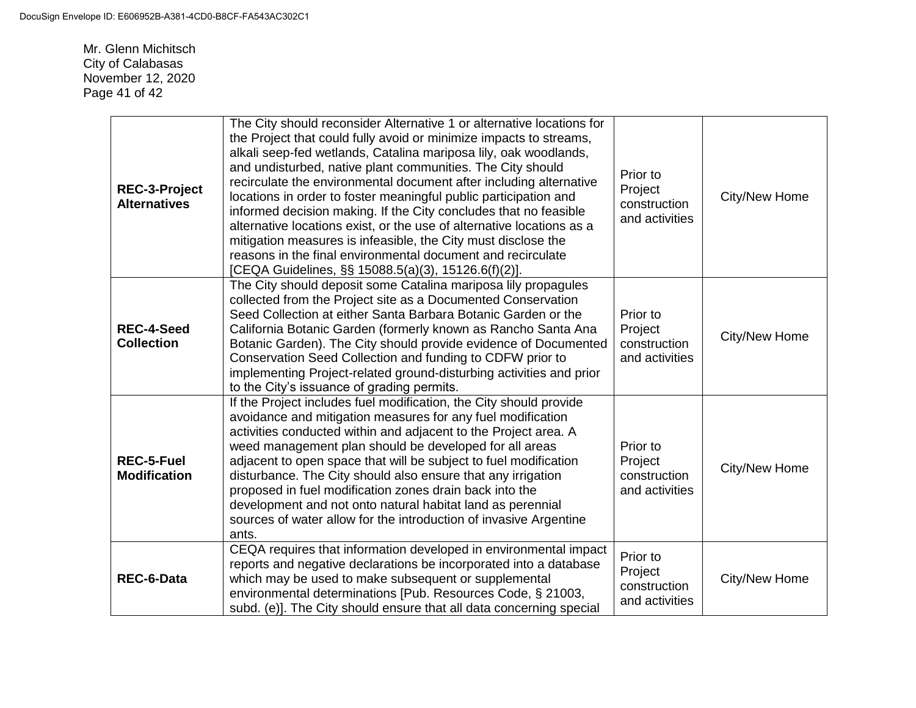Mr. Glenn Michitsch
City of Calabasas
November 12, 2020

| | | | |
|---|---|---|---|
| **REC-3-Project Alternatives** | The City should reconsider Alternative 1 or alternative locations for the Project that could fully avoid or minimize impacts to streams, alkali seep-fed wetlands, Catalina mariposa lily, oak woodlands, and undisturbed, native plant communities. The City should recirculate the environmental document after including alternative locations in order to foster meaningful public participation and informed decision making. If the City concludes that no feasible alternative locations exist, or the use of alternative locations as a mitigation measures is infeasible, the City must disclose the reasons in the final environmental document and recirculate [CEQA Guidelines, §§ 15088.5(a)(3), 15126.6(f)(2)]. | Prior to Project construction and activities | City/New Home |
| **REC-4-Seed Collection** | The City should deposit some Catalina mariposa lily propagules collected from the Project site as a Documented Conservation Seed Collection at either Santa Barbara Botanic Garden or the California Botanic Garden (formerly known as Rancho Santa Ana Botanic Garden). The City should provide evidence of Documented Conservation Seed Collection and funding to CDFW prior to implementing Project-related ground-disturbing activities and prior to the City's issuance of grading permits. | Prior to Project construction and activities | City/New Home |
| **REC-5-Fuel Modification** | If the Project includes fuel modification, the City should provide avoidance and mitigation measures for any fuel modification activities conducted within and adjacent to the Project area. A weed management plan should be developed for all areas adjacent to open space that will be subject to fuel modification disturbance. The City should also ensure that any irrigation proposed in fuel modification zones drain back into the development and not onto natural habitat land as perennial sources of water allow for the introduction of invasive Argentine ants. | Prior to Project construction and activities | City/New Home |
| **REC-6-Data** | CEQA requires that information developed in environmental impact reports and negative declarations be incorporated into a database which may be used to make subsequent or supplemental environmental determinations [Pub. Resources Code, § 21003, subd. (e)]. The City should ensure that all data concerning special | Prior to Project construction and activities | City/New Home |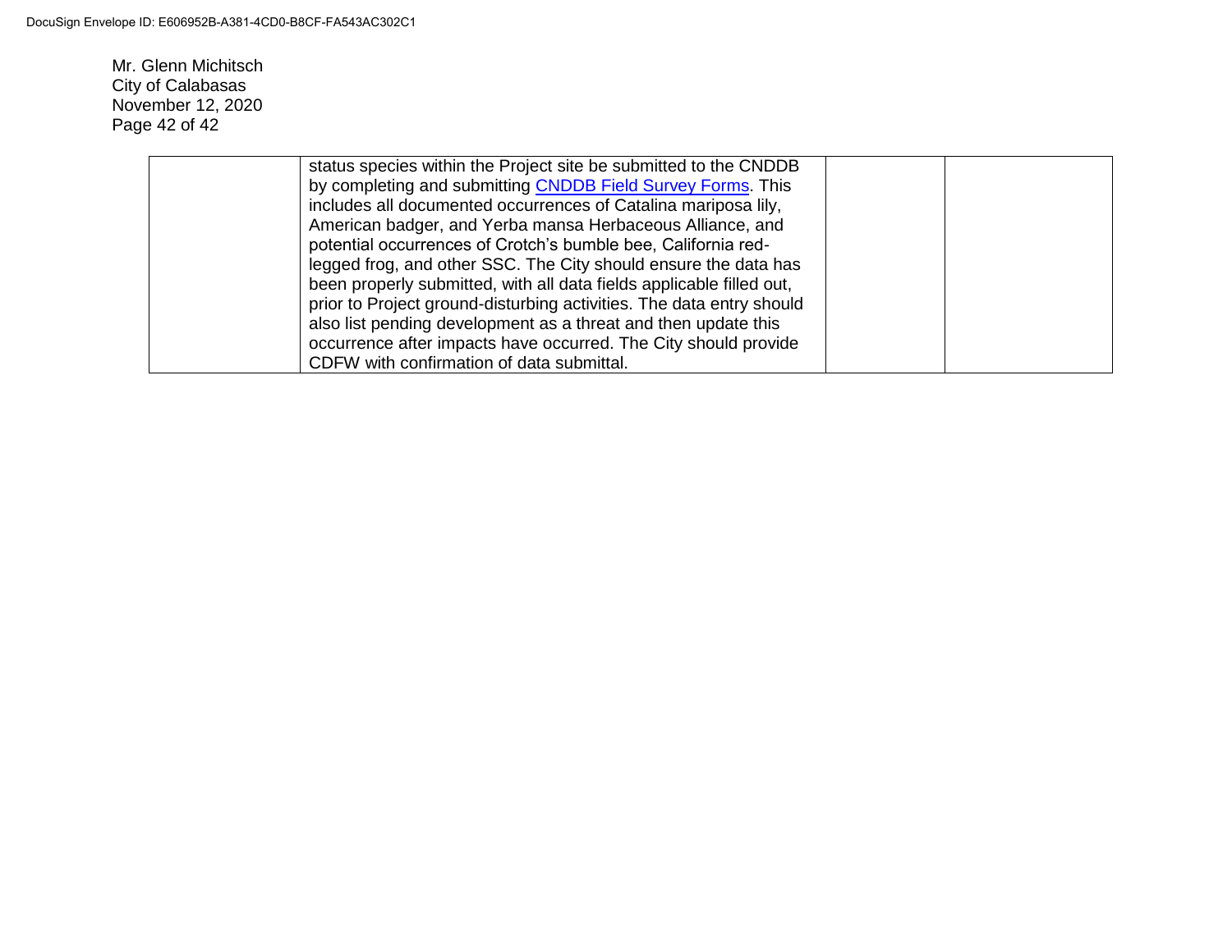| | | | |
|---|---|---|---|
| | status species within the Project site be submitted to the CNDDB by completing and submitting CNDDB Field Survey Forms. This includes all documented occurrences of Catalina mariposa lily, American badger, and Yerba mansa Herbaceous Alliance, and potential occurrences of Crotch's bumble bee, California red-legged frog, and other SSC. The City should ensure the data has been properly submitted, with all data fields applicable filled out, prior to Project ground-disturbing activities. The data entry should also list pending development as a threat and then update this occurrence after impacts have occurred. The City should provide CDFW with confirmation of data submittal. | | |